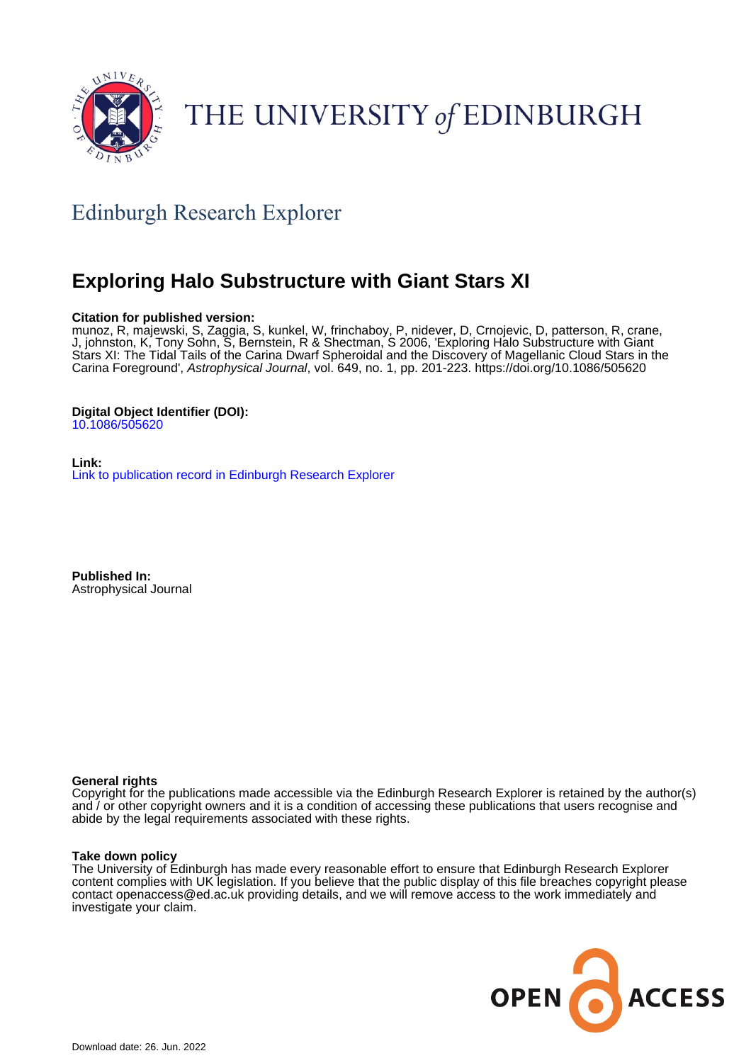THE UNIVERSITY of EDINBURGH

## Edinburgh Research Explorer

# Exploring Halo Substructure with Giant Stars XI

**Citation for published version:**
munoz, R, majewski, S, Zaggia, S, kunkel, W, frinchaboy, P, nidever, D, Crnojevic, D, patterson, R, crane, J, johnston, K, Tony Sohn, S, Bernstein, R & Shectman, S 2006, 'Exploring Halo Substructure with Giant Stars XI: The Tidal Tails of the Carina Dwarf Spheroidal and the Discovery of Magellanic Cloud Stars in the Carina Foreground', *Astrophysical Journal*, vol. 649, no. 1, pp. 201-223. https://doi.org/10.1086/505620

**Digital Object Identifier (DOI):**
10.1086/505620

**Link:**
Link to publication record in Edinburgh Research Explorer

**Published In:**
Astrophysical Journal

**General rights**
Copyright for the publications made accessible via the Edinburgh Research Explorer is retained by the author(s) and / or other copyright owners and it is a condition of accessing these publications that users recognise and abide by the legal requirements associated with these rights.

**Take down policy**
The University of Edinburgh has made every reasonable effort to ensure that Edinburgh Research Explorer content complies with UK legislation. If you believe that the public display of this file breaches copyright please contact openaccess@ed.ac.uk providing details, and we will remove access to the work immediately and investigate your claim.

OPEN ACCESS

Download date: 26. Jun. 2022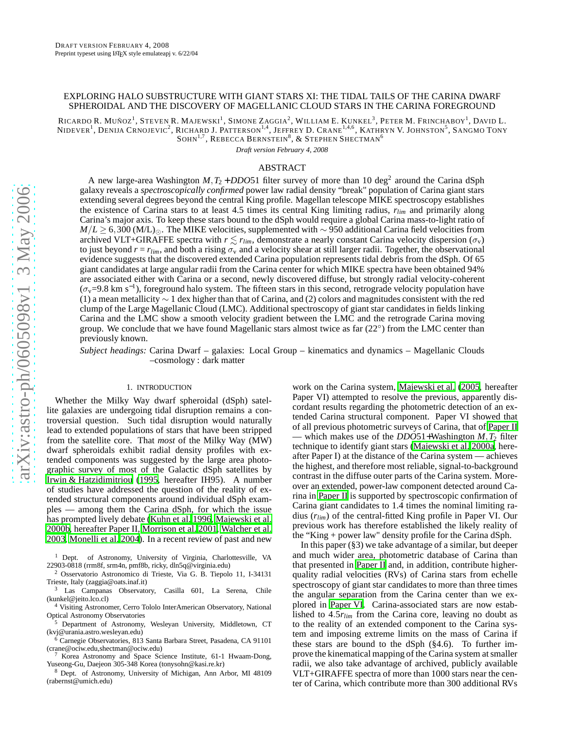# EXPLORING HALO SUBSTRUCTURE WITH GIANT STARS XI: THE TIDAL TAILS OF THE CARINA DWARF SPHEROIDAL AND THE DISCOVERY OF MAGELLANIC CLOUD STARS IN THE CARINA FOREGROUND

RICARDO R. MUÑOZ[1], STEVEN R. MAJEWSKI[1], SIMONE ZAGGIA[2], WILLIAM E. KUNKEL[3], PETER M. FRINCHABOY[1], DAVID L. NIDEVER[1], DENIJA CRNOJEVIC[2], RICHARD J. PATTERSON[1,4], JEFFREY D. CRANE[1,4,6], KATHRYN V. JOHNSTON[5], SANGMO TONY SOHN[1,7], REBECCA BERNSTEIN[8], & STEPHEN SHECTMAN[6]

*Draft version February 4, 2008*

## ABSTRACT

A new large-area Washington $M, T_2 + DDO51$ filter survey of more than 10 deg$^2$ around the Carina dSph galaxy reveals a *spectroscopically confirmed* power law radial density "break" population of Carina giant stars extending several degrees beyond the central King profile. Magellan telescope MIKE spectroscopy establishes the existence of Carina stars to at least 4.5 times its central King limiting radius, $r_{lim}$ and primarily along Carina's major axis. To keep these stars bound to the dSph would require a global Carina mass-to-light ratio of $M/L \geq 6,300$ (M/L)$_{\odot}$. The MIKE velocities, supplemented with $\sim 950$ additional Carina field velocities from archived VLT+GIRAFFE spectra with $r \lesssim r_{lim}$, demonstrate a nearly constant Carina velocity dispersion ($\sigma_{\rm v}$) to just beyond $r = r_{lim}$, and both a rising $\sigma_{\rm v}$ and a velocity shear at still larger radii. Together, the observational evidence suggests that the discovered extended Carina population represents tidal debris from the dSph. Of 65 giant candidates at large angular radii from the Carina center for which MIKE spectra have been obtained 94% are associated either with Carina or a second, newly discovered diffuse, but strongly radial velocity-coherent ($\sigma_{\rm v}$=9.8 km s$^{-1}$), foreground halo system. The fifteen stars in this second, retrograde velocity population have (1) a mean metallicity $\sim 1$ dex higher than that of Carina, and (2) colors and magnitudes consistent with the red clump of the Large Magellanic Cloud (LMC). Additional spectroscopy of giant star candidates in fields linking Carina and the LMC show a smooth velocity gradient between the LMC and the retrograde Carina moving group. We conclude that we have found Magellanic stars almost twice as far (22°) from the LMC center than previously known.

*Subject headings:* Carina Dwarf – galaxies: Local Group – kinematics and dynamics – Magellanic Clouds –cosmology : dark matter

## 1. INTRODUCTION

Whether the Milky Way dwarf spheroidal (dSph) satellite galaxies are undergoing tidal disruption remains a controversial question. Such tidal disruption would naturally lead to extended populations of stars that have been stripped from the satellite core. That *most* of the Milky Way (MW) dwarf spheroidals exhibit radial density profiles with extended components was suggested by the large area photographic survey of most of the Galactic dSph satellites by Irwin & Hatzidimitriou (1995, hereafter IH95). A number of studies have addressed the question of the reality of extended structural components around individual dSph examples — among them the Carina dSph, for which the issue has prompted lively debate (Kuhn et al. 1996, Majewski et al. 2000b, hereafter Paper II, Morrison et al. 2001, Walcher et al. 2003, Monelli et al. 2004). In a recent review of past and new work on the Carina system, Majewski et al. (2005, hereafter Paper VI) attempted to resolve the previous, apparently discordant results regarding the photometric detection of an extended Carina structural component. Paper VI showed that of all previous photometric surveys of Carina, that of Paper II — which makes use of the $DDO51$+Washington $M, T_2$ filter technique to identify giant stars (Majewski et al. 2000a, hereafter Paper I) at the distance of the Carina system — achieves the highest, and therefore most reliable, signal-to-background contrast in the diffuse outer parts of the Carina system. Moreover an extended, power-law component detected around Carina in Paper II is supported by spectroscopic confirmation of Carina giant candidates to 1.4 times the nominal limiting radius ($r_{lim}$) of the central-fitted King profile in Paper VI. Our previous work has therefore established the likely reality of the "King + power law" density profile for the Carina dSph.

In this paper (§3) we take advantage of a similar, but deeper and much wider area, photometric database of Carina than that presented in Paper II and, in addition, contribute higher-quality radial velocities (RVs) of Carina stars from echelle spectroscopy of giant star candidates to more than three times the angular separation from the Carina center than we explored in Paper VI. Carina-associated stars are now established to $4.5 r_{lim}$ from the Carina core, leaving no doubt as to the reality of an extended component to the Carina system and imposing extreme limits on the mass of Carina if these stars are bound to the dSph (§4.6). To further improve the kinematical mapping of the Carina system at smaller radii, we also take advantage of archived, publicly available VLT+GIRAFFE spectra of more than 1000 stars near the center of Carina, which contribute more than 300 additional RVs

[1] Dept. of Astronomy, University of Virginia, Charlottesville, VA 22903-0818 (rrm8f, srm4n, pmf8b, ricky, dln5q@virginia.edu)
[2] Osservatorio Astronomico di Trieste, Via G. B. Tiepolo 11, I-34131 Trieste, Italy (zaggia@oats.inaf.it)
[3] Las Campanas Observatory, Casilla 601, La Serena, Chile (kunkel@jeito.lco.cl)
[4] Visiting Astronomer, Cerro Tololo InterAmerican Observatory, National Optical Astronomy Observatories
[5] Department of Astronomy, Wesleyan University, Middletown, CT (kvj@urania.astro.wesleyan.edu)
[6] Carnegie Observatories, 813 Santa Barbara Street, Pasadena, CA 91101 (crane@ociw.edu,shectman@ociw.edu)
[7] Korea Astronomy and Space Science Institute, 61-1 Hwaam-Dong, Yuseong-Gu, Daejeon 305-348 Korea (tonysohn@kasi.re.kr)
[8] Dept. of Astronomy, University of Michigan, Ann Arbor, MI 48109 (rabernst@umich.edu)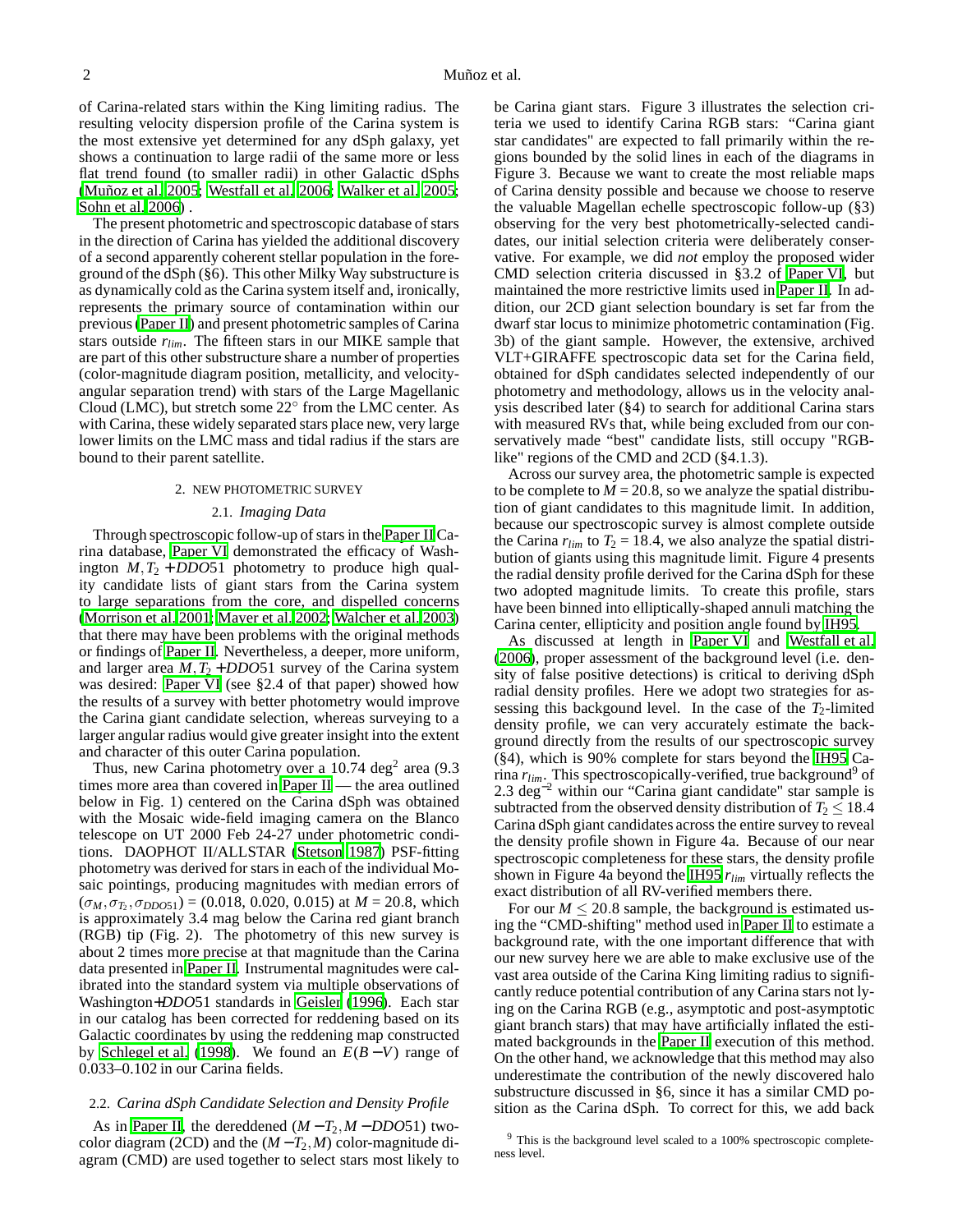of Carina-related stars within the King limiting radius. The resulting velocity dispersion profile of the Carina system is the most extensive yet determined for any dSph galaxy, yet shows a continuation to large radii of the same more or less flat trend found (to smaller radii) in other Galactic dSphs (Muñoz et al. 2005; Westfall et al. 2006; Walker et al. 2005; Sohn et al. 2006) .

The present photometric and spectroscopic database of stars in the direction of Carina has yielded the additional discovery of a second apparently coherent stellar population in the foreground of the dSph (§6). This other Milky Way substructure is as dynamically cold as the Carina system itself and, ironically, represents the primary source of contamination within our previous (Paper II) and present photometric samples of Carina stars outside $r_{lim}$. The fifteen stars in our MIKE sample that are part of this other substructure share a number of properties (color-magnitude diagram position, metallicity, and velocity-angular separation trend) with stars of the Large Magellanic Cloud (LMC), but stretch some 22° from the LMC center. As with Carina, these widely separated stars place new, very large lower limits on the LMC mass and tidal radius if the stars are bound to their parent satellite.

## 2. NEW PHOTOMETRIC SURVEY

### 2.1. *Imaging Data*

Through spectroscopic follow-up of stars in the Paper II Carina database, Paper VI demonstrated the efficacy of Washington $M, T_2 + DDO51$ photometry to produce high quality candidate lists of giant stars from the Carina system to large separations from the core, and dispelled concerns (Morrison et al. 2001; Mayer et al. 2002; Walcher et al. 2003) that there may have been problems with the original methods or findings of Paper II. Nevertheless, a deeper, more uniform, and larger area $M, T_2 + DDO51$ survey of the Carina system was desired: Paper VI (see §2.4 of that paper) showed how the results of a survey with better photometry would improve the Carina giant candidate selection, whereas surveying to a larger angular radius would give greater insight into the extent and character of this outer Carina population.

Thus, new Carina photometry over a 10.74 deg$^2$ area (9.3 times more area than covered in Paper II — the area outlined below in Fig. 1) centered on the Carina dSph was obtained with the Mosaic wide-field imaging camera on the Blanco telescope on UT 2000 Feb 24-27 under photometric conditions. DAOPHOT II/ALLSTAR (Stetson 1987) PSF-fitting photometry was derived for stars in each of the individual Mosaic pointings, producing magnitudes with median errors of $(\sigma_M, \sigma_{T_2}, \sigma_{DDO51})$ = (0.018, 0.020, 0.015) at $M$ = 20.8, which is approximately 3.4 mag below the Carina red giant branch (RGB) tip (Fig. 2). The photometry of this new survey is about 2 times more precise at that magnitude than the Carina data presented in Paper II. Instrumental magnitudes were calibrated into the standard system via multiple observations of Washington+$DDO51$ standards in Geisler (1996). Each star in our catalog has been corrected for reddening based on its Galactic coordinates by using the reddening map constructed by Schlegel et al. (1998). We found an $E(B-V)$ range of 0.033–0.102 in our Carina fields.

### 2.2. *Carina dSph Candidate Selection and Density Profile*

As in Paper II, the dereddened $(M-T_2, M-DDO51)$ two-color diagram (2CD) and the $(M-T_2, M)$ color-magnitude diagram (CMD) are used together to select stars most likely to be Carina giant stars. Figure 3 illustrates the selection criteria we used to identify Carina RGB stars: "Carina giant star candidates" are expected to fall primarily within the regions bounded by the solid lines in each of the diagrams in Figure 3. Because we want to create the most reliable maps of Carina density possible and because we choose to reserve the valuable Magellan echelle spectroscopic follow-up (§3) observing for the very best photometrically-selected candidates, our initial selection criteria were deliberately conservative. For example, we did *not* employ the proposed wider CMD selection criteria discussed in §3.2 of Paper VI, but maintained the more restrictive limits used in Paper II. In addition, our 2CD giant selection boundary is set far from the dwarf star locus to minimize photometric contamination (Fig. 3b) of the giant sample. However, the extensive, archived VLT+GIRAFFE spectroscopic data set for the Carina field, obtained for dSph candidates selected independently of our photometry and methodology, allows us in the velocity analysis described later (§4) to search for additional Carina stars with measured RVs that, while being excluded from our conservatively made "best" candidate lists, still occupy "RGB-like" regions of the CMD and 2CD (§4.1.3).

Across our survey area, the photometric sample is expected to be complete to $M = 20.8$, so we analyze the spatial distribution of giant candidates to this magnitude limit. In addition, because our spectroscopic survey is almost complete outside the Carina $r_{lim}$ to $T_2 = 18.4$, we also analyze the spatial distribution of giants using this magnitude limit. Figure 4 presents the radial density profile derived for the Carina dSph for these two adopted magnitude limits. To create this profile, stars have been binned into elliptically-shaped annuli matching the Carina center, ellipticity and position angle found by IH95.

As discussed at length in Paper VI and Westfall et al. (2006), proper assessment of the background level (i.e. density of false positive detections) is critical to deriving dSph radial density profiles. Here we adopt two strategies for assessing this backgound level. In the case of the $T_2$-limited density profile, we can very accurately estimate the background directly from the results of our spectroscopic survey (§4), which is 90% complete for stars beyond the IH95 Carina $r_{lim}$. This spectroscopically-verified, true background[9] of 2.3 deg$^{-2}$ within our "Carina giant candidate" star sample is subtracted from the observed density distribution of $T_2 \leq 18.4$ Carina dSph giant candidates across the entire survey to reveal the density profile shown in Figure 4a. Because of our near spectroscopic completeness for these stars, the density profile shown in Figure 4a beyond the IH95 $r_{lim}$ virtually reflects the exact distribution of all RV-verified members there.

For our $M \leq 20.8$ sample, the background is estimated using the "CMD-shifting" method used in Paper II to estimate a background rate, with the one important difference that with our new survey here we are able to make exclusive use of the vast area outside of the Carina King limiting radius to significantly reduce potential contribution of any Carina stars not lying on the Carina RGB (e.g., asymptotic and post-asymptotic giant branch stars) that may have artificially inflated the estimated backgrounds in the Paper II execution of this method. On the other hand, we acknowledge that this method may also underestimate the contribution of the newly discovered halo substructure discussed in §6, since it has a similar CMD position as the Carina dSph. To correct for this, we add back

[9] This is the background level scaled to a 100% spectroscopic completeness level.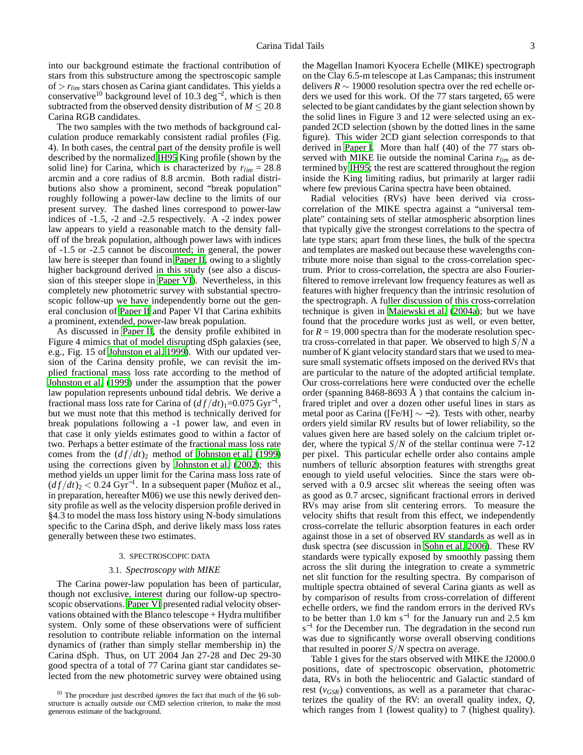into our background estimate the fractional contribution of stars from this substructure among the spectroscopic sample of $> r_{lim}$ stars chosen as Carina giant candidates. This yields a conservative[10] background level of 10.3 deg$^{-2}$, which is then subtracted from the observed density distribution of $M \leq 20.8$ Carina RGB candidates.

The two samples with the two methods of background calculation produce remarkably consistent radial profiles (Fig. 4). In both cases, the central part of the density profile is well described by the normalized IH95 King profile (shown by the solid line) for Carina, which is characterized by $r_{lim}$ = 28.8 arcmin and a core radius of 8.8 arcmin. Both radial distributions also show a prominent, second "break population" roughly following a power-law decline to the limits of our present survey. The dashed lines correspond to power-law indices of -1.5, -2 and -2.5 respectively. A -2 index power law appears to yield a reasonable match to the density fall-off of the break population, although power laws with indices of -1.5 or -2.5 cannot be discounted; in general, the power law here is steeper than found in Paper II, owing to a slightly higher background derived in this study (see also a discussion of this steeper slope in Paper VI). Nevertheless, in this completely new photometric survey with substantial spectroscopic follow-up we have independently borne out the general conclusion of Paper II and Paper VI that Carina exhibits a prominent, extended, power-law break population.

As discussed in Paper II, the density profile exhibited in Figure 4 mimics that of model disrupting dSph galaxies (see, e.g., Fig. 15 of Johnston et al. 1999). With our updated version of the Carina density profile, we can revisit the implied fractional mass loss rate according to the method of Johnston et al. (1999) under the assumption that the power law population represents unbound tidal debris. We derive a fractional mass loss rate for Carina of $(df/dt)_1$=0.075 Gyr$^{-1}$, but we must note that this method is technically derived for break populations following a -1 power law, and even in that case it only yields estimates good to within a factor of two. Perhaps a better estimate of the fractional mass loss rate comes from the $(df/dt)_2$ method of Johnston et al. (1999) using the corrections given by Johnston et al. (2002); this method yields un upper limit for the Carina mass loss rate of $(df/dt)_2 < 0.24$ Gyr$^{-1}$. In a subsequent paper (Muñoz et al., in preparation, hereafter M06) we use this newly derived density profile as well as the velocity dispersion profile derived in §4.3 to model the mass loss history using N-body simulations specific to the Carina dSph, and derive likely mass loss rates generally between these two estimates.

## 3. SPECTROSCOPIC DATA

### 3.1. *Spectroscopy with MIKE*

The Carina power-law population has been of particular, though not exclusive, interest during our follow-up spectroscopic observations. Paper VI presented radial velocity observations obtained with the Blanco telescope + Hydra multifiber system. Only some of these observations were of sufficient resolution to contribute reliable information on the internal dynamics of (rather than simply stellar membership in) the Carina dSph. Thus, on UT 2004 Jan 27-28 and Dec 29-30 good spectra of a total of 77 Carina giant star candidates selected from the new photometric survey were obtained using the Magellan Inamori Kyocera Echelle (MIKE) spectrograph on the Clay 6.5-m telescope at Las Campanas; this instrument delivers $R \sim 19000$ resolution spectra over the red echelle orders we used for this work. Of the 77 stars targeted, 65 were selected to be giant candidates by the giant selection shown by the solid lines in Figure 3 and 12 were selected using an expanded 2CD selection (shown by the dotted lines in the same figure). This wider 2CD giant selection corresponds to that derived in Paper I. More than half (40) of the 77 stars observed with MIKE lie outside the nominal Carina $r_{lim}$ as determined by IH95; the rest are scattered throughout the region inside the King limiting radius, but primarily at larger radii where few previous Carina spectra have been obtained.

Radial velocities (RVs) have been derived via cross-correlation of the MIKE spectra against a "universal template" containing sets of stellar atmospheric absorption lines that typically give the strongest correlations to the spectra of late type stars; apart from these lines, the bulk of the spectra and templates are masked out because these wavelengths contribute more noise than signal to the cross-correlation spectrum. Prior to cross-correlation, the spectra are also Fourier-filtered to remove irrelevant low frequency features as well as features with higher frequency than the intrinsic resolution of the spectrograph. A fuller discussion of this cross-correlation technique is given in Majewski et al. (2004a); but we have found that the procedure works just as well, or even better, for $R = 19,000$ spectra than for the moderate resolution spectra cross-correlated in that paper. We observed to high $S/N$ a number of K giant velocity standard stars that we used to measure small systematic offsets imposed on the derived RVs that are particular to the nature of the adopted artificial template. Our cross-correlations here were conducted over the echelle order (spanning 8468-8693 Å ) that contains the calcium infrared triplet and over a dozen other useful lines in stars as metal poor as Carina ([Fe/H] $\sim -2$). Tests with other, nearby orders yield similar RV results but of lower reliability, so the values given here are based solely on the calcium triplet order, where the typical $S/N$ of the stellar continua were 7-12 per pixel. This particular echelle order also contains ample numbers of telluric absorption features with strengths great enough to yield useful velocities. Since the stars were observed with a 0.9 arcsec slit whereas the seeing often was as good as 0.7 arcsec, significant fractional errors in derived RVs may arise from slit centering errors. To measure the velocity shifts that result from this effect, we independently cross-correlate the telluric absorption features in each order against those in a set of observed RV standards as well as in dusk spectra (see discussion in Sohn et al. 2006). These RV standards were typically exposed by smoothly passing them across the slit during the integration to create a symmetric net slit function for the resulting spectra. By comparison of multiple spectra obtained of several Carina giants as well as by comparison of results from cross-correlation of different echelle orders, we find the random errors in the derived RVs to be better than 1.0 km s$^{-1}$ for the January run and 2.5 km s$^{-1}$ for the December run. The degradation in the second run was due to significantly worse overall observing conditions that resulted in poorer $S/N$ spectra on average.

Table 1 gives for the stars observed with MIKE the J2000.0 positions, date of spectroscopic observation, photometric data, RVs in both the heliocentric and Galactic standard of rest ($v_{GSR}$) conventions, as well as a parameter that characterizes the quality of the RV: an overall quality index, $Q$, which ranges from 1 (lowest quality) to 7 (highest quality).

[10] The procedure just described *ignores* the fact that much of the §6 substructure is actually *outside* our CMD selection criterion, to make the most generous estimate of the background.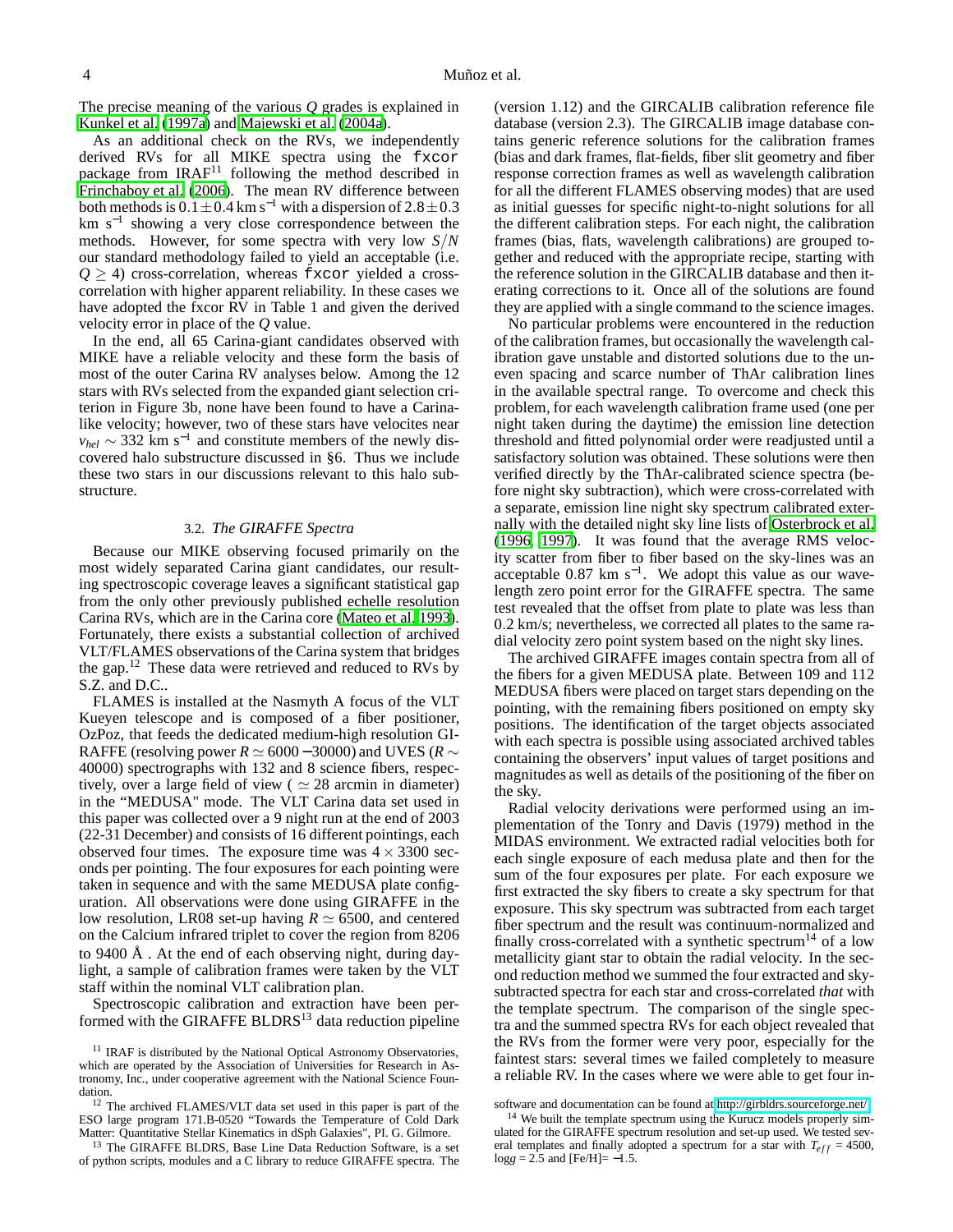The precise meaning of the various $Q$ grades is explained in Kunkel et al. (1997a) and Majewski et al. (2004a).

As an additional check on the RVs, we independently derived RVs for all MIKE spectra using the `fxcor` package from IRAF[11] following the method described in Frinchaboy et al. (2006). The mean RV difference between both methods is $0.1 \pm 0.4$ km s$^{-1}$ with a dispersion of $2.8 \pm 0.3$ km s$^{-1}$ showing a very close correspondence between the methods. However, for some spectra with very low $S/N$ our standard methodology failed to yield an acceptable (i.e. $Q \geq 4$) cross-correlation, whereas `fxcor` yielded a cross-correlation with higher apparent reliability. In these cases we have adopted the fxcor RV in Table 1 and given the derived velocity error in place of the $Q$ value.

In the end, all 65 Carina-giant candidates observed with MIKE have a reliable velocity and these form the basis of most of the outer Carina RV analyses below. Among the 12 stars with RVs selected from the expanded giant selection criterion in Figure 3b, none have been found to have a Carina-like velocity; however, two of these stars have velocites near $v_{hel} \sim 332$ km s$^{-1}$ and constitute members of the newly discovered halo substructure discussed in §6. Thus we include these two stars in our discussions relevant to this halo substructure.

### 3.2. *The GIRAFFE Spectra*

Because our MIKE observing focused primarily on the most widely separated Carina giant candidates, our resulting spectroscopic coverage leaves a significant statistical gap from the only other previously published echelle resolution Carina RVs, which are in the Carina core (Mateo et al. 1993). Fortunately, there exists a substantial collection of archived VLT/FLAMES observations of the Carina system that bridges the gap.[12] These data were retrieved and reduced to RVs by S.Z. and D.C..

FLAMES is installed at the Nasmyth A focus of the VLT Kueyen telescope and is composed of a fiber positioner, OzPoz, that feeds the dedicated medium-high resolution GIRAFFE (resolving power $R \simeq 6000-30000$) and UVES ($R \sim 40000$) spectrographs with 132 and 8 science fibers, respectively, over a large field of view ( $\simeq 28$ arcmin in diameter) in the "MEDUSA" mode. The VLT Carina data set used in this paper was collected over a 9 night run at the end of 2003 (22-31 December) and consists of 16 different pointings, each observed four times. The exposure time was $4 \times 3300$ seconds per pointing. The four exposures for each pointing were taken in sequence and with the same MEDUSA plate configuration. All observations were done using GIRAFFE in the low resolution, LR08 set-up having $R \simeq 6500$, and centered on the Calcium infrared triplet to cover the region from 8206 to 9400 Å . At the end of each observing night, during daylight, a sample of calibration frames were taken by the VLT staff within the nominal VLT calibration plan.

Spectroscopic calibration and extraction have been performed with the GIRAFFE BLDRS[13] data reduction pipeline (version 1.12) and the GIRCALIB calibration reference file database (version 2.3). The GIRCALIB image database contains generic reference solutions for the calibration frames (bias and dark frames, flat-fields, fiber slit geometry and fiber response correction frames as well as wavelength calibration for all the different FLAMES observing modes) that are used as initial guesses for specific night-to-night solutions for all the different calibration steps. For each night, the calibration frames (bias, flats, wavelength calibrations) are grouped together and reduced with the appropriate recipe, starting with the reference solution in the GIRCALIB database and then iterating corrections to it. Once all of the solutions are found they are applied with a single command to the science images.

No particular problems were encountered in the reduction of the calibration frames, but occasionally the wavelength calibration gave unstable and distorted solutions due to the uneven spacing and scarce number of ThAr calibration lines in the available spectral range. To overcome and check this problem, for each wavelength calibration frame used (one per night taken during the daytime) the emission line detection threshold and fitted polynomial order were readjusted until a satisfactory solution was obtained. These solutions were then verified directly by the ThAr-calibrated science spectra (before night sky subtraction), which were cross-correlated with a separate, emission line night sky spectrum calibrated externally with the detailed night sky line lists of Osterbrock et al. (1996, 1997). It was found that the average RMS velocity scatter from fiber to fiber based on the sky-lines was an acceptable 0.87 km s$^{-1}$. We adopt this value as our wavelength zero point error for the GIRAFFE spectra. The same test revealed that the offset from plate to plate was less than 0.2 km/s; nevertheless, we corrected all plates to the same radial velocity zero point system based on the night sky lines.

The archived GIRAFFE images contain spectra from all of the fibers for a given MEDUSA plate. Between 109 and 112 MEDUSA fibers were placed on target stars depending on the pointing, with the remaining fibers positioned on empty sky positions. The identification of the target objects associated with each spectra is possible using associated archived tables containing the observers' input values of target positions and magnitudes as well as details of the positioning of the fiber on the sky.

Radial velocity derivations were performed using an implementation of the Tonry and Davis (1979) method in the MIDAS environment. We extracted radial velocities both for each single exposure of each medusa plate and then for the sum of the four exposures per plate. For each exposure we first extracted the sky fibers to create a sky spectrum for that exposure. This sky spectrum was subtracted from each target fiber spectrum and the result was continuum-normalized and finally cross-correlated with a synthetic spectrum[14] of a low metallicity giant star to obtain the radial velocity. In the second reduction method we summed the four extracted and sky-subtracted spectra for each star and cross-correlated *that* with the template spectrum. The comparison of the single spectra and the summed spectra RVs for each object revealed that the RVs from the former were very poor, especially for the faintest stars: several times we failed completely to measure a reliable RV. In the cases where we were able to get four in-

---

[11] IRAF is distributed by the National Optical Astronomy Observatories, which are operated by the Association of Universities for Research in Astronomy, Inc., under cooperative agreement with the National Science Foundation.

[12] The archived FLAMES/VLT data set used in this paper is part of the ESO large program 171.B-0520 "Towards the Temperature of Cold Dark Matter: Quantitative Stellar Kinematics in dSph Galaxies", PI. G. Gilmore.

[13] The GIRAFFE BLDRS, Base Line Data Reduction Software, is a set of python scripts, modules and a C library to reduce GIRAFFE spectra. The software and documentation can be found at http://girbldrs.sourceforge.net/.

[14] We built the template spectrum using the Kurucz models properly simulated for the GIRAFFE spectrum resolution and set-up used. We tested several templates and finally adopted a spectrum for a star with $T_{eff}$ = 4500, $\log g$ = 2.5 and [Fe/H]= −1.5.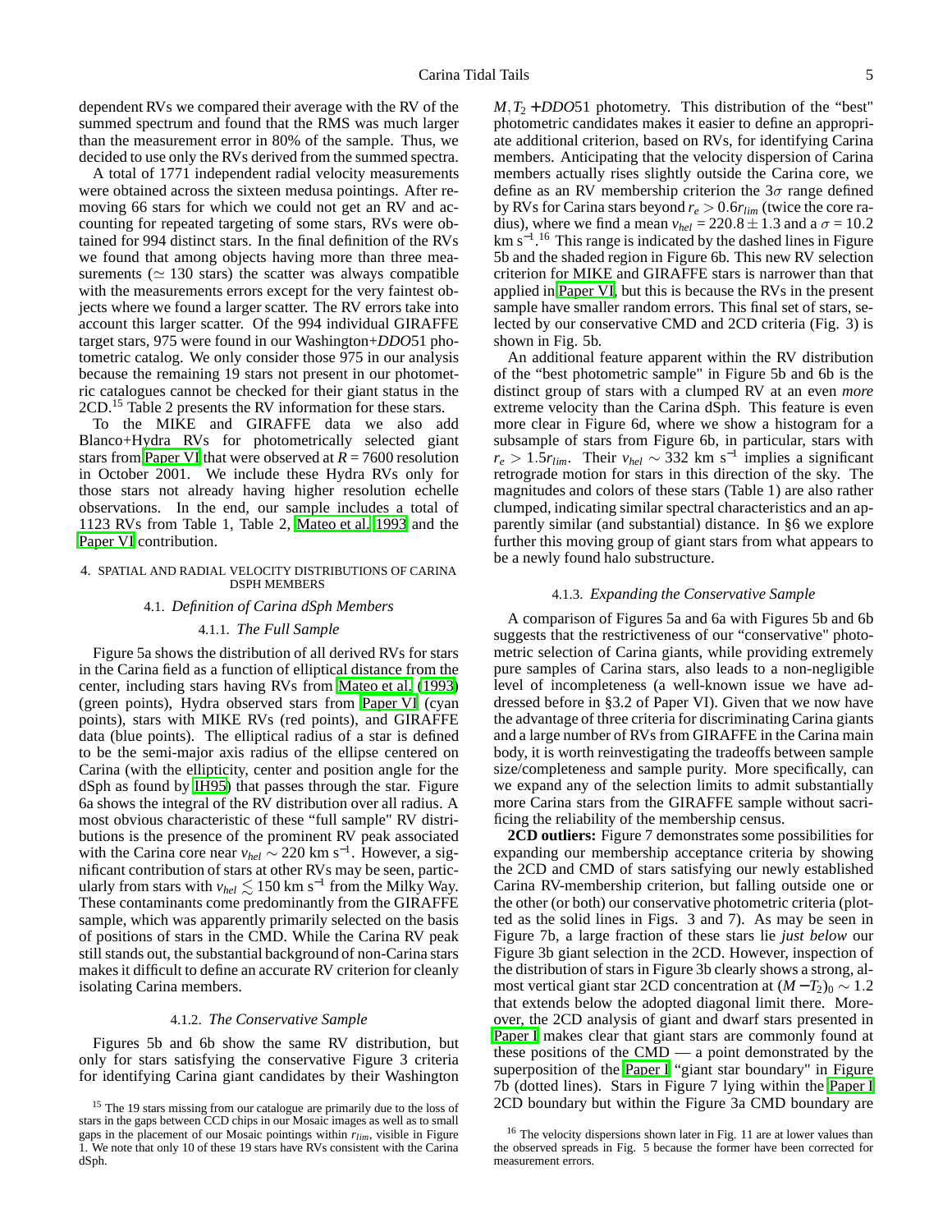dependent RVs we compared their average with the RV of the summed spectrum and found that the RMS was much larger than the measurement error in 80% of the sample. Thus, we decided to use only the RVs derived from the summed spectra.

A total of 1771 independent radial velocity measurements were obtained across the sixteen medusa pointings. After removing 66 stars for which we could not get an RV and accounting for repeated targeting of some stars, RVs were obtained for 994 distinct stars. In the final definition of the RVs we found that among objects having more than three measurements ($\simeq$ 130 stars) the scatter was always compatible with the measurements errors except for the very faintest objects where we found a larger scatter. The RV errors take into account this larger scatter. Of the 994 individual GIRAFFE target stars, 975 were found in our Washington+*DDO*51 photometric catalog. We only consider those 975 in our analysis because the remaining 19 stars not present in our photometric catalogues cannot be checked for their giant status in the 2CD.[15] Table 2 presents the RV information for these stars.

To the MIKE and GIRAFFE data we also add Blanco+Hydra RVs for photometrically selected giant stars from Paper VI that were observed at $R = 7600$ resolution in October 2001. We include these Hydra RVs only for those stars not already having higher resolution echelle observations. In the end, our sample includes a total of 1123 RVs from Table 1, Table 2, Mateo et al. 1993 and the Paper VI contribution.

## 4. SPATIAL AND RADIAL VELOCITY DISTRIBUTIONS OF CARINA DSPH MEMBERS

### 4.1. *Definition of Carina dSph Members*

#### 4.1.1. *The Full Sample*

Figure 5a shows the distribution of all derived RVs for stars in the Carina field as a function of elliptical distance from the center, including stars having RVs from Mateo et al. (1993) (green points), Hydra observed stars from Paper VI (cyan points), stars with MIKE RVs (red points), and GIRAFFE data (blue points). The elliptical radius of a star is defined to be the semi-major axis radius of the ellipse centered on Carina (with the ellipticity, center and position angle for the dSph as found by IH95) that passes through the star. Figure 6a shows the integral of the RV distribution over all radius. A most obvious characteristic of these "full sample" RV distributions is the presence of the prominent RV peak associated with the Carina core near $v_{hel} \sim 220$ km s$^{-1}$. However, a significant contribution of stars at other RVs may be seen, particularly from stars with $v_{hel} \lesssim 150$ km s$^{-1}$ from the Milky Way. These contaminants come predominantly from the GIRAFFE sample, which was apparently primarily selected on the basis of positions of stars in the CMD. While the Carina RV peak still stands out, the substantial background of non-Carina stars makes it difficult to define an accurate RV criterion for cleanly isolating Carina members.

#### 4.1.2. *The Conservative Sample*

Figures 5b and 6b show the same RV distribution, but only for stars satisfying the conservative Figure 3 criteria for identifying Carina giant candidates by their Washington $M, T_2$ +*DDO*51 photometry. This distribution of the "best" photometric candidates makes it easier to define an appropriate additional criterion, based on RVs, for identifying Carina members. Anticipating that the velocity dispersion of Carina members actually rises slightly outside the Carina core, we define as an RV membership criterion the $3\sigma$ range defined by RVs for Carina stars beyond $r_e > 0.6 r_{lim}$ (twice the core radius), where we find a mean $v_{hel} = 220.8 \pm 1.3$ and a $\sigma = 10.2$ km s$^{-1}$.[16] This range is indicated by the dashed lines in Figure 5b and the shaded region in Figure 6b. This new RV selection criterion for MIKE and GIRAFFE stars is narrower than that applied in Paper VI, but this is because the RVs in the present sample have smaller random errors. This final set of stars, selected by our conservative CMD and 2CD criteria (Fig. 3) is shown in Fig. 5b.

An additional feature apparent within the RV distribution of the "best photometric sample" in Figure 5b and 6b is the distinct group of stars with a clumped RV at an even *more* extreme velocity than the Carina dSph. This feature is even more clear in Figure 6d, where we show a histogram for a subsample of stars from Figure 6b, in particular, stars with $r_e > 1.5 r_{lim}$. Their $v_{hel} \sim 332$ km s$^{-1}$ implies a significant retrograde motion for stars in this direction of the sky. The magnitudes and colors of these stars (Table 1) are also rather clumped, indicating similar spectral characteristics and an apparently similar (and substantial) distance. In §6 we explore further this moving group of giant stars from what appears to be a newly found halo substructure.

#### 4.1.3. *Expanding the Conservative Sample*

A comparison of Figures 5a and 6a with Figures 5b and 6b suggests that the restrictiveness of our "conservative" photometric selection of Carina giants, while providing extremely pure samples of Carina stars, also leads to a non-negligible level of incompleteness (a well-known issue we have addressed before in §3.2 of Paper VI). Given that we now have the advantage of three criteria for discriminating Carina giants and a large number of RVs from GIRAFFE in the Carina main body, it is worth reinvestigating the tradeoffs between sample size/completeness and sample purity. More specifically, can we expand any of the selection limits to admit substantially more Carina stars from the GIRAFFE sample without sacrificing the reliability of the membership census.

**2CD outliers:** Figure 7 demonstrates some possibilities for expanding our membership acceptance criteria by showing the 2CD and CMD of stars satisfying our newly established Carina RV-membership criterion, but falling outside one or the other (or both) our conservative photometric criteria (plotted as the solid lines in Figs. 3 and 7). As may be seen in Figure 7b, a large fraction of these stars lie *just below* our Figure 3b giant selection in the 2CD. However, inspection of the distribution of stars in Figure 3b clearly shows a strong, almost vertical giant star 2CD concentration at $(M - T_2)_0 \sim 1.2$ that extends below the adopted diagonal limit there. Moreover, the 2CD analysis of giant and dwarf stars presented in Paper I makes clear that giant stars are commonly found at these positions of the CMD — a point demonstrated by the superposition of the Paper I "giant star boundary" in Figure 7b (dotted lines). Stars in Figure 7 lying within the Paper I 2CD boundary but within the Figure 3a CMD boundary are

[15] The 19 stars missing from our catalogue are primarily due to the loss of stars in the gaps between CCD chips in our Mosaic images as well as to small gaps in the placement of our Mosaic pointings within $r_{lim}$, visible in Figure 1. We note that only 10 of these 19 stars have RVs consistent with the Carina dSph.

[16] The velocity dispersions shown later in Fig. 11 are at lower values than the observed spreads in Fig. 5 because the former have been corrected for measurement errors.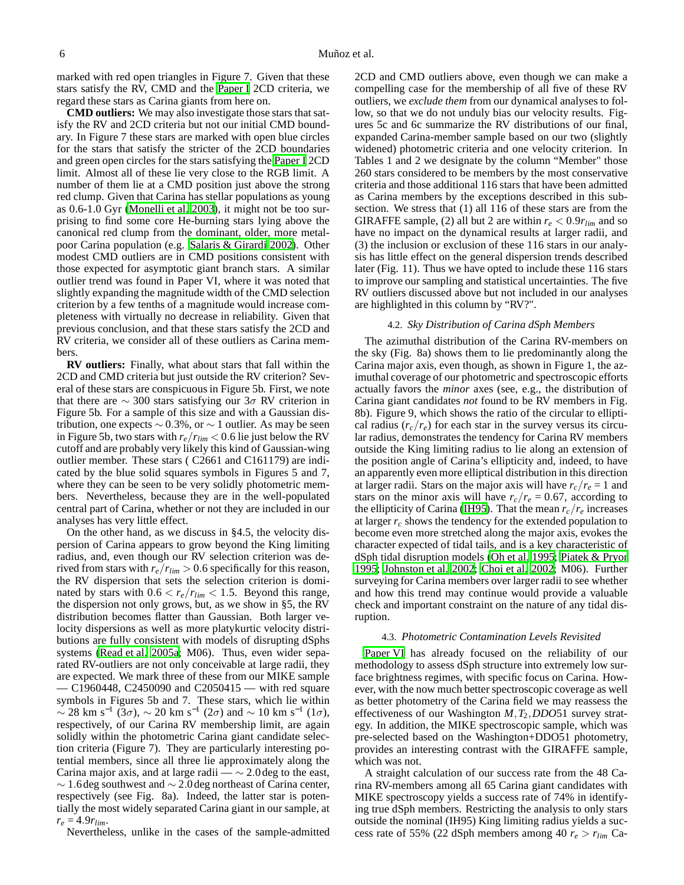marked with red open triangles in Figure 7. Given that these stars satisfy the RV, CMD and the Paper I 2CD criteria, we regard these stars as Carina giants from here on.

**CMD outliers:** We may also investigate those stars that satisfy the RV and 2CD criteria but not our initial CMD boundary. In Figure 7 these stars are marked with open blue circles for the stars that satisfy the stricter of the 2CD boundaries and green open circles for the stars satisfying the Paper I 2CD limit. Almost all of these lie very close to the RGB limit. A number of them lie at a CMD position just above the strong red clump. Given that Carina has stellar populations as young as 0.6-1.0 Gyr (Monelli et al. 2003), it might not be too surprising to find some core He-burning stars lying above the canonical red clump from the dominant, older, more metal-poor Carina population (e.g. Salaris & Girardi 2002). Other modest CMD outliers are in CMD positions consistent with those expected for asymptotic giant branch stars. A similar outlier trend was found in Paper VI, where it was noted that slightly expanding the magnitude width of the CMD selection criterion by a few tenths of a magnitude would increase completeness with virtually no decrease in reliability. Given that previous conclusion, and that these stars satisfy the 2CD and RV criteria, we consider all of these outliers as Carina members.

**RV outliers:** Finally, what about stars that fall within the 2CD and CMD criteria but just outside the RV criterion? Several of these stars are conspicuous in Figure 5b. First, we note that there are $\sim 300$ stars satisfying our $3\sigma$ RV criterion in Figure 5b. For a sample of this size and with a Gaussian distribution, one expects $\sim 0.3\%$, or $\sim 1$ outlier. As may be seen in Figure 5b, two stars with $r_e/r_{lim} < 0.6$ lie just below the RV cutoff and are probably very likely this kind of Gaussian-wing outlier member. These stars ( C2661 and C161179) are indicated by the blue solid squares symbols in Figures 5 and 7, where they can be seen to be very solidly photometric members. Nevertheless, because they are in the well-populated central part of Carina, whether or not they are included in our analyses has very little effect.

On the other hand, as we discuss in §4.5, the velocity dispersion of Carina appears to grow beyond the King limiting radius, and, even though our RV selection criterion was derived from stars with $r_e/r_{lim} > 0.6$ specifically for this reason, the RV dispersion that sets the selection criterion is dominated by stars with $0.6 < r_e/r_{lim} < 1.5$. Beyond this range, the dispersion not only grows, but, as we show in §5, the RV distribution becomes flatter than Gaussian. Both larger velocity dispersions as well as more platykurtic velocity distributions are fully consistent with models of disrupting dSphs systems (Read et al. 2005a; M06). Thus, even wider separated RV-outliers are not only conceivable at large radii, they are expected. We mark three of these from our MIKE sample — C1960448, C2450090 and C2050415 — with red square symbols in Figures 5b and 7. These stars, which lie within $\sim 28$ km s$^{-1}$ ($3\sigma$), $\sim 20$ km s$^{-1}$ ($2\sigma$) and $\sim 10$ km s$^{-1}$ ($1\sigma$), respectively, of our Carina RV membership limit, are again solidly within the photometric Carina giant candidate selection criteria (Figure 7). They are particularly interesting potential members, since all three lie approximately along the Carina major axis, and at large radii — $\sim 2.0$ deg to the east, $\sim 1.6$ deg southwest and $\sim 2.0$ deg northeast of Carina center, respectively (see Fig. 8a). Indeed, the latter star is potentially the most widely separated Carina giant in our sample, at $r_e = 4.9 r_{lim}$.

Nevertheless, unlike in the cases of the sample-admitted 2CD and CMD outliers above, even though we can make a compelling case for the membership of all five of these RV outliers, we *exclude them* from our dynamical analyses to follow, so that we do not unduly bias our velocity results. Figures 5c and 6c summarize the RV distributions of our final, expanded Carina-member sample based on our two (slightly widened) photometric criteria and one velocity criterion. In Tables 1 and 2 we designate by the column "Member" those 260 stars considered to be members by the most conservative criteria and those additional 116 stars that have been admitted as Carina members by the exceptions described in this subsection. We stress that (1) all 116 of these stars are from the GIRAFFE sample, (2) all but 2 are within $r_e < 0.9 r_{lim}$ and so have no impact on the dynamical results at larger radii, and (3) the inclusion or exclusion of these 116 stars in our analysis has little effect on the general dispersion trends described later (Fig. 11). Thus we have opted to include these 116 stars to improve our sampling and statistical uncertainties. The five RV outliers discussed above but not included in our analyses are highlighted in this column by "RV?".

### 4.2. *Sky Distribution of Carina dSph Members*

The azimuthal distribution of the Carina RV-members on the sky (Fig. 8a) shows them to lie predominantly along the Carina major axis, even though, as shown in Figure 1, the azimuthal coverage of our photometric and spectroscopic efforts actually favors the *minor* axes (see, e.g., the distribution of Carina giant candidates *not* found to be RV members in Fig. 8b). Figure 9, which shows the ratio of the circular to elliptical radius ($r_c/r_e$) for each star in the survey versus its circular radius, demonstrates the tendency for Carina RV members outside the King limiting radius to lie along an extension of the position angle of Carina's ellipticity and, indeed, to have an apparently even more elliptical distribution in this direction at larger radii. Stars on the major axis will have $r_c/r_e = 1$ and stars on the minor axis will have $r_c/r_e = 0.67$, according to the ellipticity of Carina (IH95). That the mean $r_c/r_e$ increases at larger $r_c$ shows the tendency for the extended population to become even more stretched along the major axis, evokes the character expected of tidal tails, and is a key characteristic of dSph tidal disruption models (Oh et al. 1995; Piatek & Pryor 1995; Johnston et al. 2002; Choi et al. 2002; M06). Further surveying for Carina members over larger radii to see whether and how this trend may continue would provide a valuable check and important constraint on the nature of any tidal disruption.

### 4.3. *Photometric Contamination Levels Revisited*

Paper VI has already focused on the reliability of our methodology to assess dSph structure into extremely low surface brightness regimes, with specific focus on Carina. However, with the now much better spectroscopic coverage as well as better photometry of the Carina field we may reassess the effectiveness of our Washington $M, T_2, DDO51$ survey strategy. In addition, the MIKE spectroscopic sample, which was pre-selected based on the Washington+DDO51 photometry, provides an interesting contrast with the GIRAFFE sample, which was not.

A straight calculation of our success rate from the 48 Carina RV-members among all 65 Carina giant candidates with MIKE spectroscopy yields a success rate of 74% in identifying true dSph members. Restricting the analysis to only stars outside the nominal (IH95) King limiting radius yields a success rate of 55% (22 dSph members among 40 $r_e > r_{lim}$ Ca-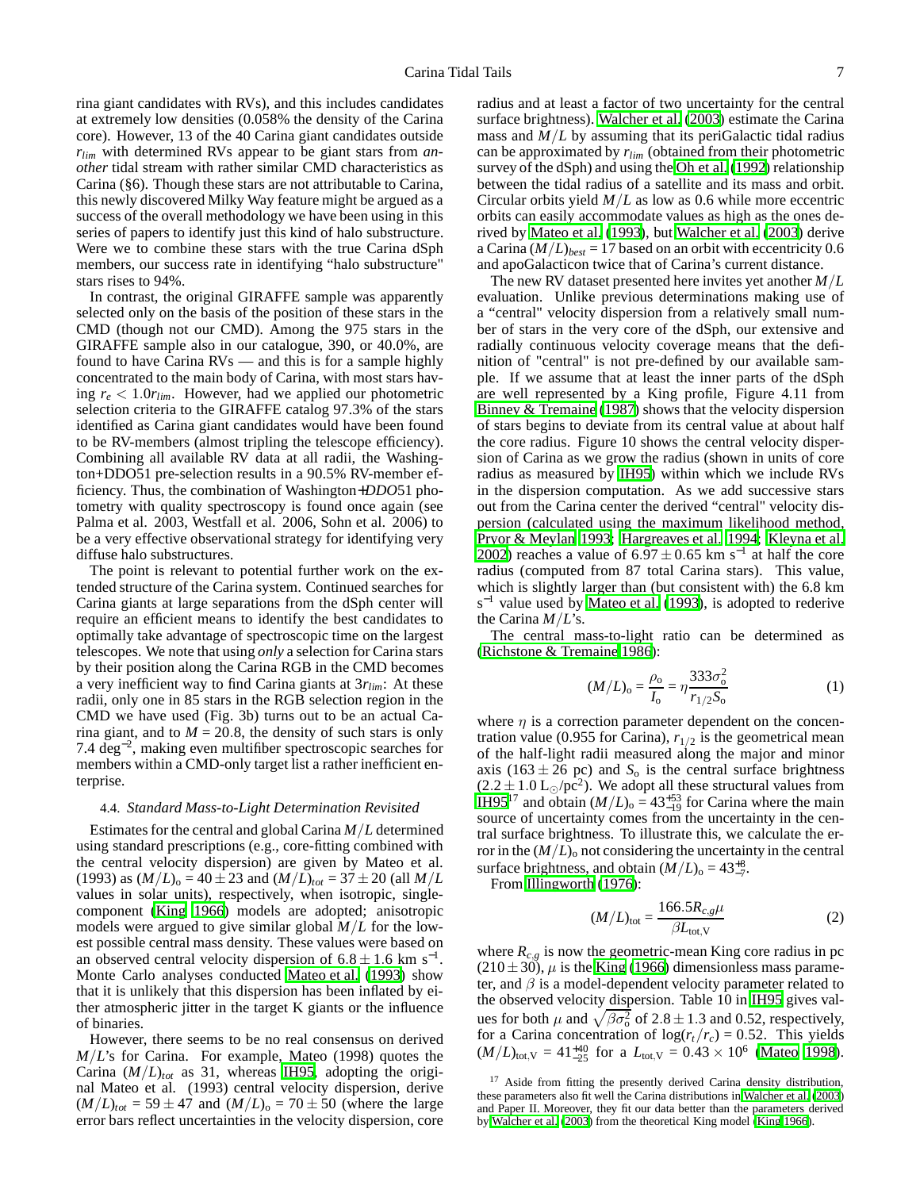rina giant candidates with RVs), and this includes candidates at extremely low densities (0.058% the density of the Carina core). However, 13 of the 40 Carina giant candidates outside $r_{lim}$ with determined RVs appear to be giant stars from *another* tidal stream with rather similar CMD characteristics as Carina (§6). Though these stars are not attributable to Carina, this newly discovered Milky Way feature might be argued as a success of the overall methodology we have been using in this series of papers to identify just this kind of halo substructure. Were we to combine these stars with the true Carina dSph members, our success rate in identifying "halo substructure" stars rises to 94%.

In contrast, the original GIRAFFE sample was apparently selected only on the basis of the position of these stars in the CMD (though not our CMD). Among the 975 stars in the GIRAFFE sample also in our catalogue, 390, or 40.0%, are found to have Carina RVs — and this is for a sample highly concentrated to the main body of Carina, with most stars having $r_e < 1.0r_{lim}$. However, had we applied our photometric selection criteria to the GIRAFFE catalog 97.3% of the stars identified as Carina giant candidates would have been found to be RV-members (almost tripling the telescope efficiency). Combining all available RV data at all radii, the Washington+DDO51 pre-selection results in a 90.5% RV-member efficiency. Thus, the combination of Washington+*DDO*51 photometry with quality spectroscopy is found once again (see Palma et al. 2003, Westfall et al. 2006, Sohn et al. 2006) to be a very effective observational strategy for identifying very diffuse halo substructures.

The point is relevant to potential further work on the extended structure of the Carina system. Continued searches for Carina giants at large separations from the dSph center will require an efficient means to identify the best candidates to optimally take advantage of spectroscopic time on the largest telescopes. We note that using *only* a selection for Carina stars by their position along the Carina RGB in the CMD becomes a very inefficient way to find Carina giants at $3r_{lim}$: At these radii, only one in 85 stars in the RGB selection region in the CMD we have used (Fig. 3b) turns out to be an actual Carina giant, and to $M = 20.8$, the density of such stars is only 7.4 deg$^{-2}$, making even multifiber spectroscopic searches for members within a CMD-only target list a rather inefficient enterprise.

### 4.4. *Standard Mass-to-Light Determination Revisited*

Estimates for the central and global Carina $M/L$ determined using standard prescriptions (e.g., core-fitting combined with the central velocity dispersion) are given by Mateo et al. (1993) as $(M/L)_o = 40 \pm 23$ and $(M/L)_{tot} = 37 \pm 20$ (all $M/L$ values in solar units), respectively, when isotropic, single-component (King 1966) models are adopted; anisotropic models were argued to give similar global $M/L$ for the lowest possible central mass density. These values were based on an observed central velocity dispersion of $6.8 \pm 1.6$ km s$^{-1}$. Monte Carlo analyses conducted Mateo et al. (1993) show that it is unlikely that this dispersion has been inflated by either atmospheric jitter in the target K giants or the influence of binaries.

However, there seems to be no real consensus on derived $M/L$'s for Carina. For example, Mateo (1998) quotes the Carina $(M/L)_{tot}$ as 31, whereas IH95, adopting the original Mateo et al. (1993) central velocity dispersion, derive $(M/L)_{tot} = 59 \pm 47$ and $(M/L)_o = 70 \pm 50$ (where the large error bars reflect uncertainties in the velocity dispersion, core radius and at least a factor of two uncertainty for the central surface brightness). Walcher et al. (2003) estimate the Carina mass and $M/L$ by assuming that its periGalactic tidal radius can be approximated by $r_{lim}$ (obtained from their photometric survey of the dSph) and using the Oh et al. (1992) relationship between the tidal radius of a satellite and its mass and orbit. Circular orbits yield $M/L$ as low as 0.6 while more eccentric orbits can easily accommodate values as high as the ones derived by Mateo et al. (1993), but Walcher et al. (2003) derive a Carina $(M/L)_{best} = 17$ based on an orbit with eccentricity 0.6 and apoGalacticon twice that of Carina's current distance.

The new RV dataset presented here invites yet another $M/L$ evaluation. Unlike previous determinations making use of a "central" velocity dispersion from a relatively small number of stars in the very core of the dSph, our extensive and radially continuous velocity coverage means that the definition of "central" is not pre-defined by our available sample. If we assume that at least the inner parts of the dSph are well represented by a King profile, Figure 4.11 from Binney & Tremaine (1987) shows that the velocity dispersion of stars begins to deviate from its central value at about half the core radius. Figure 10 shows the central velocity dispersion of Carina as we grow the radius (shown in units of core radius as measured by IH95) within which we include RVs in the dispersion computation. As we add successive stars out from the Carina center the derived "central" velocity dispersion (calculated using the maximum likelihood method, Pryor & Meylan 1993; Hargreaves et al. 1994; Kleyna et al. 2002) reaches a value of $6.97 \pm 0.65$ km s$^{-1}$ at half the core radius (computed from 87 total Carina stars). This value, which is slightly larger than (but consistent with) the 6.8 km s$^{-1}$ value used by Mateo et al. (1993), is adopted to rederive the Carina $M/L$'s.

The central mass-to-light ratio can be determined as (Richstone & Tremaine 1986):

$$(M/L)_{\rm o} = \frac{\rho_{\rm o}}{I_{\rm o}} = \eta \frac{333\sigma_{\rm o}^2}{r_{1/2} S_{\rm o}} \tag{1}$$

where $\eta$ is a correction parameter dependent on the concentration value (0.955 for Carina), $r_{1/2}$ is the geometrical mean of the half-light radii measured along the major and minor axis ($163 \pm 26$ pc) and $S_{\rm o}$ is the central surface brightness ($2.2 \pm 1.0$ L$_\odot$/pc$^2$). We adopt all these structural values from IH95[17] and obtain $(M/L)_{\rm o} = 43^{+53}_{-19}$ for Carina where the main source of uncertainty comes from the uncertainty in the central surface brightness. To illustrate this, we calculate the error in the $(M/L)_{\rm o}$ not considering the uncertainty in the central surface brightness, and obtain $(M/L)_{\rm o} = 43^{+8}_{-7}$.

From Illingworth (1976):

$$(M/L)_{\rm tot} = \frac{166.5 R_{c,g} \mu}{\beta L_{\rm tot,V}} \tag{2}$$

where $R_{c,g}$ is now the geometric-mean King core radius in pc ($210 \pm 30$), $\mu$ is the King (1966) dimensionless mass parameter, and $\beta$ is a model-dependent velocity parameter related to the observed velocity dispersion. Table 10 in IH95 gives values for both $\mu$ and $\sqrt{\beta\sigma_{\rm o}^2}$ of $2.8 \pm 1.3$ and 0.52, respectively, for a Carina concentration of $\log(r_t/r_c) = 0.52$. This yields $(M/L)_{\rm tot,V} = 41^{+40}_{-25}$ for a $L_{\rm tot,V} = 0.43 \times 10^6$ (Mateo 1998).

[17] Aside from fitting the presently derived Carina density distribution, these parameters also fit well the Carina distributions in Walcher et al. (2003) and Paper II. Moreover, they fit our data better than the parameters derived by Walcher et al. (2003) from the theoretical King model (King 1966).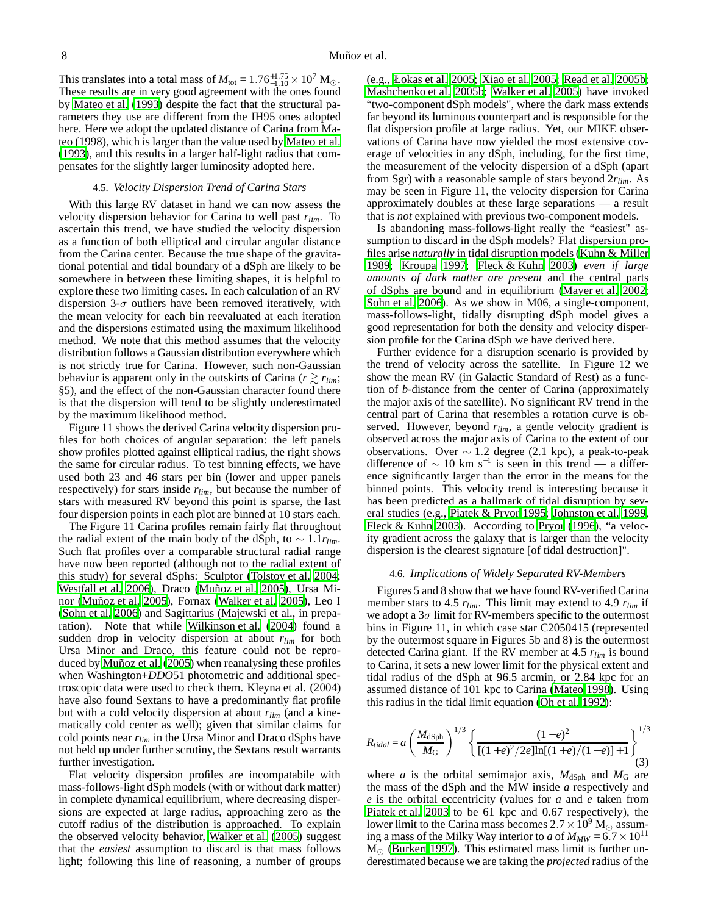This translates into a total mass of $M_{\rm tot} = 1.76^{+1.75}_{-1.10} \times 10^7$ M$_\odot$. These results are in very good agreement with the ones found by Mateo et al. (1993) despite the fact that the structural parameters they use are different from the IH95 ones adopted here. Here we adopt the updated distance of Carina from Mateo (1998), which is larger than the value used by Mateo et al. (1993), and this results in a larger half-light radius that compensates for the slightly larger luminosity adopted here.

### 4.5. *Velocity Dispersion Trend of Carina Stars*

With this large RV dataset in hand we can now assess the velocity dispersion behavior for Carina to well past $r_{lim}$. To ascertain this trend, we have studied the velocity dispersion as a function of both elliptical and circular angular distance from the Carina center. Because the true shape of the gravitational potential and tidal boundary of a dSph are likely to be somewhere in between these limiting shapes, it is helpful to explore these two limiting cases. In each calculation of an RV dispersion 3-$\sigma$ outliers have been removed iteratively, with the mean velocity for each bin reevaluated at each iteration and the dispersions estimated using the maximum likelihood method. We note that this method assumes that the velocity distribution follows a Gaussian distribution everywhere which is not strictly true for Carina. However, such non-Gaussian behavior is apparent only in the outskirts of Carina ($r \gtrsim r_{lim}$; §5), and the effect of the non-Gaussian character found there is that the dispersion will tend to be slightly underestimated by the maximum likelihood method.

Figure 11 shows the derived Carina velocity dispersion profiles for both choices of angular separation: the left panels show profiles plotted against elliptical radius, the right shows the same for circular radius. To test binning effects, we have used both 23 and 46 stars per bin (lower and upper panels respectively) for stars inside $r_{lim}$, but because the number of stars with measured RV beyond this point is sparse, the last four dispersion points in each plot are binned at 10 stars each.

The Figure 11 Carina profiles remain fairly flat throughout the radial extent of the main body of the dSph, to $\sim 1.1 r_{lim}$. Such flat profiles over a comparable structural radial range have now been reported (although not to the radial extent of this study) for several dSphs: Sculptor (Tolstoy et al. 2004; Westfall et al. 2006), Draco (Muñoz et al. 2005), Ursa Minor (Muñoz et al. 2005), Fornax (Walker et al. 2005), Leo I (Sohn et al. 2006) and Sagittarius (Majewski et al., in preparation). Note that while Wilkinson et al. (2004) found a sudden drop in velocity dispersion at about $r_{lim}$ for both Ursa Minor and Draco, this feature could not be reproduced by Muñoz et al. (2005) when reanalysing these profiles when Washington+*DDO*51 photometric and additional spectroscopic data were used to check them. Kleyna et al. (2004) have also found Sextans to have a predominantly flat profile but with a cold velocity dispersion at about $r_{lim}$ (and a kinematically cold center as well); given that similar claims for cold points near $r_{lim}$ in the Ursa Minor and Draco dSphs have not held up under further scrutiny, the Sextans result warrants further investigation.

Flat velocity dispersion profiles are incompatabile with mass-follows-light dSph models (with or without dark matter) in complete dynamical equilibrium, where decreasing dispersions are expected at large radius, approaching zero as the cutoff radius of the distribution is approached. To explain the observed velocity behavior, Walker et al. (2005) suggest that the *easiest* assumption to discard is that mass follows light; following this line of reasoning, a number of groups (e.g., Łokas et al. 2005; Xiao et al. 2005; Read et al. 2005b; Mashchenko et al. 2005b; Walker et al. 2005) have invoked "two-component dSph models", where the dark mass extends far beyond its luminous counterpart and is responsible for the flat dispersion profile at large radius. Yet, our MIKE observations of Carina have now yielded the most extensive coverage of velocities in any dSph, including, for the first time, the measurement of the velocity dispersion of a dSph (apart from Sgr) with a reasonable sample of stars beyond $2r_{lim}$. As may be seen in Figure 11, the velocity dispersion for Carina approximately doubles at these large separations — a result that is *not* explained with previous two-component models.

Is abandoning mass-follows-light really the "easiest" assumption to discard in the dSph models? Flat dispersion profiles arise *naturally* in tidal disruption models (Kuhn & Miller 1989; Kroupa 1997; Fleck & Kuhn 2003) *even if large amounts of dark matter are present* and the central parts of dSphs are bound and in equilibrium (Mayer et al. 2002; Sohn et al. 2006). As we show in M06, a single-component, mass-follows-light, tidally disrupting dSph model gives a good representation for both the density and velocity dispersion profile for the Carina dSph we have derived here.

Further evidence for a disruption scenario is provided by the trend of velocity across the satellite. In Figure 12 we show the mean RV (in Galactic Standard of Rest) as a function of *b*-distance from the center of Carina (approximately the major axis of the satellite). No significant RV trend in the central part of Carina that resembles a rotation curve is observed. However, beyond $r_{lim}$, a gentle velocity gradient is observed across the major axis of Carina to the extent of our observations. Over $\sim 1.2$ degree (2.1 kpc), a peak-to-peak difference of $\sim 10$ km s$^{-1}$ is seen in this trend — a difference significantly larger than the error in the means for the binned points. This velocity trend is interesting because it has been predicted as a hallmark of tidal disruption by several studies (e.g., Piatek & Pryor 1995; Johnston et al. 1999, Fleck & Kuhn 2003). According to Pryor (1996), "a velocity gradient across the galaxy that is larger than the velocity dispersion is the clearest signature [of tidal destruction]".

### 4.6. *Implications of Widely Separated RV-Members*

Figures 5 and 8 show that we have found RV-verified Carina member stars to 4.5 $r_{lim}$. This limit may extend to 4.9 $r_{lim}$ if we adopt a 3$\sigma$ limit for RV-members specific to the outermost bins in Figure 11, in which case star C2050415 (represented by the outermost square in Figures 5b and 8) is the outermost detected Carina giant. If the RV member at 4.5 $r_{lim}$ is bound to Carina, it sets a new lower limit for the physical extent and tidal radius of the dSph at 96.5 arcmin, or 2.84 kpc for an assumed distance of 101 kpc to Carina (Mateo 1998). Using this radius in the tidal limit equation (Oh et al. 1992):

$$R_{tidal} = a\left(\frac{M_{\rm dSph}}{M_{\rm G}}\right)^{1/3}\left\{\frac{(1-e)^2}{[(1+e)^2/2e]\ln[(1+e)/(1-e)]+1}\right\}^{1/3} \quad (3)$$

where $a$ is the orbital semimajor axis, $M_{\rm dSph}$ and $M_{\rm G}$ are the mass of the dSph and the MW inside $a$ respectively and $e$ is the orbital eccentricity (values for $a$ and $e$ taken from Piatek et al. 2003 to be 61 kpc and 0.67 respectively), the lower limit to the Carina mass becomes $2.7 \times 10^9$ M$_\odot$ assuming a mass of the Milky Way interior to $a$ of $M_{MW} = 6.7 \times 10^{11}$ M$_\odot$ (Burkert 1997). This estimated mass limit is further underestimated because we are taking the *projected* radius of the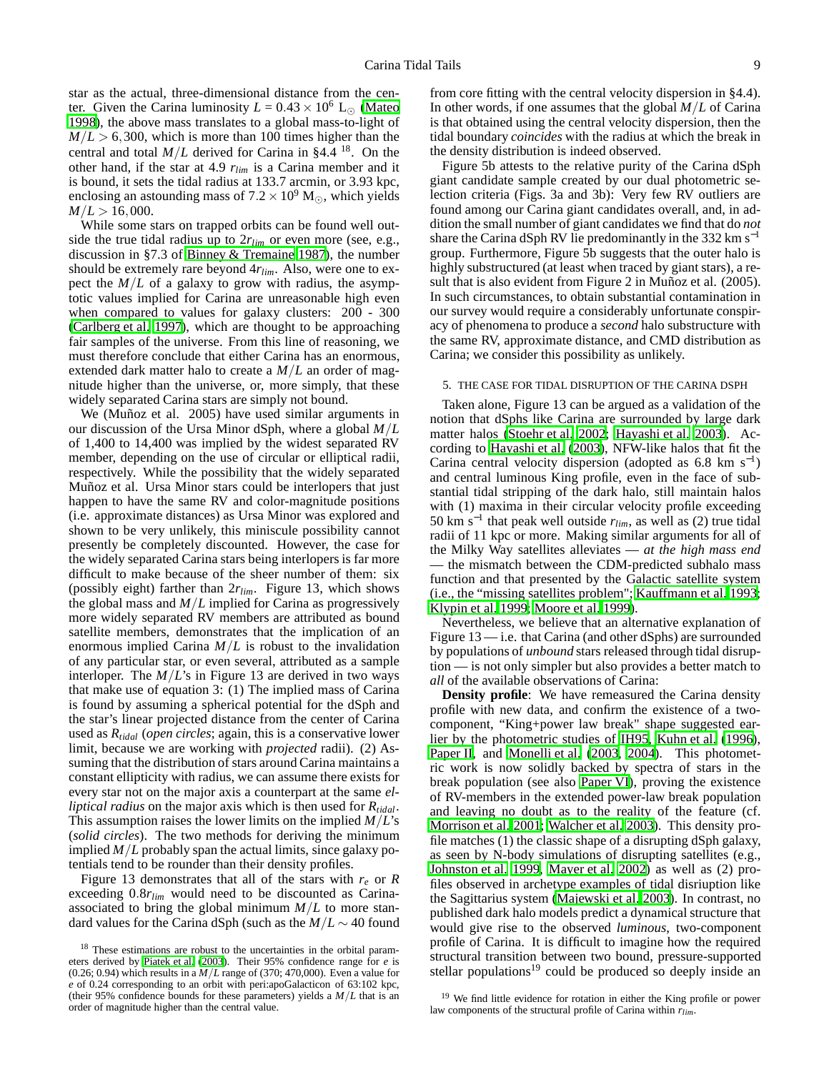star as the actual, three-dimensional distance from the center. Given the Carina luminosity $L = 0.43 \times 10^6$ $L_\odot$ (Mateo 1998), the above mass translates to a global mass-to-light of $M/L > 6,300$, which is more than 100 times higher than the central and total $M/L$ derived for Carina in §4.4 [18]. On the other hand, if the star at 4.9 $r_{lim}$ is a Carina member and it is bound, it sets the tidal radius at 133.7 arcmin, or 3.93 kpc, enclosing an astounding mass of $7.2 \times 10^9$ $M_\odot$, which yields $M/L > 16,000$.

While some stars on trapped orbits can be found well outside the true tidal radius up to $2r_{lim}$ or even more (see, e.g., discussion in §7.3 of Binney & Tremaine 1987), the number should be extremely rare beyond $4r_{lim}$. Also, were one to expect the $M/L$ of a galaxy to grow with radius, the asymptotic values implied for Carina are unreasonable high even when compared to values for galaxy clusters: 200 - 300 (Carlberg et al. 1997), which are thought to be approaching fair samples of the universe. From this line of reasoning, we must therefore conclude that either Carina has an enormous, extended dark matter halo to create a $M/L$ an order of magnitude higher than the universe, or, more simply, that these widely separated Carina stars are simply not bound.

We (Muñoz et al. 2005) have used similar arguments in our discussion of the Ursa Minor dSph, where a global $M/L$ of 1,400 to 14,400 was implied by the widest separated RV member, depending on the use of circular or elliptical radii, respectively. While the possibility that the widely separated Muñoz et al. Ursa Minor stars could be interlopers that just happen to have the same RV and color-magnitude positions (i.e. approximate distances) as Ursa Minor was explored and shown to be very unlikely, this miniscule possibility cannot presently be completely discounted. However, the case for the widely separated Carina stars being interlopers is far more difficult to make because of the sheer number of them: six (possibly eight) farther than $2r_{lim}$. Figure 13, which shows the global mass and $M/L$ implied for Carina as progressively more widely separated RV members are attributed as bound satellite members, demonstrates that the implication of an enormous implied Carina $M/L$ is robust to the invalidation of any particular star, or even several, attributed as a sample interloper. The $M/L$'s in Figure 13 are derived in two ways that make use of equation 3: (1) The implied mass of Carina is found by assuming a spherical potential for the dSph and the star's linear projected distance from the center of Carina used as $R_{tidal}$ (*open circles*; again, this is a conservative lower limit, because we are working with *projected* radii). (2) Assuming that the distribution of stars around Carina maintains a constant ellipticity with radius, we can assume there exists for every star not on the major axis a counterpart at the same *elliptical radius* on the major axis which is then used for $R_{tidal}$. This assumption raises the lower limits on the implied $M/L$'s (*solid circles*). The two methods for deriving the minimum implied $M/L$ probably span the actual limits, since galaxy potentials tend to be rounder than their density profiles.

Figure 13 demonstrates that all of the stars with $r_e$ or $R$ exceeding $0.8r_{lim}$ would need to be discounted as Carina-associated to bring the global minimum $M/L$ to more standard values for the Carina dSph (such as the $M/L \sim 40$ found from core fitting with the central velocity dispersion in §4.4). In other words, if one assumes that the global $M/L$ of Carina is that obtained using the central velocity dispersion, then the tidal boundary *coincides* with the radius at which the break in the density distribution is indeed observed.

Figure 5b attests to the relative purity of the Carina dSph giant candidate sample created by our dual photometric selection criteria (Figs. 3a and 3b): Very few RV outliers are found among our Carina giant candidates overall, and, in addition the small number of giant candidates we find that do *not* share the Carina dSph RV lie predominantly in the 332 km s$^{-1}$ group. Furthermore, Figure 5b suggests that the outer halo is highly substructured (at least when traced by giant stars), a result that is also evident from Figure 2 in Muñoz et al. (2005). In such circumstances, to obtain substantial contamination in our survey would require a considerably unfortunate conspiracy of phenomena to produce a *second* halo substructure with the same RV, approximate distance, and CMD distribution as Carina; we consider this possibility as unlikely.

## 5. THE CASE FOR TIDAL DISRUPTION OF THE CARINA DSPH

Taken alone, Figure 13 can be argued as a validation of the notion that dSphs like Carina are surrounded by large dark matter halos (Stoehr et al. 2002; Hayashi et al. 2003). According to Hayashi et al. (2003), NFW-like halos that fit the Carina central velocity dispersion (adopted as 6.8 km s$^{-1}$) and central luminous King profile, even in the face of substantial tidal stripping of the dark halo, still maintain halos with (1) maxima in their circular velocity profile exceeding 50 km s$^{-1}$ that peak well outside $r_{lim}$, as well as (2) true tidal radii of 11 kpc or more. Making similar arguments for all of the Milky Way satellites alleviates — *at the high mass end* — the mismatch between the CDM-predicted subhalo mass function and that presented by the Galactic satellite system (i.e., the "missing satellites problem"; Kauffmann et al. 1993; Klypin et al. 1999; Moore et al. 1999).

Nevertheless, we believe that an alternative explanation of Figure 13 — i.e. that Carina (and other dSphs) are surrounded by populations of *unbound* stars released through tidal disruption — is not only simpler but also provides a better match to *all* of the available observations of Carina:

**Density profile**: We have remeasured the Carina density profile with new data, and confirm the existence of a two-component, "King+power law break" shape suggested earlier by the photometric studies of IH95, Kuhn et al. (1996), Paper II, and Monelli et al. (2003, 2004). This photometric work is now solidly backed by spectra of stars in the break population (see also Paper VI), proving the existence of RV-members in the extended power-law break population and leaving no doubt as to the reality of the feature (cf. Morrison et al. 2001; Walcher et al. 2003). This density profile matches (1) the classic shape of a disrupting dSph galaxy, as seen by N-body simulations of disrupting satellites (e.g., Johnston et al. 1999, Mayer et al. 2002) as well as (2) profiles observed in archetype examples of tidal disriuption like the Sagittarius system (Majewski et al. 2003). In contrast, no published dark halo models predict a dynamical structure that would give rise to the observed *luminous*, two-component profile of Carina. It is difficult to imagine how the required structural transition between two bound, pressure-supported stellar populations[19] could be produced so deeply inside an

[18] These estimations are robust to the uncertainties in the orbital parameters derived by Piatek et al. (2003). Their 95% confidence range for $e$ is (0.26; 0.94) which results in a $M/L$ range of (370; 470,000). Even a value for $e$ of 0.24 corresponding to an orbit with peri:apoGalacticon of 63:102 kpc, (their 95% confidence bounds for these parameters) yields a $M/L$ that is an order of magnitude higher than the central value.

[19] We find little evidence for rotation in either the King profile or power law components of the structural profile of Carina within $r_{lim}$.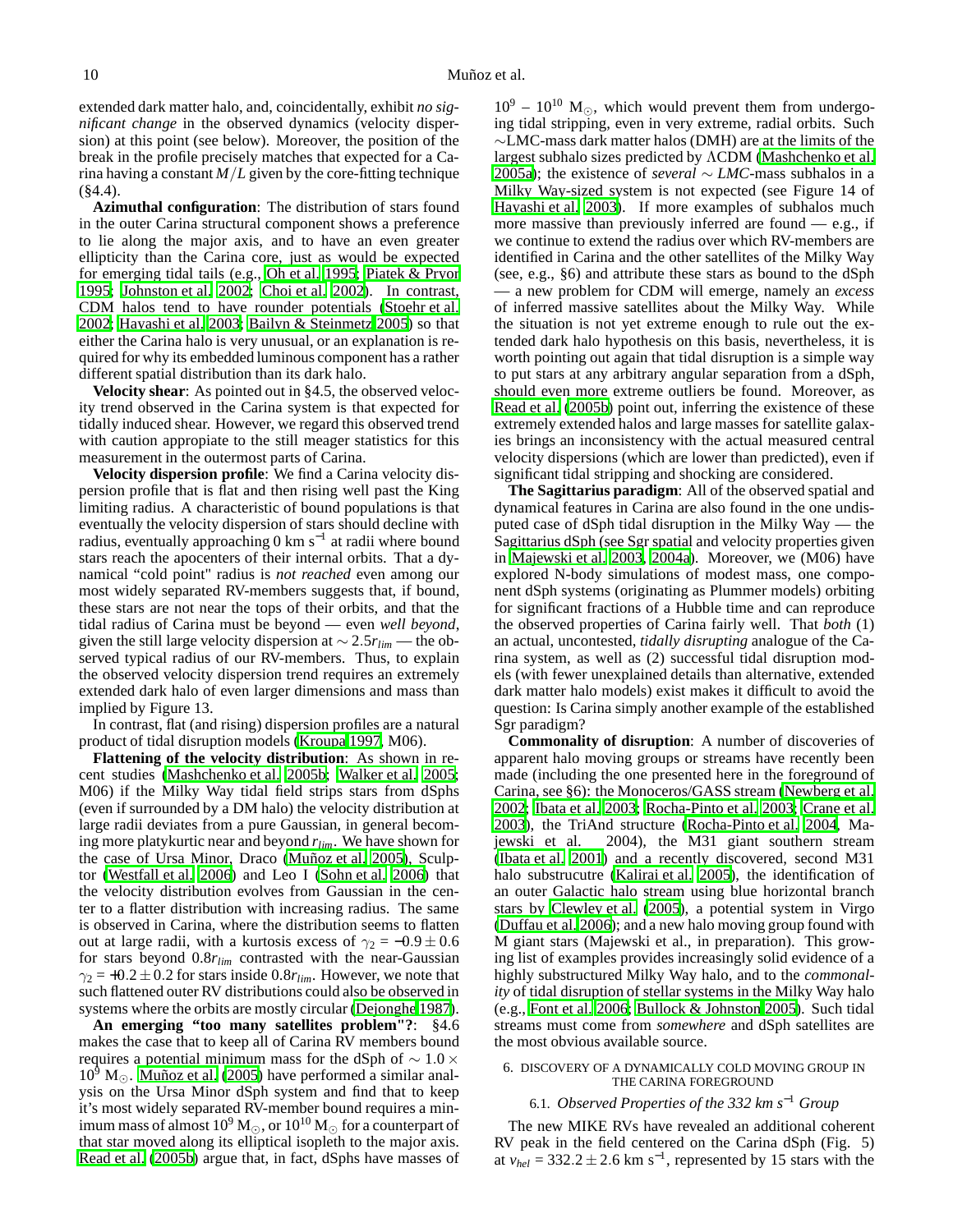extended dark matter halo, and, coincidentally, exhibit *no significant change* in the observed dynamics (velocity dispersion) at this point (see below). Moreover, the position of the break in the profile precisely matches that expected for a Carina having a constant $M/L$ given by the core-fitting technique (§4.4).

**Azimuthal configuration**: The distribution of stars found in the outer Carina structural component shows a preference to lie along the major axis, and to have an even greater ellipticity than the Carina core, just as would be expected for emerging tidal tails (e.g., Oh et al. 1995; Piatek & Pryor 1995; Johnston et al. 2002; Choi et al. 2002). In contrast, CDM halos tend to have rounder potentials (Stoehr et al. 2002; Hayashi et al. 2003; Bailyn & Steinmetz 2005) so that either the Carina halo is very unusual, or an explanation is required for why its embedded luminous component has a rather different spatial distribution than its dark halo.

**Velocity shear**: As pointed out in §4.5, the observed velocity trend observed in the Carina system is that expected for tidally induced shear. However, we regard this observed trend with caution appropiate to the still meager statistics for this measurement in the outermost parts of Carina.

**Velocity dispersion profile**: We find a Carina velocity dispersion profile that is flat and then rising well past the King limiting radius. A characteristic of bound populations is that eventually the velocity dispersion of stars should decline with radius, eventually approaching 0 km s$^{-1}$ at radii where bound stars reach the apocenters of their internal orbits. That a dynamical "cold point" radius is *not reached* even among our most widely separated RV-members suggests that, if bound, these stars are not near the tops of their orbits, and that the tidal radius of Carina must be beyond — even *well beyond*, given the still large velocity dispersion at $\sim 2.5 r_{lim}$ — the observed typical radius of our RV-members. Thus, to explain the observed velocity dispersion trend requires an extremely extended dark halo of even larger dimensions and mass than implied by Figure 13.

In contrast, flat (and rising) dispersion profiles are a natural product of tidal disruption models (Kroupa 1997, M06).

**Flattening of the velocity distribution**: As shown in recent studies (Mashchenko et al. 2005b; Walker et al. 2005; M06) if the Milky Way tidal field strips stars from dSphs (even if surrounded by a DM halo) the velocity distribution at large radii deviates from a pure Gaussian, in general becoming more platykurtic near and beyond $r_{lim}$. We have shown for the case of Ursa Minor, Draco (Muñoz et al. 2005), Sculptor (Westfall et al. 2006) and Leo I (Sohn et al. 2006) that the velocity distribution evolves from Gaussian in the center to a flatter distribution with increasing radius. The same is observed in Carina, where the distribution seems to flatten out at large radii, with a kurtosis excess of $\gamma_2 = -0.9 \pm 0.6$ for stars beyond $0.8 r_{lim}$ contrasted with the near-Gaussian $\gamma_2 = +0.2 \pm 0.2$ for stars inside $0.8 r_{lim}$. However, we note that such flattened outer RV distributions could also be observed in systems where the orbits are mostly circular (Dejonghe 1987).

**An emerging "too many satellites problem"?**: §4.6 makes the case that to keep all of Carina RV members bound requires a potential minimum mass for the dSph of $\sim 1.0 \times 10^9$ M$_\odot$. Muñoz et al. (2005) have performed a similar analysis on the Ursa Minor dSph system and find that to keep it's most widely separated RV-member bound requires a minimum mass of almost $10^9$ M$_\odot$, or $10^{10}$ M$_\odot$ for a counterpart of that star moved along its elliptical isopleth to the major axis. Read et al. (2005b) argue that, in fact, dSphs have masses of $10^9$ – $10^{10}$ M$_\odot$, which would prevent them from undergoing tidal stripping, even in very extreme, radial orbits. Such $\sim$LMC-mass dark matter halos (DMH) are at the limits of the largest subhalo sizes predicted by ΛCDM (Mashchenko et al. 2005a); the existence of *several* $\sim$ *LMC*-mass subhalos in a Milky Way-sized system is not expected (see Figure 14 of Hayashi et al. 2003). If more examples of subhalos much more massive than previously inferred are found — e.g., if we continue to extend the radius over which RV-members are identified in Carina and the other satellites of the Milky Way (see, e.g., §6) and attribute these stars as bound to the dSph — a new problem for CDM will emerge, namely an *excess* of inferred massive satellites about the Milky Way. While the situation is not yet extreme enough to rule out the extended dark halo hypothesis on this basis, nevertheless, it is worth pointing out again that tidal disruption is a simple way to put stars at any arbitrary angular separation from a dSph, should even more extreme outliers be found. Moreover, as Read et al. (2005b) point out, inferring the existence of these extremely extended halos and large masses for satellite galaxies brings an inconsistency with the actual measured central velocity dispersions (which are lower than predicted), even if significant tidal stripping and shocking are considered.

**The Sagittarius paradigm**: All of the observed spatial and dynamical features in Carina are also found in the one undisputed case of dSph tidal disruption in the Milky Way — the Sagittarius dSph (see Sgr spatial and velocity properties given in Majewski et al. 2003, 2004a). Moreover, we (M06) have explored N-body simulations of modest mass, one component dSph systems (originating as Plummer models) orbiting for significant fractions of a Hubble time and can reproduce the observed properties of Carina fairly well. That *both* (1) an actual, uncontested, *tidally disrupting* analogue of the Carina system, as well as (2) successful tidal disruption models (with fewer unexplained details than alternative, extended dark matter halo models) exist makes it difficult to avoid the question: Is Carina simply another example of the established Sgr paradigm?

**Commonality of disruption**: A number of discoveries of apparent halo moving groups or streams have recently been made (including the one presented here in the foreground of Carina, see §6): the Monoceros/GASS stream (Newberg et al. 2002; Ibata et al. 2003; Rocha-Pinto et al. 2003; Crane et al. 2003), the TriAnd structure (Rocha-Pinto et al. 2004, Majewski et al. 2004), the M31 giant southern stream (Ibata et al. 2001) and a recently discovered, second M31 halo substrucutre (Kalirai et al. 2005), the identification of an outer Galactic halo stream using blue horizontal branch stars by Clewley et al. (2005), a potential system in Virgo (Duffau et al. 2006); and a new halo moving group found with M giant stars (Majewski et al., in preparation). This growing list of examples provides increasingly solid evidence of a highly substructured Milky Way halo, and to the *commonality* of tidal disruption of stellar systems in the Milky Way halo (e.g., Font et al. 2006; Bullock & Johnston 2005). Such tidal streams must come from *somewhere* and dSph satellites are the most obvious available source.

## 6. DISCOVERY OF A DYNAMICALLY COLD MOVING GROUP IN THE CARINA FOREGROUND

### 6.1. *Observed Properties of the 332 km s$^{-1}$ Group*

The new MIKE RVs have revealed an additional coherent RV peak in the field centered on the Carina dSph (Fig. 5) at $v_{hel} = 332.2 \pm 2.6$ km s$^{-1}$, represented by 15 stars with the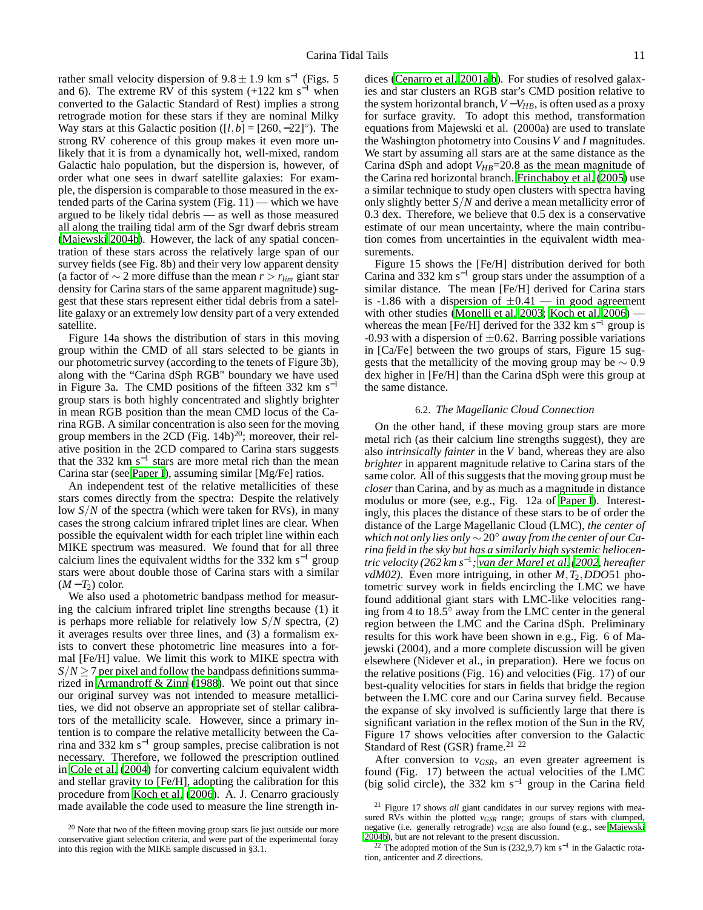rather small velocity dispersion of $9.8 \pm 1.9$ km s$^{-1}$ (Figs. 5 and 6). The extreme RV of this system (+122 km s$^{-1}$ when converted to the Galactic Standard of Rest) implies a strong retrograde motion for these stars if they are nominal Milky Way stars at this Galactic position ($[l, b] = [260, -22]°$). The strong RV coherence of this group makes it even more unlikely that it is from a dynamically hot, well-mixed, random Galactic halo population, but the dispersion is, however, of order what one sees in dwarf satellite galaxies: For example, the dispersion is comparable to those measured in the extended parts of the Carina system (Fig. 11) — which we have argued to be likely tidal debris — as well as those measured all along the trailing tidal arm of the Sgr dwarf debris stream (Majewski 2004b). However, the lack of any spatial concentration of these stars across the relatively large span of our survey fields (see Fig. 8b) and their very low apparent density (a factor of $\sim 2$ more diffuse than the mean $r > r_{lim}$ giant star density for Carina stars of the same apparent magnitude) suggest that these stars represent either tidal debris from a satellite galaxy or an extremely low density part of a very extended satellite.

Figure 14a shows the distribution of stars in this moving group within the CMD of all stars selected to be giants in our photometric survey (according to the tenets of Figure 3b), along with the "Carina dSph RGB" boundary we have used in Figure 3a. The CMD positions of the fifteen 332 km s$^{-1}$ group stars is both highly concentrated and slightly brighter in mean RGB position than the mean CMD locus of the Carina RGB. A similar concentration is also seen for the moving group members in the 2CD (Fig. 14b)[20]; moreover, their relative position in the 2CD compared to Carina stars suggests that the 332 km s$^{-1}$ stars are more metal rich than the mean Carina star (see Paper I), assuming similar [Mg/Fe] ratios.

An independent test of the relative metallicities of these stars comes directly from the spectra: Despite the relatively low $S/N$ of the spectra (which were taken for RVs), in many cases the strong calcium infrared triplet lines are clear. When possible the equivalent width for each triplet line within each MIKE spectrum was measured. We found that for all three calcium lines the equivalent widths for the 332 km s$^{-1}$ group stars were about double those of Carina stars with a similar $(M - T_2)$ color.

We also used a photometric bandpass method for measuring the calcium infrared triplet line strengths because (1) it is perhaps more reliable for relatively low $S/N$ spectra, (2) it averages results over three lines, and (3) a formalism exists to convert these photometric line measures into a formal [Fe/H] value. We limit this work to MIKE spectra with $S/N \geq 7$ per pixel and follow the bandpass definitions summarized in Armandroff & Zinn (1988). We point out that since our original survey was not intended to measure metallicities, we did not observe an appropriate set of stellar calibrators of the metallicity scale. However, since a primary intention is to compare the relative metallicity between the Carina and 332 km s$^{-1}$ group samples, precise calibration is not necessary. Therefore, we followed the prescription outlined in Cole et al. (2004) for converting calcium equivalent width and stellar gravity to [Fe/H], adopting the calibration for this procedure from Koch et al. (2006). A. J. Cenarro graciously made available the code used to measure the line strength indices (Cenarro et al. 2001a,b). For studies of resolved galaxies and star clusters an RGB star's CMD position relative to the system horizontal branch, $V - V_{HB}$, is often used as a proxy for surface gravity. To adopt this method, transformation equations from Majewski et al. (2000a) are used to translate the Washington photometry into Cousins $V$ and $I$ magnitudes. We start by assuming all stars are at the same distance as the Carina dSph and adopt $V_{HB}$=20.8 as the mean magnitude of the Carina red horizontal branch. Frinchaboy et al. (2005) use a similar technique to study open clusters with spectra having only slightly better $S/N$ and derive a mean metallicity error of 0.3 dex. Therefore, we believe that 0.5 dex is a conservative estimate of our mean uncertainty, where the main contribution comes from uncertainties in the equivalent width measurements.

Figure 15 shows the [Fe/H] distribution derived for both Carina and 332 km s$^{-1}$ group stars under the assumption of a similar distance. The mean [Fe/H] derived for Carina stars is -1.86 with a dispersion of $\pm 0.41$ — in good agreement with other studies (Monelli et al. 2003; Koch et al. 2006) — whereas the mean [Fe/H] derived for the 332 km s$^{-1}$ group is -0.93 with a dispersion of $\pm 0.62$. Barring possible variations in [Ca/Fe] between the two groups of stars, Figure 15 suggests that the metallicity of the moving group may be $\sim 0.9$ dex higher in [Fe/H] than the Carina dSph were this group at the same distance.

### 6.2. *The Magellanic Cloud Connection*

On the other hand, if these moving group stars are more metal rich (as their calcium line strengths suggest), they are also *intrinsically fainter* in the $V$ band, whereas they are also *brighter* in apparent magnitude relative to Carina stars of the same color. All of this suggests that the moving group must be *closer* than Carina, and by as much as a magnitude in distance modulus or more (see, e.g., Fig. 12a of Paper I). Interestingly, this places the distance of these stars to be of order the distance of the Large Magellanic Cloud (LMC), *the center of which not only lies only $\sim 20°$ away from the center of our Carina field in the sky but has a similarly high systemic heliocentric velocity (262 km s$^{-1}$; van der Marel et al. 2002, hereafter vdM02)*. Even more intriguing, in other $M, T_2, DDO51$ photometric survey work in fields encircling the LMC we have found additional giant stars with LMC-like velocities ranging from 4 to 18.5° away from the LMC center in the general region between the LMC and the Carina dSph. Preliminary results for this work have been shown in e.g., Fig. 6 of Majewski (2004), and a more complete discussion will be given elsewhere (Nidever et al., in preparation). Here we focus on the relative positions (Fig. 16) and velocities (Fig. 17) of our best-quality velocities for stars in fields that bridge the region between the LMC core and our Carina survey field. Because the expanse of sky involved is sufficiently large that there is significant variation in the reflex motion of the Sun in the RV, Figure 17 shows velocities after conversion to the Galactic Standard of Rest (GSR) frame.[21] [22]

After conversion to $v_{GSR}$, an even greater agreement is found (Fig. 17) between the actual velocities of the LMC (big solid circle), the 332 km s$^{-1}$ group in the Carina field

---

[20] Note that two of the fifteen moving group stars lie just outside our more conservative giant selection criteria, and were part of the experimental foray into this region with the MIKE sample discussed in §3.1.

[21] Figure 17 shows *all* giant candidates in our survey regions with measured RVs within the plotted $v_{GSR}$ range; groups of stars with clumped, negative (i.e. generally retrograde) $v_{GSR}$ are also found (e.g., see Majewski 2004b), but are not relevant to the present discussion.

[22] The adopted motion of the Sun is (232,9,7) km s$^{-1}$ in the Galactic rotation, anticenter and $Z$ directions.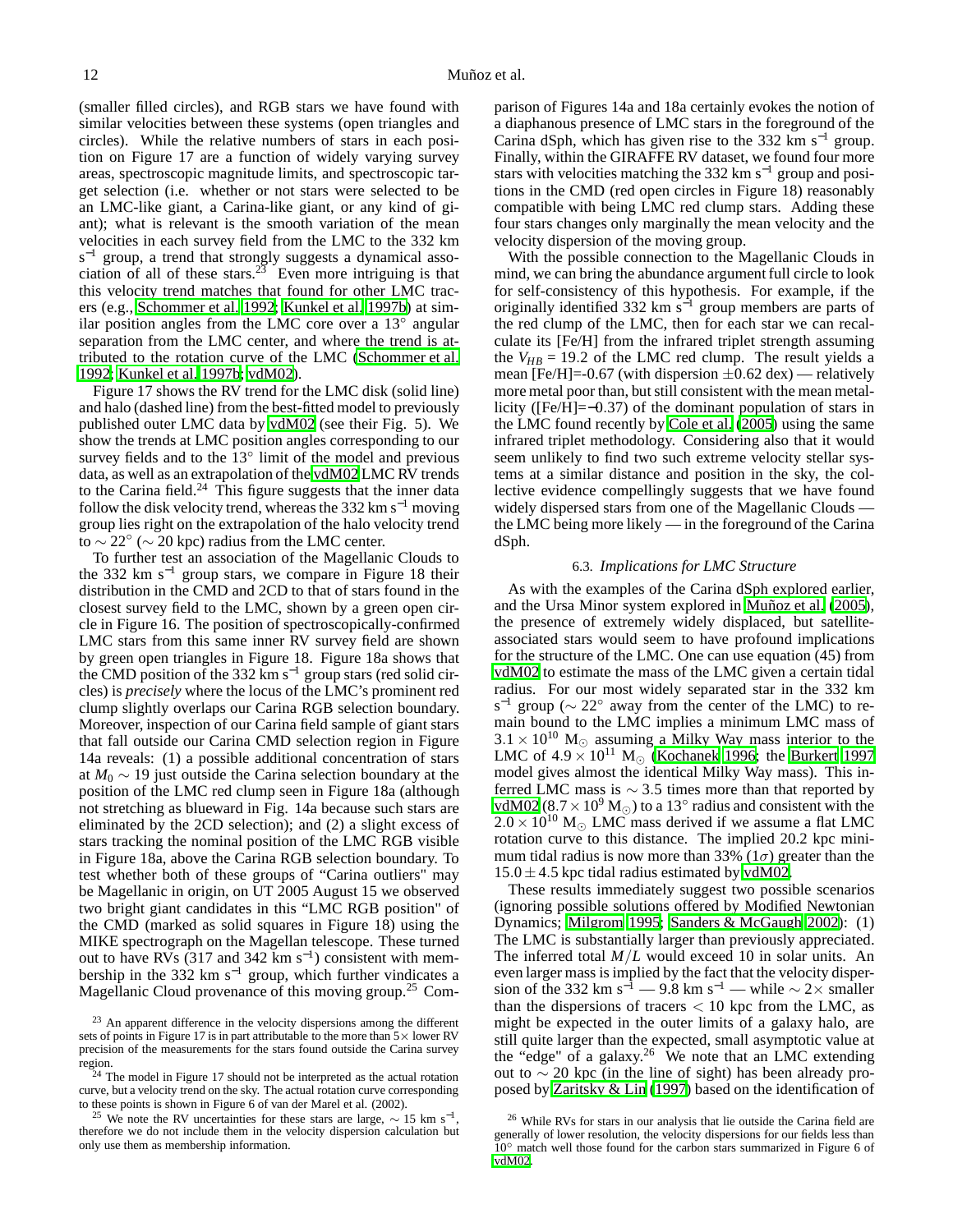(smaller filled circles), and RGB stars we have found with similar velocities between these systems (open triangles and circles). While the relative numbers of stars in each position on Figure 17 are a function of widely varying survey areas, spectroscopic magnitude limits, and spectroscopic target selection (i.e. whether or not stars were selected to be an LMC-like giant, a Carina-like giant, or any kind of giant); what is relevant is the smooth variation of the mean velocities in each survey field from the LMC to the 332 km s$^{-1}$ group, a trend that strongly suggests a dynamical association of all of these stars.[23] Even more intriguing is that this velocity trend matches that found for other LMC tracers (e.g., Schommer et al. 1992; Kunkel et al. 1997b) at similar position angles from the LMC core over a 13° angular separation from the LMC center, and where the trend is attributed to the rotation curve of the LMC (Schommer et al. 1992; Kunkel et al. 1997b; vdM02).

Figure 17 shows the RV trend for the LMC disk (solid line) and halo (dashed line) from the best-fitted model to previously published outer LMC data by vdM02 (see their Fig. 5). We show the trends at LMC position angles corresponding to our survey fields and to the 13° limit of the model and previous data, as well as an extrapolation of the vdM02 LMC RV trends to the Carina field.[24] This figure suggests that the inner data follow the disk velocity trend, whereas the 332 km s$^{-1}$ moving group lies right on the extrapolation of the halo velocity trend to $\sim 22°$ ($\sim$ 20 kpc) radius from the LMC center.

To further test an association of the Magellanic Clouds to the 332 km s$^{-1}$ group stars, we compare in Figure 18 their distribution in the CMD and 2CD to that of stars found in the closest survey field to the LMC, shown by a green open circle in Figure 16. The position of spectroscopically-confirmed LMC stars from this same inner RV survey field are shown by green open triangles in Figure 18. Figure 18a shows that the CMD position of the 332 km s$^{-1}$ group stars (red solid circles) is *precisely* where the locus of the LMC's prominent red clump slightly overlaps our Carina RGB selection boundary. Moreover, inspection of our Carina field sample of giant stars that fall outside our Carina CMD selection region in Figure 14a reveals: (1) a possible additional concentration of stars at $M_0 \sim 19$ just outside the Carina selection boundary at the position of the LMC red clump seen in Figure 18a (although not stretching as blueward in Fig. 14a because such stars are eliminated by the 2CD selection); and (2) a slight excess of stars tracking the nominal position of the LMC RGB visible in Figure 18a, above the Carina RGB selection boundary. To test whether both of these groups of "Carina outliers" may be Magellanic in origin, on UT 2005 August 15 we observed two bright giant candidates in this "LMC RGB position" of the CMD (marked as solid squares in Figure 18) using the MIKE spectrograph on the Magellan telescope. These turned out to have RVs (317 and 342 km s$^{-1}$) consistent with membership in the 332 km s$^{-1}$ group, which further vindicates a Magellanic Cloud provenance of this moving group.[25] Comparison of Figures 14a and 18a certainly evokes the notion of a diaphanous presence of LMC stars in the foreground of the Carina dSph, which has given rise to the 332 km s$^{-1}$ group. Finally, within the GIRAFFE RV dataset, we found four more stars with velocities matching the 332 km s$^{-1}$ group and positions in the CMD (red open circles in Figure 18) reasonably compatible with being LMC red clump stars. Adding these four stars changes only marginally the mean velocity and the velocity dispersion of the moving group.

With the possible connection to the Magellanic Clouds in mind, we can bring the abundance argument full circle to look for self-consistency of this hypothesis. For example, if the originally identified 332 km s$^{-1}$ group members are parts of the red clump of the LMC, then for each star we can recalculate its [Fe/H] from the infrared triplet strength assuming the $V_{HB} = 19.2$ of the LMC red clump. The result yields a mean [Fe/H]=-0.67 (with dispersion $\pm 0.62$ dex) — relatively more metal poor than, but still consistent with the mean metallicity ([Fe/H]=−0.37) of the dominant population of stars in the LMC found recently by Cole et al. (2005) using the same infrared triplet methodology. Considering also that it would seem unlikely to find two such extreme velocity stellar systems at a similar distance and position in the sky, the collective evidence compellingly suggests that we have found widely dispersed stars from one of the Magellanic Clouds — the LMC being more likely — in the foreground of the Carina dSph.

### 6.3. *Implications for LMC Structure*

As with the examples of the Carina dSph explored earlier, and the Ursa Minor system explored in Muñoz et al. (2005), the presence of extremely widely displaced, but satellite-associated stars would seem to have profound implications for the structure of the LMC. One can use equation (45) from vdM02 to estimate the mass of the LMC given a certain tidal radius. For our most widely separated star in the 332 km s$^{-1}$ group ($\sim 22°$ away from the center of the LMC) to remain bound to the LMC implies a minimum LMC mass of $3.1 \times 10^{10}$ M$_\odot$ assuming a Milky Way mass interior to the LMC of $4.9 \times 10^{11}$ M$_\odot$ (Kochanek 1996; the Burkert 1997 model gives almost the identical Milky Way mass). This inferred LMC mass is $\sim 3.5$ times more than that reported by vdM02 ($8.7 \times 10^9$ M$_\odot$) to a 13° radius and consistent with the $2.0 \times 10^{10}$ M$_\odot$ LMC mass derived if we assume a flat LMC rotation curve to this distance. The implied 20.2 kpc minimum tidal radius is now more than 33% ($1\sigma$) greater than the $15.0 \pm 4.5$ kpc tidal radius estimated by vdM02.

These results immediately suggest two possible scenarios (ignoring possible solutions offered by Modified Newtonian Dynamics; Milgrom 1995; Sanders & McGaugh 2002): (1) The LMC is substantially larger than previously appreciated. The inferred total $M/L$ would exceed 10 in solar units. An even larger mass is implied by the fact that the velocity dispersion of the 332 km s$^{-1}$ — 9.8 km s$^{-1}$ — while $\sim 2\times$ smaller than the dispersions of tracers $< 10$ kpc from the LMC, as might be expected in the outer limits of a galaxy halo, are still quite larger than the expected, small asymptotic value at the "edge" of a galaxy.[26] We note that an LMC extending out to $\sim 20$ kpc (in the line of sight) has been already proposed by Zaritsky & Lin (1997) based on the identification of

[23] An apparent difference in the velocity dispersions among the different sets of points in Figure 17 is in part attributable to the more than $5\times$ lower RV precision of the measurements for the stars found outside the Carina survey region.

[24] The model in Figure 17 should not be interpreted as the actual rotation curve, but a velocity trend on the sky. The actual rotation curve corresponding to these points is shown in Figure 6 of van der Marel et al. (2002).

[25] We note the RV uncertainties for these stars are large, $\sim 15$ km s$^{-1}$, therefore we do not include them in the velocity dispersion calculation but only use them as membership information.

[26] While RVs for stars in our analysis that lie outside the Carina field are generally of lower resolution, the velocity dispersions for our fields less than 10° match well those found for the carbon stars summarized in Figure 6 of vdM02.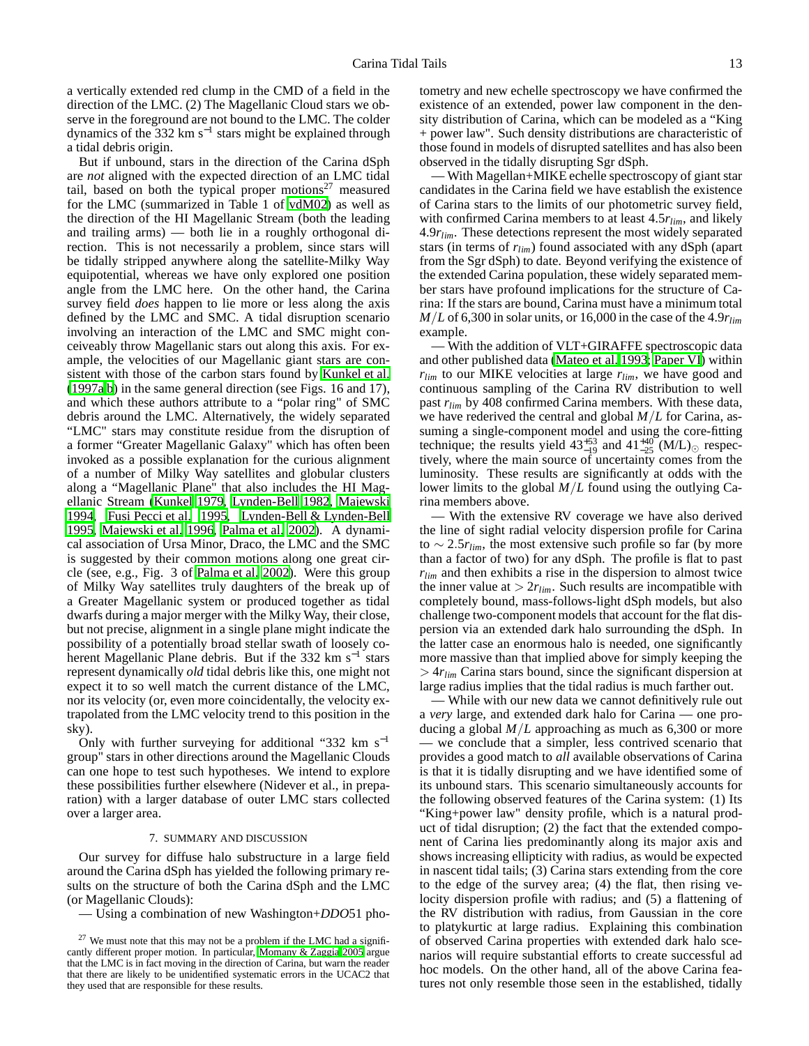a vertically extended red clump in the CMD of a field in the direction of the LMC. (2) The Magellanic Cloud stars we observe in the foreground are not bound to the LMC. The colder dynamics of the 332 km s$^{-1}$ stars might be explained through a tidal debris origin.

But if unbound, stars in the direction of the Carina dSph are *not* aligned with the expected direction of an LMC tidal tail, based on both the typical proper motions[27] measured for the LMC (summarized in Table 1 of vdM02) as well as the direction of the HI Magellanic Stream (both the leading and trailing arms) — both lie in a roughly orthogonal direction. This is not necessarily a problem, since stars will be tidally stripped anywhere along the satellite-Milky Way equipotential, whereas we have only explored one position angle from the LMC here. On the other hand, the Carina survey field *does* happen to lie more or less along the axis defined by the LMC and SMC. A tidal disruption scenario involving an interaction of the LMC and SMC might conceivably throw Magellanic stars out along this axis. For example, the velocities of our Magellanic giant stars are consistent with those of the carbon stars found by Kunkel et al. (1997a,b) in the same general direction (see Figs. 16 and 17), and which these authors attribute to a "polar ring" of SMC debris around the LMC. Alternatively, the widely separated "LMC" stars may constitute residue from the disruption of a former "Greater Magellanic Galaxy" which has often been invoked as a possible explanation for the curious alignment of a number of Milky Way satellites and globular clusters along a "Magellanic Plane" that also includes the HI Magellanic Stream (Kunkel 1979, Lynden-Bell 1982, Majewski 1994, Fusi Pecci et al. 1995, Lynden-Bell & Lynden-Bell 1995, Majewski et al. 1996, Palma et al. 2002). A dynamical association of Ursa Minor, Draco, the LMC and the SMC is suggested by their common motions along one great circle (see, e.g., Fig. 3 of Palma et al. 2002). Were this group of Milky Way satellites truly daughters of the break up of a Greater Magellanic system or produced together as tidal dwarfs during a major merger with the Milky Way, their close, but not precise, alignment in a single plane might indicate the possibility of a potentially broad stellar swath of loosely coherent Magellanic Plane debris. But if the 332 km s$^{-1}$ stars represent dynamically *old* tidal debris like this, one might not expect it to so well match the current distance of the LMC, nor its velocity (or, even more coincidentally, the velocity extrapolated from the LMC velocity trend to this position in the sky).

Only with further surveying for additional "332 km s$^{-1}$ group" stars in other directions around the Magellanic Clouds can one hope to test such hypotheses. We intend to explore these possibilities further elsewhere (Nidever et al., in preparation) with a larger database of outer LMC stars collected over a larger area.

## 7. SUMMARY AND DISCUSSION

Our survey for diffuse halo substructure in a large field around the Carina dSph has yielded the following primary results on the structure of both the Carina dSph and the LMC (or Magellanic Clouds):

— Using a combination of new Washington+*DDO*51 photometry and new echelle spectroscopy we have confirmed the existence of an extended, power law component in the density distribution of Carina, which can be modeled as a "King + power law". Such density distributions are characteristic of those found in models of disrupted satellites and has also been observed in the tidally disrupting Sgr dSph.

— With Magellan+MIKE echelle spectroscopy of giant star candidates in the Carina field we have establish the existence of Carina stars to the limits of our photometric survey field, with confirmed Carina members to at least $4.5r_{lim}$, and likely $4.9r_{lim}$. These detections represent the most widely separated stars (in terms of $r_{lim}$) found associated with any dSph (apart from the Sgr dSph) to date. Beyond verifying the existence of the extended Carina population, these widely separated member stars have profound implications for the structure of Carina: If the stars are bound, Carina must have a minimum total $M/L$ of 6,300 in solar units, or 16,000 in the case of the $4.9r_{lim}$ example.

— With the addition of VLT+GIRAFFE spectroscopic data and other published data (Mateo et al. 1993; Paper VI) within $r_{lim}$ to our MIKE velocities at large $r_{lim}$, we have good and continuous sampling of the Carina RV distribution to well past $r_{lim}$ by 408 confirmed Carina members. With these data, we have rederived the central and global $M/L$ for Carina, assuming a single-component model and using the core-fitting technique; the results yield $43^{+53}_{-19}$ and $41^{+40}_{-25}$ $(\mathrm{M/L})_{\odot}$ respectively, where the main source of uncertainty comes from the luminosity. These results are significantly at odds with the lower limits to the global $M/L$ found using the outlying Carina members above.

— With the extensive RV coverage we have also derived the line of sight radial velocity dispersion profile for Carina to $\sim 2.5r_{lim}$, the most extensive such profile so far (by more than a factor of two) for any dSph. The profile is flat to past $r_{lim}$ and then exhibits a rise in the dispersion to almost twice the inner value at $> 2r_{lim}$. Such results are incompatible with completely bound, mass-follows-light dSph models, but also challenge two-component models that account for the flat dispersion via an extended dark halo surrounding the dSph. In the latter case an enormous halo is needed, one significantly more massive than that implied above for simply keeping the $> 4r_{lim}$ Carina stars bound, since the significant dispersion at large radius implies that the tidal radius is much farther out.

— While with our new data we cannot definitively rule out a *very* large, and extended dark halo for Carina — one producing a global $M/L$ approaching as much as 6,300 or more — we conclude that a simpler, less contrived scenario that provides a good match to *all* available observations of Carina is that it is tidally disrupting and we have identified some of its unbound stars. This scenario simultaneously accounts for the following observed features of the Carina system: (1) Its "King+power law" density profile, which is a natural product of tidal disruption; (2) the fact that the extended component of Carina lies predominantly along its major axis and shows increasing ellipticity with radius, as would be expected in nascent tidal tails; (3) Carina stars extending from the core to the edge of the survey area; (4) the flat, then rising velocity dispersion profile with radius; and (5) a flattening of the RV distribution with radius, from Gaussian in the core to platykurtic at large radius. Explaining this combination of observed Carina properties with extended dark halo scenarios will require substantial efforts to create successful ad hoc models. On the other hand, all of the above Carina features not only resemble those seen in the established, tidally

[27] We must note that this may not be a problem if the LMC had a significantly different proper motion. In particular, Momany & Zaggia 2005 argue that the LMC is in fact moving in the direction of Carina, but warn the reader that there are likely to be unidentified systematic errors in the UCAC2 that they used that are responsible for these results.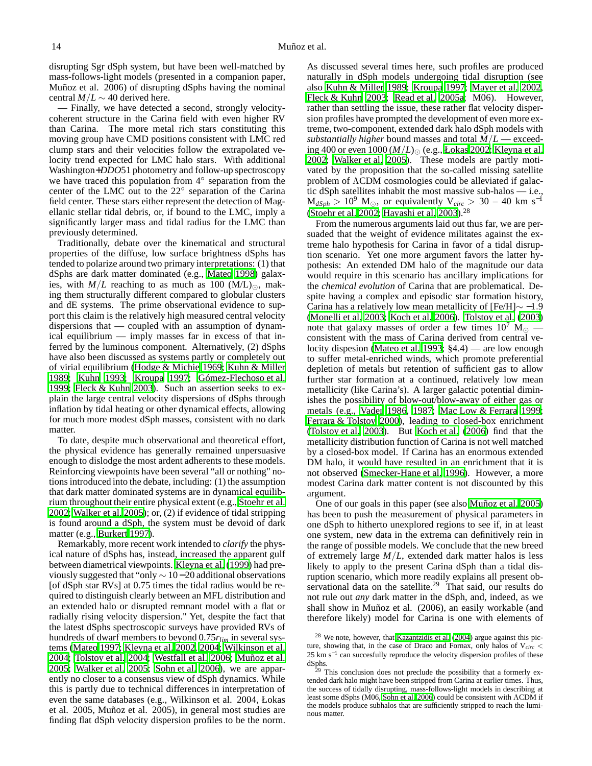disrupting Sgr dSph system, but have been well-matched by mass-follows-light models (presented in a companion paper, Muñoz et al. 2006) of disrupting dSphs having the nominal central $M/L \sim 40$ derived here.

— Finally, we have detected a second, strongly velocity-coherent structure in the Carina field with even higher RV than Carina. The more metal rich stars constituting this moving group have CMD positions consistent with LMC red clump stars and their velocities follow the extrapolated velocity trend expected for LMC halo stars. With additional Washington+*DDO*51 photometry and follow-up spectroscopy we have traced this population from 4° separation from the center of the LMC out to the 22° separation of the Carina field center. These stars either represent the detection of Magellanic stellar tidal debris, or, if bound to the LMC, imply a significantly larger mass and tidal radius for the LMC than previously determined.

Traditionally, debate over the kinematical and structural properties of the diffuse, low surface brightness dSphs has tended to polarize around two primary interpretations: (1) that dSphs are dark matter dominated (e.g., Mateo 1998) galaxies, with $M/L$ reaching to as much as 100 $(M/L)_{\odot}$, making them structurally different compared to globular clusters and dE systems. The prime observational evidence to support this claim is the relatively high measured central velocity dispersions that — coupled with an assumption of dynamical equilibrium — imply masses far in excess of that inferred by the luminous component. Alternatively, (2) dSphs have also been discussed as systems partly or completely out of virial equilibrium (Hodge & Michie 1969; Kuhn & Miller 1989; Kuhn 1993; Kroupa 1997; Gómez-Flechoso et al. 1999; Fleck & Kuhn 2003). Such an assertion seeks to explain the large central velocity dispersions of dSphs through inflation by tidal heating or other dynamical effects, allowing for much more modest dSph masses, consistent with no dark matter.

To date, despite much observational and theoretical effort, the physical evidence has generally remained unpersuasive enough to dislodge the most ardent adherents to these models. Reinforcing viewpoints have been several "all or nothing" notions introduced into the debate, including: (1) the assumption that dark matter dominated systems are in dynamical equilibrium throughout their entire physical extent (e.g., Stoehr et al. 2002; Walker et al. 2005); or, (2) if evidence of tidal stripping is found around a dSph, the system must be devoid of dark matter (e.g., Burkert 1997).

Remarkably, more recent work intended to *clarify* the physical nature of dSphs has, instead, increased the apparent gulf between diametrical viewpoints. Kleyna et al. (1999) had previously suggested that "only $\sim 10-20$ additional observations [of dSph star RVs] at 0.75 times the tidal radius would be required to distinguish clearly between an MFL distribution and an extended halo or disrupted remnant model with a flat or radially rising velocity dispersion." Yet, despite the fact that the latest dSphs spectroscopic surveys have provided RVs of hundreds of dwarf members to beyond $0.75r_{lim}$ in several systems (Mateo 1997; Kleyna et al. 2002, 2004; Wilkinson et al. 2004; Tolstoy et al. 2004; Westfall et al. 2006; Muñoz et al. 2005; Walker et al. 2005; Sohn et al. 2006), we are apparently no closer to a consensus view of dSph dynamics. While this is partly due to technical differences in interpretation of even the same databases (e.g., Wilkinson et al. 2004, Łokas et al. 2005, Muñoz et al. 2005), in general most studies are finding flat dSph velocity dispersion profiles to be the norm. As discussed several times here, such profiles are produced naturally in dSph models undergoing tidal disruption (see also Kuhn & Miller 1989; Kroupa 1997; Mayer et al. 2002, Fleck & Kuhn 2003; Read et al. 2005a; M06). However, rather than settling the issue, these rather flat velocity dispersion profiles have prompted the development of even more extreme, two-component, extended dark halo dSph models with *substantially higher* bound masses and total $M/L$ — exceeding 400 or even 1000 $(M/L)_{\odot}$ (e.g., Łokas 2002; Kleyna et al. 2002; Walker et al. 2005). These models are partly motivated by the proposition that the so-called missing satellite problem of ΛCDM cosmologies could be alleviated if galactic dSph satellites inhabit the most massive sub-halos — i.e., $M_{dSph} > 10^9$ $M_{\odot}$, or equivalently $V_{circ} >$ 30 – 40 km s$^{-1}$ (Stoehr et al. 2002; Hayashi et al. 2003).[28]

From the numerous arguments laid out thus far, we are persuaded that the weight of evidence militates against the extreme halo hypothesis for Carina in favor of a tidal disruption scenario. Yet one more argument favors the latter hypothesis: An extended DM halo of the magnitude our data would require in this scenario has ancillary implications for the *chemical evolution* of Carina that are problematical. Despite having a complex and episodic star formation history, Carina has a relatively low mean metallicity of [Fe/H]$\sim -1.9$ (Monelli et al. 2003; Koch et al. 2006). Tolstoy et al. (2003) note that galaxy masses of order a few times $10^7$ $M_{\odot}$ — consistent with the mass of Carina derived from central velocity dispesion (Mateo et al. 1993; §4.4) — are low enough to suffer metal-enriched winds, which promote preferential depletion of metals but retention of sufficient gas to allow further star formation at a continued, relatively low mean metallicity (like Carina's). A larger galactic potential diminishes the possibility of blow-out/blow-away of either gas or metals (e.g., Vader 1986, 1987; Mac Low & Ferrara 1999; Ferrara & Tolstoy 2000), leading to closed-box enrichment (Tolstoy et al. 2003). But Koch et al. (2006) find that the metallicity distribution function of Carina is not well matched by a closed-box model. If Carina has an enormous extended DM halo, it would have resulted in an enrichment that it is not observed (Smecker-Hane et al. 1996). However, a more modest Carina dark matter content is not discounted by this argument.

One of our goals in this paper (see also Muñoz et al. 2005) has been to push the measurement of physical parameters in one dSph to hitherto unexplored regions to see if, in at least one system, new data in the extrema can definitively rein in the range of possible models. We conclude that the new breed of extremely large $M/L$, extended dark matter halos is less likely to apply to the present Carina dSph than a tidal disruption scenario, which more readily explains all present observational data on the satellite.[29] That said, our results do not rule out *any* dark matter in the dSph, and, indeed, as we shall show in Muñoz et al. (2006), an easily workable (and therefore likely) model for Carina is one with elements of

[28] We note, however, that Kazantzidis et al. (2004) argue against this picture, showing that, in the case of Draco and Fornax, only halos of $V_{circ} <$ 25 km s$^{-1}$ can succesfully reproduce the velocity dispersion profiles of these dSphs.

[29] This conclusion does not preclude the possibility that a formerly extended dark halo might have been stripped from Carina at earlier times. Thus, the success of tidally disrupting, mass-follows-light models in describing at least some dSphs (M06, Sohn et al. 2006) could be consistent with ΛCDM if the models produce subhalos that are sufficiently stripped to reach the luminous matter.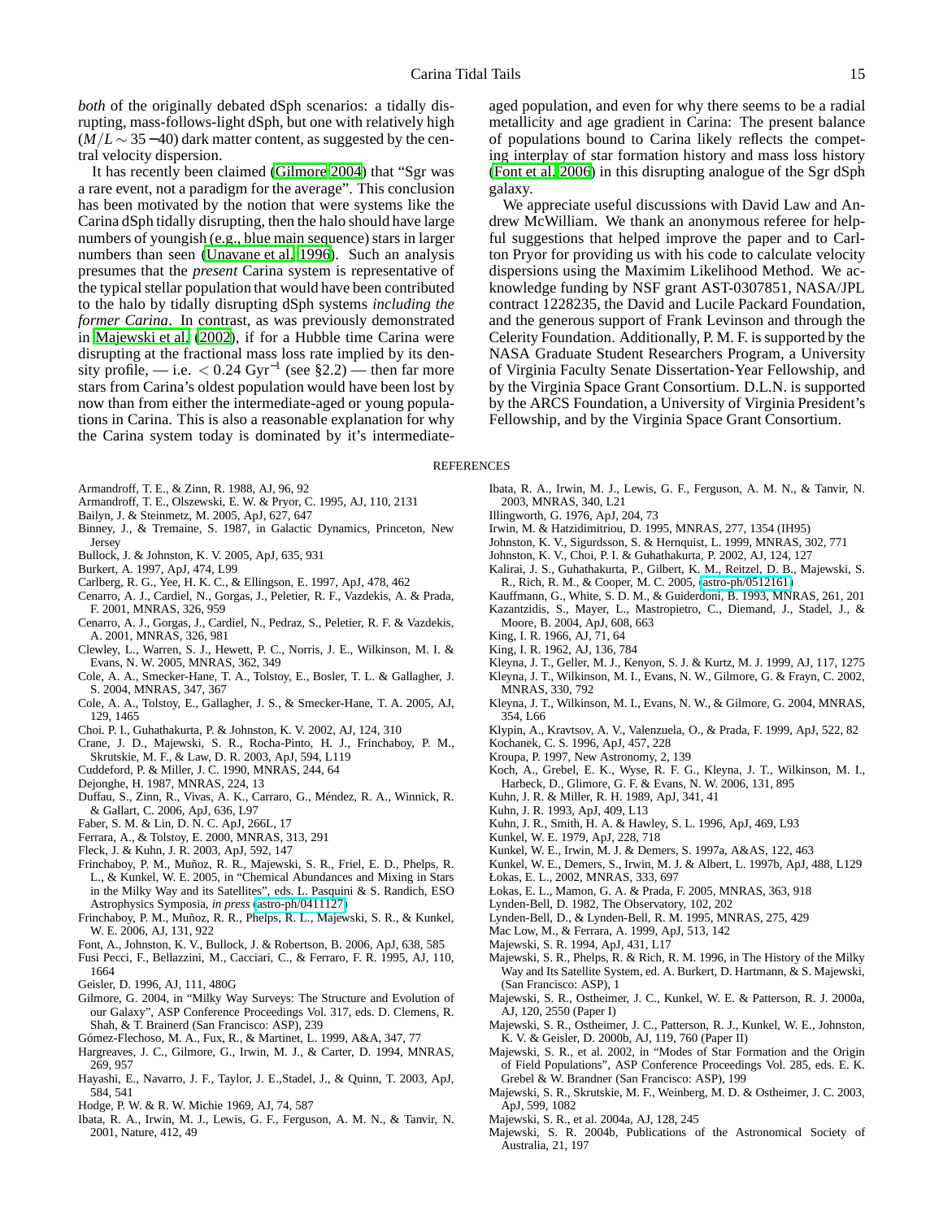*both* of the originally debated dSph scenarios: a tidally disrupting, mass-follows-light dSph, but one with relatively high ($M/L \sim 35-40$) dark matter content, as suggested by the central velocity dispersion.

It has recently been claimed (Gilmore 2004) that "Sgr was a rare event, not a paradigm for the average". This conclusion has been motivated by the notion that were systems like the Carina dSph tidally disrupting, then the halo should have large numbers of youngish (e.g., blue main sequence) stars in larger numbers than seen (Unavane et al. 1996). Such an analysis presumes that the *present* Carina system is representative of the typical stellar population that would have been contributed to the halo by tidally disrupting dSph systems *including the former Carina*. In contrast, as was previously demonstrated in Majewski et al. (2002), if for a Hubble time Carina were disrupting at the fractional mass loss rate implied by its density profile, — i.e. $< 0.24$ Gyr$^{-1}$ (see §2.2) — then far more stars from Carina's oldest population would have been lost by now than from either the intermediate-aged or young populations in Carina. This is also a reasonable explanation for why the Carina system today is dominated by it's intermediate-aged population, and even for why there seems to be a radial metallicity and age gradient in Carina: The present balance of populations bound to Carina likely reflects the competing interplay of star formation history and mass loss history (Font et al. 2006) in this disrupting analogue of the Sgr dSph galaxy.

We appreciate useful discussions with David Law and Andrew McWilliam. We thank an anonymous referee for helpful suggestions that helped improve the paper and to Carlton Pryor for providing us with his code to calculate velocity dispersions using the Maximim Likelihood Method. We acknowledge funding by NSF grant AST-0307851, NASA/JPL contract 1228235, the David and Lucile Packard Foundation, and the generous support of Frank Levinson and through the Celerity Foundation. Additionally, P. M. F. is supported by the NASA Graduate Student Researchers Program, a University of Virginia Faculty Senate Dissertation-Year Fellowship, and by the Virginia Space Grant Consortium. D.L.N. is supported by the ARCS Foundation, a University of Virginia President's Fellowship, and by the Virginia Space Grant Consortium.

## REFERENCES

Armandroff, T. E., & Zinn, R. 1988, AJ, 96, 92
Armandroff, T. E., Olszewski, E. W. & Pryor, C. 1995, AJ, 110, 2131
Bailyn, J. & Steinmetz, M. 2005, ApJ, 627, 647
Binney, J., & Tremaine, S. 1987, in Galactic Dynamics, Princeton, New Jersey
Bullock, J. & Johnston, K. V. 2005, ApJ, 635, 931
Burkert, A. 1997, ApJ, 474, L99
Carlberg, R. G., Yee, H. K. C., & Ellingson, E. 1997, ApJ, 478, 462
Cenarro, A. J., Cardiel, N., Gorgas, J., Peletier, R. F., Vazdekis, A. & Prada, F. 2001, MNRAS, 326, 959
Cenarro, A. J., Gorgas, J., Cardiel, N., Pedraz, S., Peletier, R. F. & Vazdekis, A. 2001, MNRAS, 326, 981
Clewley, L., Warren, S. J., Hewett, P. C., Norris, J. E., Wilkinson, M. I. & Evans, N. W. 2005, MNRAS, 362, 349
Cole, A. A., Smecker-Hane, T. A., Tolstoy, E., Bosler, T. L. & Gallagher, J. S. 2004, MNRAS, 347, 367
Cole, A. A., Tolstoy, E., Gallagher, J. S., & Smecker-Hane, T. A. 2005, AJ, 129, 1465
Choi. P. I., Guhathakurta, P. & Johnston, K. V. 2002, AJ, 124, 310
Crane, J. D., Majewski, S. R., Rocha-Pinto, H. J., Frinchaboy, P. M., Skrutskie, M. F., & Law, D. R. 2003, ApJ, 594, L119
Cuddeford, P. & Miller, J. C. 1990, MNRAS, 244, 64
Dejonghe, H. 1987, MNRAS, 224, 13
Duffau, S., Zinn, R., Vivas, A. K., Carraro, G., Méndez, R. A., Winnick, R. & Gallart, C. 2006, ApJ, 636, L97
Faber, S. M. & Lin, D. N. C. ApJ, 266L, 17
Ferrara, A., & Tolstoy, E. 2000, MNRAS, 313, 291
Fleck, J. & Kuhn, J. R. 2003, ApJ, 592, 147
Frinchaboy, P. M., Muñoz, R. R., Majewski, S. R., Friel, E. D., Phelps, R. L., & Kunkel, W. E. 2005, in "Chemical Abundances and Mixing in Stars in the Milky Way and its Satellites", eds. L. Pasquini & S. Randich, ESO Astrophysics Symposia, *in press* (astro-ph/0411127)
Frinchaboy, P. M., Muñoz, R. R., Phelps, R. L., Majewski, S. R., & Kunkel, W. E. 2006, AJ, 131, 922
Font, A., Johnston, K. V., Bullock, J. & Robertson, B. 2006, ApJ, 638, 585
Fusi Pecci, F., Bellazzini, M., Cacciari, C., & Ferraro, F. R. 1995, AJ, 110, 1664
Geisler, D. 1996, AJ, 111, 480G
Gilmore, G. 2004, in "Milky Way Surveys: The Structure and Evolution of our Galaxy", ASP Conference Proceedings Vol. 317, eds. D. Clemens, R. Shah, & T. Brainerd (San Francisco: ASP), 239
Gómez-Flechoso, M. A., Fux, R., & Martinet, L. 1999, A&A, 347, 77
Hargreaves, J. C., Gilmore, G., Irwin, M. J., & Carter, D. 1994, MNRAS, 269, 957
Hayashi, E., Navarro, J. F., Taylor, J. E.,Stadel, J., & Quinn, T. 2003, ApJ, 584, 541
Hodge, P. W. & R. W. Michie 1969, AJ, 74, 587
Ibata, R. A., Irwin, M. J., Lewis, G. F., Ferguson, A. M. N., & Tanvir, N. 2001, Nature, 412, 49
Ibata, R. A., Irwin, M. J., Lewis, G. F., Ferguson, A. M. N., & Tanvir, N. 2003, MNRAS, 340, L21
Illingworth, G. 1976, ApJ, 204, 73
Irwin, M. & Hatzidimitriou, D. 1995, MNRAS, 277, 1354 (IH95)
Johnston, K. V., Sigurdsson, S. & Hernquist, L. 1999, MNRAS, 302, 771
Johnston, K. V., Choi, P. I. & Guhathakurta, P. 2002, AJ, 124, 127
Kalirai, J. S., Guhathakurta, P., Gilbert, K. M., Reitzel, D. B., Majewski, S. R., Rich, R. M., & Cooper, M. C. 2005, (astro-ph/0512161)
Kauffmann, G., White, S. D. M., & Guiderdoni, B. 1993, MNRAS, 261, 201
Kazantzidis, S., Mayer, L., Mastropietro, C., Diemand, J., Stadel, J., & Moore, B. 2004, ApJ, 608, 663
King, I. R. 1966, AJ, 71, 64
King, I. R. 1962, AJ, 136, 784
Kleyna, J. T., Geller, M. J., Kenyon, S. J. & Kurtz, M. J. 1999, AJ, 117, 1275
Kleyna, J. T., Wilkinson, M. I., Evans, N. W., Gilmore, G. & Frayn, C. 2002, MNRAS, 330, 792
Kleyna, J. T., Wilkinson, M. I., Evans, N. W., & Gilmore, G. 2004, MNRAS, 354, L66
Klypin, A., Kravtsov, A. V., Valenzuela, O., & Prada, F. 1999, ApJ, 522, 82
Kochanek, C. S. 1996, ApJ, 457, 228
Kroupa, P. 1997, New Astronomy, 2, 139
Koch, A., Grebel, E. K., Wyse, R. F. G., Kleyna, J. T., Wilkinson, M. I., Harbeck, D., Glimore, G. F. & Evans, N. W. 2006, 131, 895
Kuhn, J. R. & Miller, R. H. 1989, ApJ, 341, 41
Kuhn, J. R. 1993, ApJ, 409, L13
Kuhn, J. R., Smith, H. A. & Hawley, S. L. 1996, ApJ, 469, L93
Kunkel, W. E. 1979, ApJ, 228, 718
Kunkel, W. E., Irwin, M. J. & Demers, S. 1997a, A&AS, 122, 463
Kunkel, W. E., Demers, S., Irwin, M. J. & Albert, L. 1997b, ApJ, 488, L129
Łokas, E. L., 2002, MNRAS, 333, 697
Łokas, E. L., Mamon, G. A. & Prada, F. 2005, MNRAS, 363, 918
Lynden-Bell, D. 1982, The Observatory, 102, 202
Lynden-Bell, D., & Lynden-Bell, R. M. 1995, MNRAS, 275, 429
Mac Low, M., & Ferrara, A. 1999, ApJ, 513, 142
Majewski, S. R. 1994, ApJ, 431, L17
Majewski, S. R., Phelps, R. & Rich, R. M. 1996, in The History of the Milky Way and Its Satellite System, ed. A. Burkert, D. Hartmann, & S. Majewski, (San Francisco: ASP), 1
Majewski, S. R., Ostheimer, J. C., Kunkel, W. E. & Patterson, R. J. 2000a, AJ, 120, 2550 (Paper I)
Majewski, S. R., Ostheimer, J. C., Patterson, R. J., Kunkel, W. E., Johnston, K. V. & Geisler, D. 2000b, AJ, 119, 760 (Paper II)
Majewski, S. R., et al. 2002, in "Modes of Star Formation and the Origin of Field Populations", ASP Conference Proceedings Vol. 285, eds. E. K. Grebel & W. Brandner (San Francisco: ASP), 199
Majewski, S. R., Skrutskie, M. F., Weinberg, M. D. & Ostheimer, J. C. 2003, ApJ, 599, 1082
Majewski, S. R., et al. 2004a, AJ, 128, 245
Majewski, S. R. 2004b, Publications of the Astronomical Society of Australia, 21, 197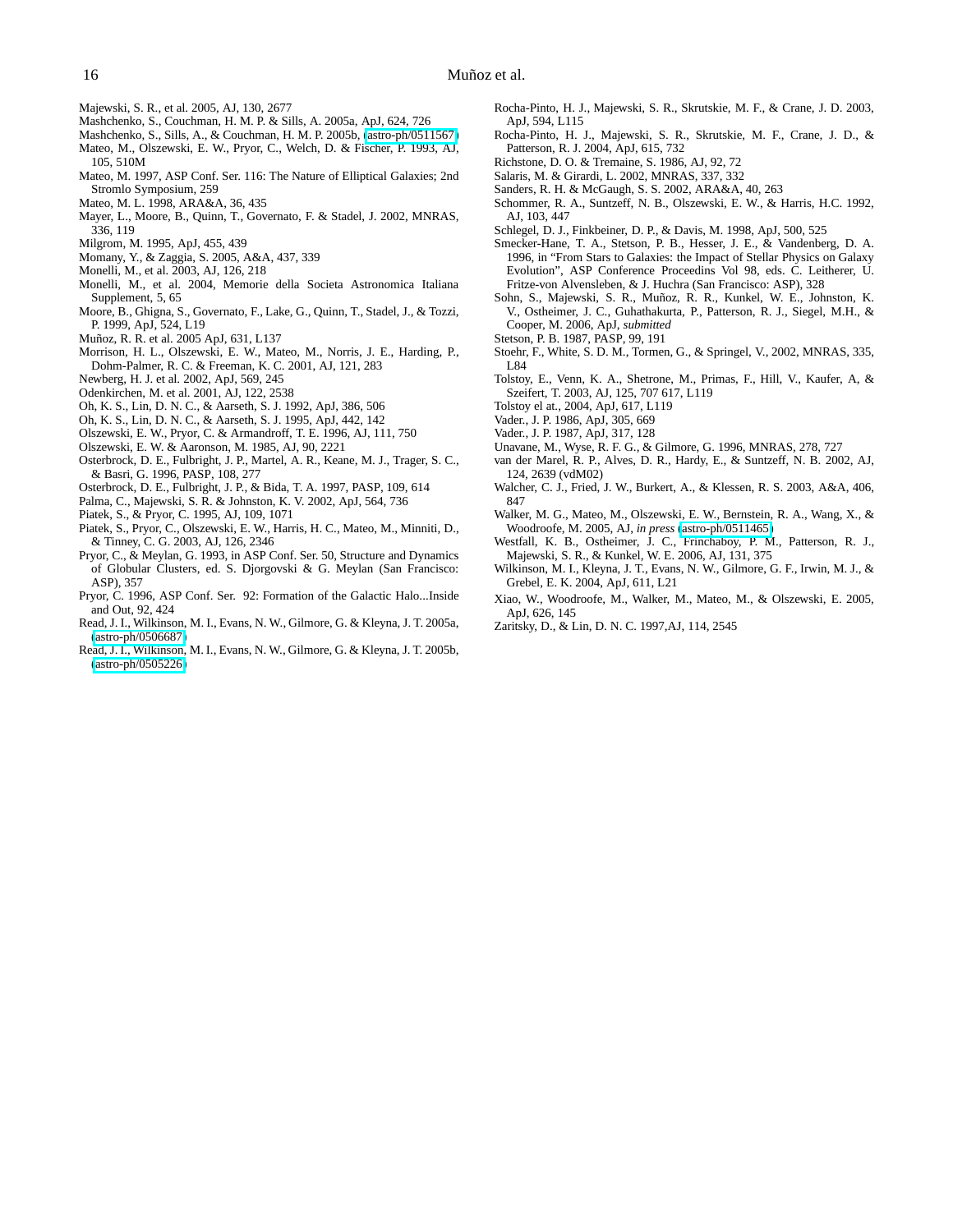Majewski, S. R., et al. 2005, AJ, 130, 2677

Mashchenko, S., Couchman, H. M. P. & Sills, A. 2005a, ApJ, 624, 726

Mashchenko, S., Sills, A., & Couchman, H. M. P. 2005b, (astro-ph/0511567)

Mateo, M., Olszewski, E. W., Pryor, C., Welch, D. & Fischer, P. 1993, AJ, 105, 510M

Mateo, M. 1997, ASP Conf. Ser. 116: The Nature of Elliptical Galaxies; 2nd Stromlo Symposium, 259

Mateo, M. L. 1998, ARA&A, 36, 435

Mayer, L., Moore, B., Quinn, T., Governato, F. & Stadel, J. 2002, MNRAS, 336, 119

Milgrom, M. 1995, ApJ, 455, 439

Momany, Y., & Zaggia, S. 2005, A&A, 437, 339

Monelli, M., et al. 2003, AJ, 126, 218

Monelli, M., et al. 2004, Memorie della Societa Astronomica Italiana Supplement, 5, 65

Moore, B., Ghigna, S., Governato, F., Lake, G., Quinn, T., Stadel, J., & Tozzi, P. 1999, ApJ, 524, L19

Muñoz, R. R. et al. 2005 ApJ, 631, L137

Morrison, H. L., Olszewski, E. W., Mateo, M., Norris, J. E., Harding, P., Dohm-Palmer, R. C. & Freeman, K. C. 2001, AJ, 121, 283

Newberg, H. J. et al. 2002, ApJ, 569, 245

Odenkirchen, M. et al. 2001, AJ, 122, 2538

Oh, K. S., Lin, D. N. C., & Aarseth, S. J. 1992, ApJ, 386, 506

Oh, K. S., Lin, D. N. C., & Aarseth, S. J. 1995, ApJ, 442, 142

Olszewski, E. W., Pryor, C. & Armandroff, T. E. 1996, AJ, 111, 750

Olszewski, E. W. & Aaronson, M. 1985, AJ, 90, 2221

Osterbrock, D. E., Fulbright, J. P., Martel, A. R., Keane, M. J., Trager, S. C., & Basri, G. 1996, PASP, 108, 277

Osterbrock, D. E., Fulbright, J. P., & Bida, T. A. 1997, PASP, 109, 614

Palma, C., Majewski, S. R. & Johnston, K. V. 2002, ApJ, 564, 736

Piatek, S., & Pryor, C. 1995, AJ, 109, 1071

Piatek, S., Pryor, C., Olszewski, E. W., Harris, H. C., Mateo, M., Minniti, D., & Tinney, C. G. 2003, AJ, 126, 2346

Pryor, C., & Meylan, G. 1993, in ASP Conf. Ser. 50, Structure and Dynamics of Globular Clusters, ed. S. Djorgovski & G. Meylan (San Francisco: ASP), 357

Pryor, C. 1996, ASP Conf. Ser. 92: Formation of the Galactic Halo...Inside and Out, 92, 424

Read, J. I., Wilkinson, M. I., Evans, N. W., Gilmore, G. & Kleyna, J. T. 2005a, (astro-ph/0506687)

Read, J. I., Wilkinson, M. I., Evans, N. W., Gilmore, G. & Kleyna, J. T. 2005b, (astro-ph/0505226)

Rocha-Pinto, H. J., Majewski, S. R., Skrutskie, M. F., & Crane, J. D. 2003, ApJ, 594, L115

Rocha-Pinto, H. J., Majewski, S. R., Skrutskie, M. F., Crane, J. D., & Patterson, R. J. 2004, ApJ, 615, 732

Richstone, D. O. & Tremaine, S. 1986, AJ, 92, 72

Salaris, M. & Girardi, L. 2002, MNRAS, 337, 332

Sanders, R. H. & McGaugh, S. S. 2002, ARA&A, 40, 263

Schommer, R. A., Suntzeff, N. B., Olszewski, E. W., & Harris, H.C. 1992, AJ, 103, 447

Schlegel, D. J., Finkbeiner, D. P., & Davis, M. 1998, ApJ, 500, 525

Smecker-Hane, T. A., Stetson, P. B., Hesser, J. E., & Vandenberg, D. A. 1996, in "From Stars to Galaxies: the Impact of Stellar Physics on Galaxy Evolution", ASP Conference Proceedins Vol 98, eds. C. Leitherer, U. Fritze-von Alvensleben, & J. Huchra (San Francisco: ASP), 328

Sohn, S., Majewski, S. R., Muñoz, R. R., Kunkel, W. E., Johnston, K. V., Ostheimer, J. C., Guhathakurta, P., Patterson, R. J., Siegel, M.H., & Cooper, M. 2006, ApJ, *submitted*

Stetson, P. B. 1987, PASP, 99, 191

Stoehr, F., White, S. D. M., Tormen, G., & Springel, V., 2002, MNRAS, 335, L84

Tolstoy, E., Venn, K. A., Shetrone, M., Primas, F., Hill, V., Kaufer, A, & Szeifert, T. 2003, AJ, 125, 707 617, L119

Tolstoy el at., 2004, ApJ, 617, L119

Vader., J. P. 1986, ApJ, 305, 669

Vader., J. P. 1987, ApJ, 317, 128

Unavane, M., Wyse, R. F. G., & Gilmore, G. 1996, MNRAS, 278, 727

van der Marel, R. P., Alves, D. R., Hardy, E., & Suntzeff, N. B. 2002, AJ, 124, 2639 (vdM02)

Walcher, C. J., Fried, J. W., Burkert, A., & Klessen, R. S. 2003, A&A, 406, 847

Walker, M. G., Mateo, M., Olszewski, E. W., Bernstein, R. A., Wang, X., & Woodroofe, M. 2005, AJ, *in press* (astro-ph/0511465)

Westfall, K. B., Ostheimer, J. C., Frinchaboy, P. M., Patterson, R. J., Majewski, S. R., & Kunkel, W. E. 2006, AJ, 131, 375

Wilkinson, M. I., Kleyna, J. T., Evans, N. W., Gilmore, G. F., Irwin, M. J., & Grebel, E. K. 2004, ApJ, 611, L21

Xiao, W., Woodroofe, M., Walker, M., Mateo, M., & Olszewski, E. 2005, ApJ, 626, 145

Zaritsky, D., & Lin, D. N. C. 1997,AJ, 114, 2545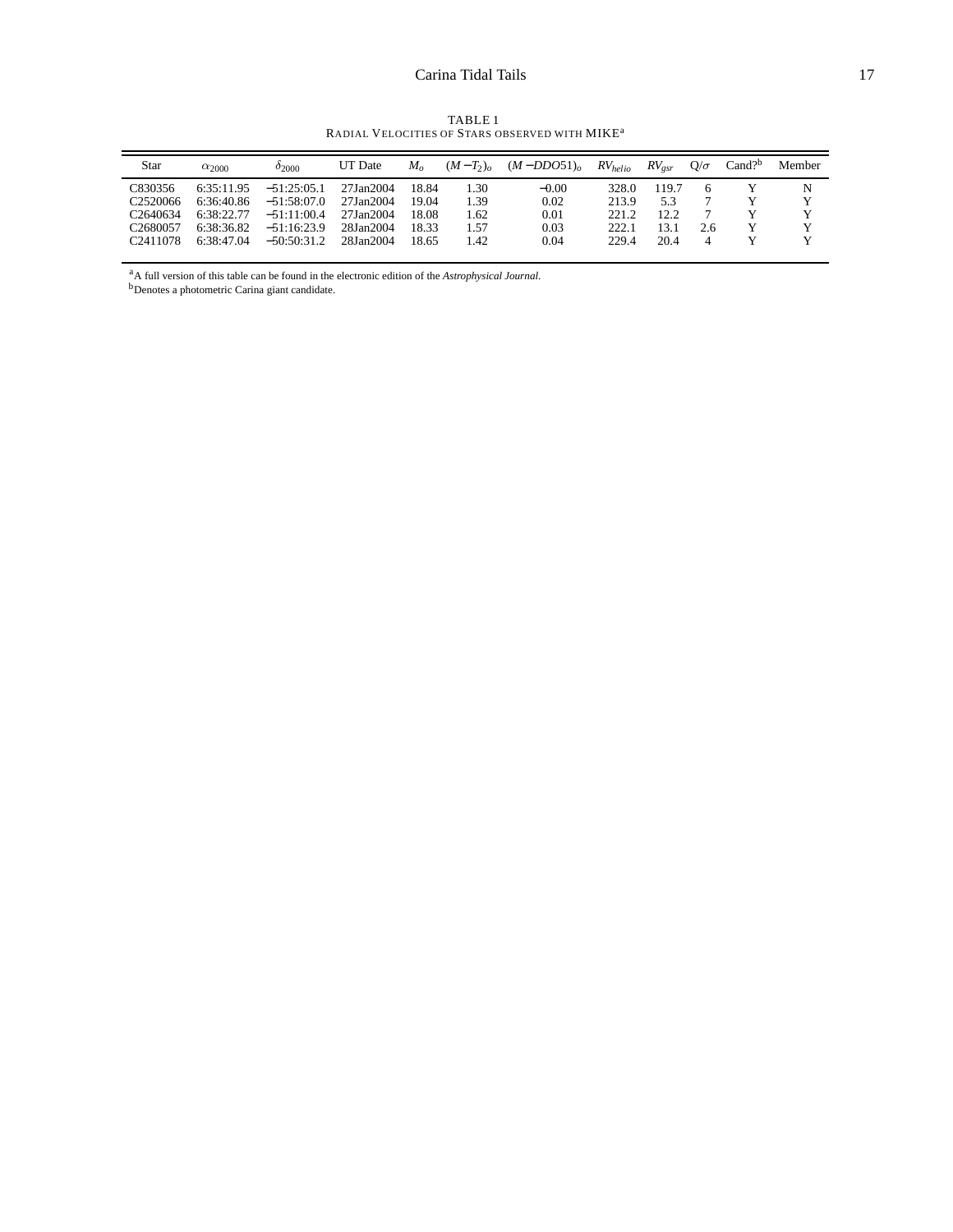TABLE 1
RADIAL VELOCITIES OF STARS OBSERVED WITH MIKE[a]

| Star | $\alpha_{2000}$ | $\delta_{2000}$ | UT Date | $M_o$ | $(M-T_2)_o$ | $(M-DDO51)_o$ | $RV_{helio}$ | $RV_{gsr}$ | Q/$\sigma$ | Cand?[b] | Member |
|---|---|---|---|---|---|---|---|---|---|---|---|
| C830356 | 6:35:11.95 | −51:25:05.1 | 27Jan2004 | 18.84 | 1.30 | −0.00 | 328.0 | 119.7 | 6 | Y | N |
| C2520066 | 6:36:40.86 | −51:58:07.0 | 27Jan2004 | 19.04 | 1.39 | 0.02 | 213.9 | 5.3 | 7 | Y | Y |
| C2640634 | 6:38:22.77 | −51:11:00.4 | 27Jan2004 | 18.08 | 1.62 | 0.01 | 221.2 | 12.2 | 7 | Y | Y |
| C2680057 | 6:38:36.82 | −51:16:23.9 | 28Jan2004 | 18.33 | 1.57 | 0.03 | 222.1 | 13.1 | 2.6 | Y | Y |
| C2411078 | 6:38:47.04 | −50:50:31.2 | 28Jan2004 | 18.65 | 1.42 | 0.04 | 229.4 | 20.4 | 4 | Y | Y |

[a]A full version of this table can be found in the electronic edition of the *Astrophysical Journal.*
[b]Denotes a photometric Carina giant candidate.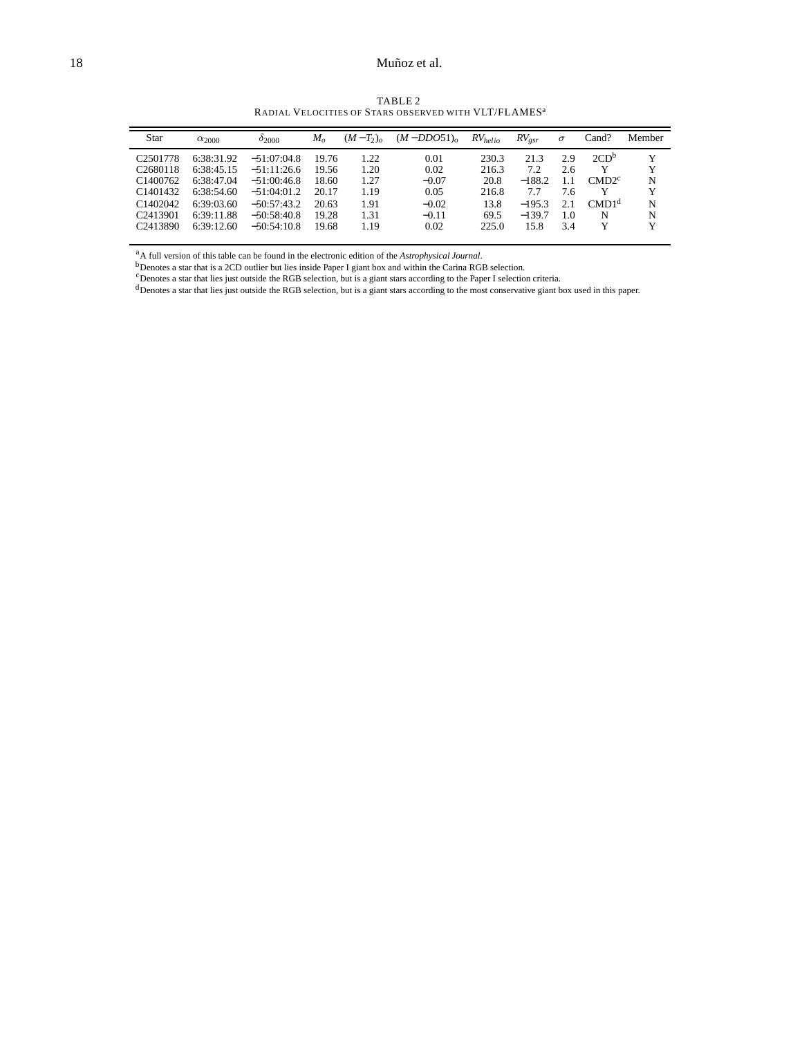TABLE 2
RADIAL VELOCITIES OF STARS OBSERVED WITH VLT/FLAMES[a]

| Star | $\alpha_{2000}$ | $\delta_{2000}$ | $M_o$ | $(M-T_2)_o$ | $(M-DDO51)_o$ | $RV_{helio}$ | $RV_{gsr}$ | $\sigma$ | Cand? | Member |
|---|---|---|---|---|---|---|---|---|---|---|
| C2501778 | 6:38:31.92 | −51:07:04.8 | 19.76 | 1.22 | 0.01 | 230.3 | 21.3 | 2.9 | 2CD[b] | Y |
| C2680118 | 6:38:45.15 | −51:11:26.6 | 19.56 | 1.20 | 0.02 | 216.3 | 7.2 | 2.6 | Y | Y |
| C1400762 | 6:38:47.04 | −51:00:46.8 | 18.60 | 1.27 | −0.07 | 20.8 | −188.2 | 1.1 | CMD2[c] | N |
| C1401432 | 6:38:54.60 | −51:04:01.2 | 20.17 | 1.19 | 0.05 | 216.8 | 7.7 | 7.6 | Y | Y |
| C1402042 | 6:39:03.60 | −50:57:43.2 | 20.63 | 1.91 | −0.02 | 13.8 | −195.3 | 2.1 | CMD1[d] | N |
| C2413901 | 6:39:11.88 | −50:58:40.8 | 19.28 | 1.31 | −0.11 | 69.5 | −139.7 | 1.0 | N | N |
| C2413890 | 6:39:12.60 | −50:54:10.8 | 19.68 | 1.19 | 0.02 | 225.0 | 15.8 | 3.4 | Y | Y |

[a] A full version of this table can be found in the electronic edition of the *Astrophysical Journal*.
[b] Denotes a star that is a 2CD outlier but lies inside Paper I giant box and within the Carina RGB selection.
[c] Denotes a star that lies just outside the RGB selection, but is a giant stars according to the Paper I selection criteria.
[d] Denotes a star that lies just outside the RGB selection, but is a giant stars according to the most conservative giant box used in this paper.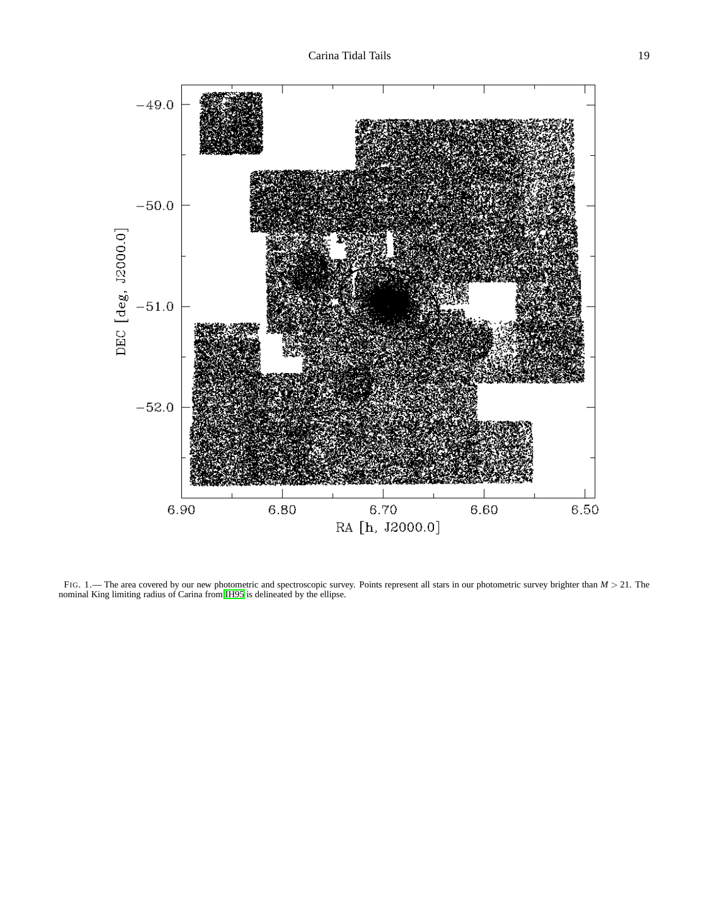FIG. 1.— The area covered by our new photometric and spectroscopic survey. Points represent all stars in our photometric survey brighter than $M > 21$. The nominal King limiting radius of Carina from IH95 is delineated by the ellipse.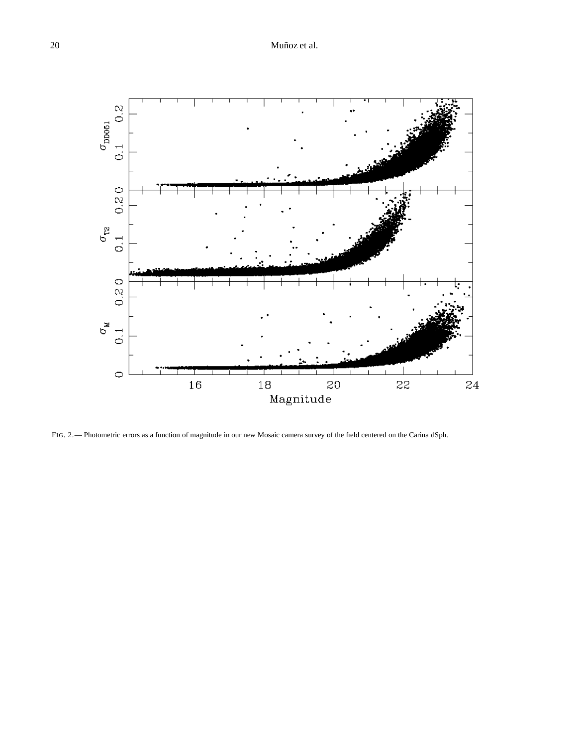FIG. 2.— Photometric errors as a function of magnitude in our new Mosaic camera survey of the field centered on the Carina dSph.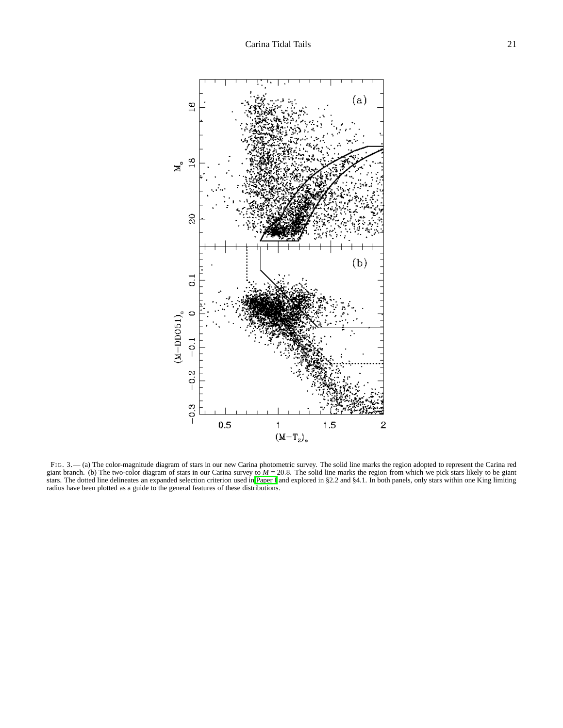FIG. 3.— (a) The color-magnitude diagram of stars in our new Carina photometric survey. The solid line marks the region adopted to represent the Carina red giant branch. (b) The two-color diagram of stars in our Carina survey to $M = 20.8$. The solid line marks the region from which we pick stars likely to be giant stars. The dotted line delineates an expanded selection criterion used in Paper I and explored in §2.2 and §4.1. In both panels, only stars within one King limiting radius have been plotted as a guide to the general features of these distributions.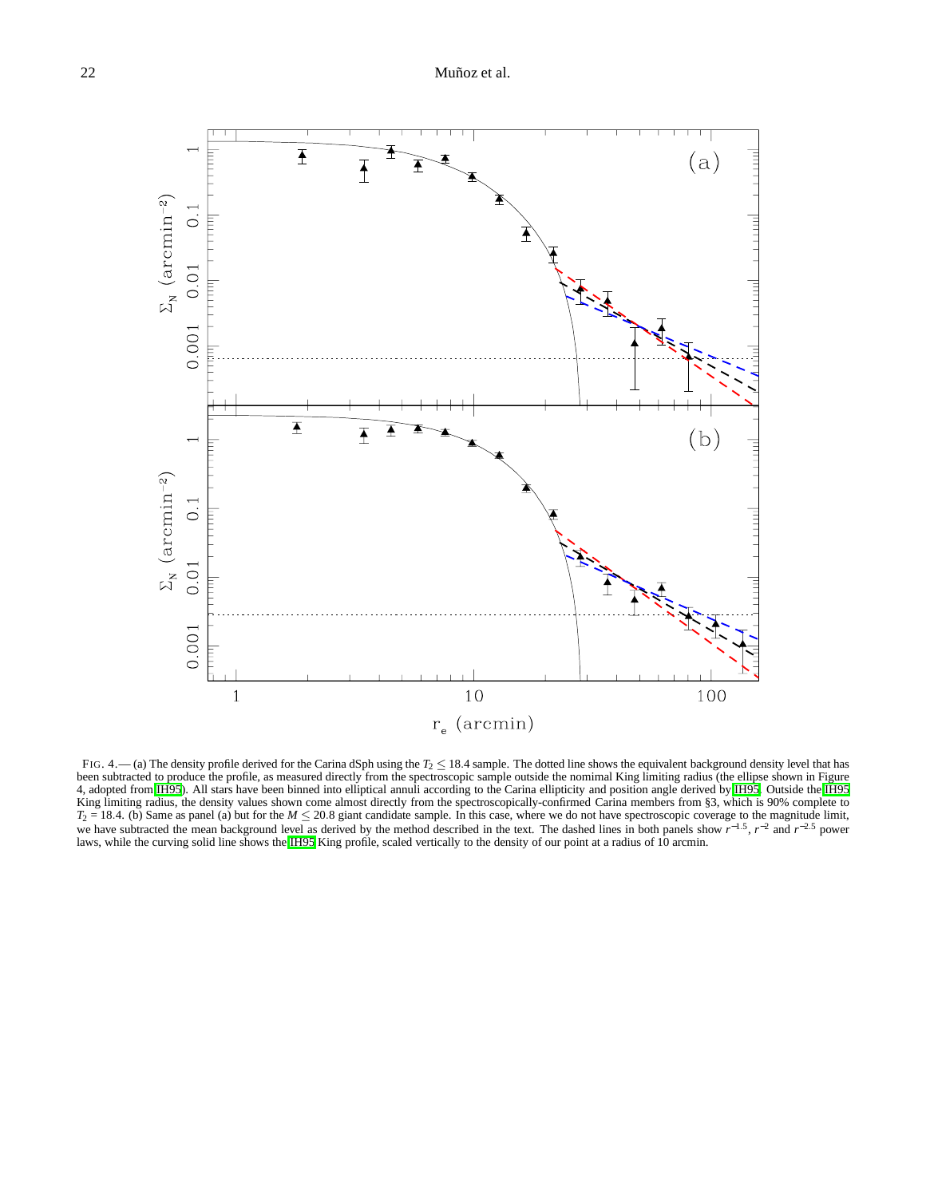FIG. 4.— (a) The density profile derived for the Carina dSph using the $T_2 \leq 18.4$ sample. The dotted line shows the equivalent background density level that has been subtracted to produce the profile, as measured directly from the spectroscopic sample outside the nomimal King limiting radius (the ellipse shown in Figure 4, adopted from IH95). All stars have been binned into elliptical annuli according to the Carina ellipticity and position angle derived by IH95. Outside the IH95 King limiting radius, the density values shown come almost directly from the spectroscopically-confirmed Carina members from §3, which is 90% complete to $T_2 = 18.4$. (b) Same as panel (a) but for the $M \leq 20.8$ giant candidate sample. In this case, where we do not have spectroscopic coverage to the magnitude limit, we have subtracted the mean background level as derived by the method described in the text. The dashed lines in both panels show $r^{-1.5}$, $r^{-2}$ and $r^{-2.5}$ power laws, while the curving solid line shows the IH95 King profile, scaled vertically to the density of our point at a radius of 10 arcmin.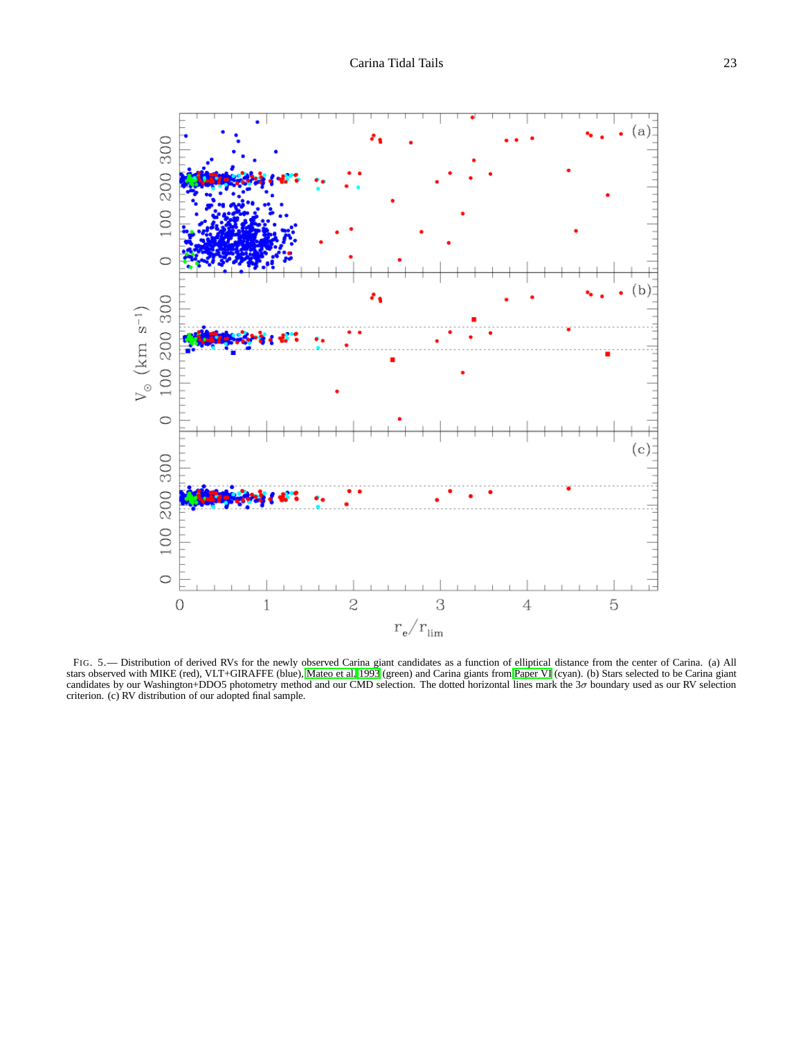FIG. 5.— Distribution of derived RVs for the newly observed Carina giant candidates as a function of elliptical distance from the center of Carina. (a) All stars observed with MIKE (red), VLT+GIRAFFE (blue), Mateo et al. 1993 (green) and Carina giants from Paper VI (cyan). (b) Stars selected to be Carina giant candidates by our Washington+DDO5 photometry method and our CMD selection. The dotted horizontal lines mark the 3$\sigma$ boundary used as our RV selection criterion. (c) RV distribution of our adopted final sample.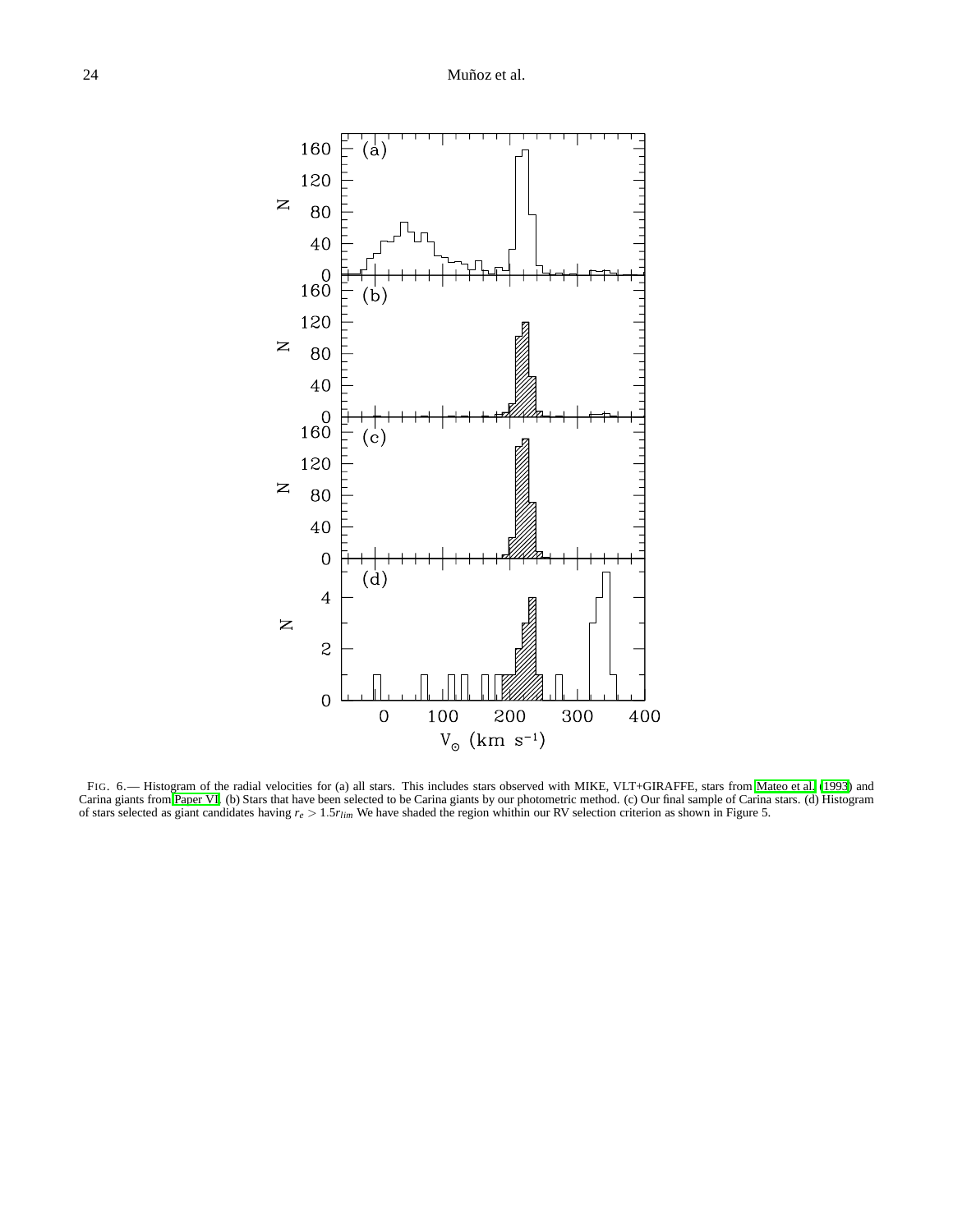FIG. 6.— Histogram of the radial velocities for (a) all stars. This includes stars observed with MIKE, VLT+GIRAFFE, stars from Mateo et al. (1993) and Carina giants from Paper VI. (b) Stars that have been selected to be Carina giants by our photometric method. (c) Our final sample of Carina stars. (d) Histogram of stars selected as giant candidates having $r_e > 1.5r_{lim}$ We have shaded the region whithin our RV selection criterion as shown in Figure 5.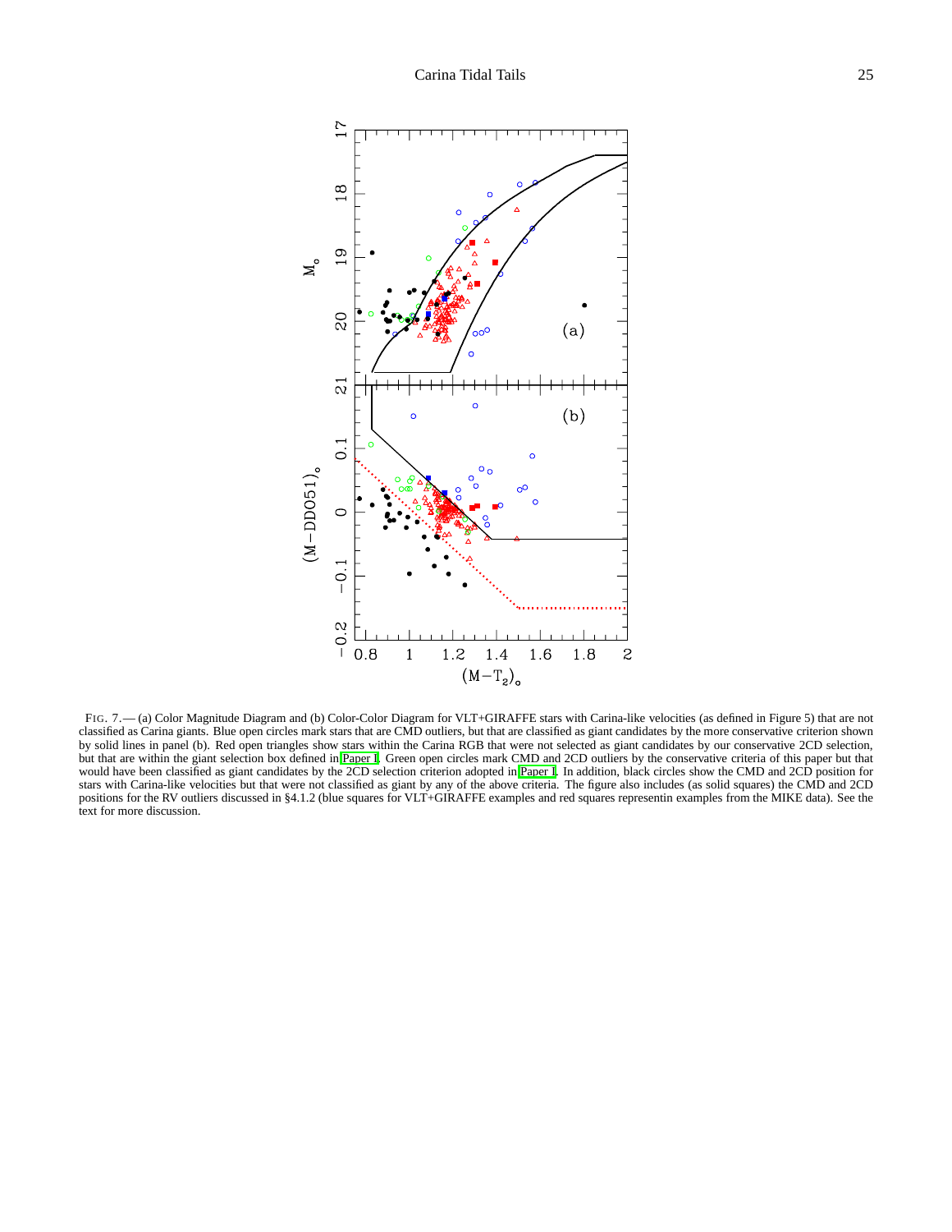FIG. 7.— (a) Color Magnitude Diagram and (b) Color-Color Diagram for VLT+GIRAFFE stars with Carina-like velocities (as defined in Figure 5) that are not classified as Carina giants. Blue open circles mark stars that are CMD outliers, but that are classified as giant candidates by the more conservative criterion shown by solid lines in panel (b). Red open triangles show stars within the Carina RGB that were not selected as giant candidates by our conservative 2CD selection, but that are within the giant selection box defined in Paper I. Green open circles mark CMD and 2CD outliers by the conservative criteria of this paper but that would have been classified as giant candidates by the 2CD selection criterion adopted in Paper I. In addition, black circles show the CMD and 2CD position for stars with Carina-like velocities but that were not classified as giant by any of the above criteria. The figure also includes (as solid squares) the CMD and 2CD positions for the RV outliers discussed in §4.1.2 (blue squares for VLT+GIRAFFE examples and red squares representin examples from the MIKE data). See the text for more discussion.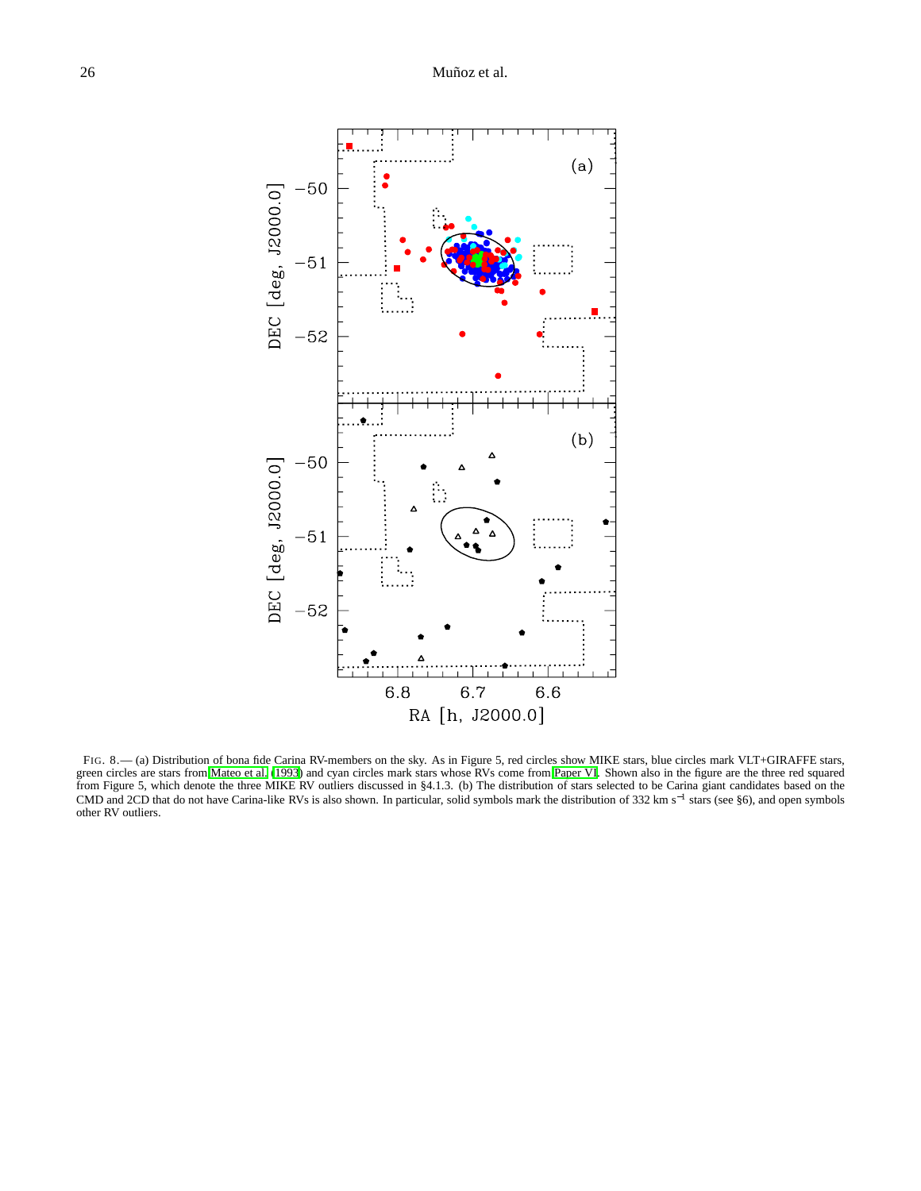FIG. 8.— (a) Distribution of bona fide Carina RV-members on the sky. As in Figure 5, red circles show MIKE stars, blue circles mark VLT+GIRAFFE stars, green circles are stars from Mateo et al. (1993) and cyan circles mark stars whose RVs come from Paper VI. Shown also in the figure are the three red squared from Figure 5, which denote the three MIKE RV outliers discussed in §4.1.3. (b) The distribution of stars selected to be Carina giant candidates based on the CMD and 2CD that do not have Carina-like RVs is also shown. In particular, solid symbols mark the distribution of 332 km s$^{-1}$ stars (see §6), and open symbols other RV outliers.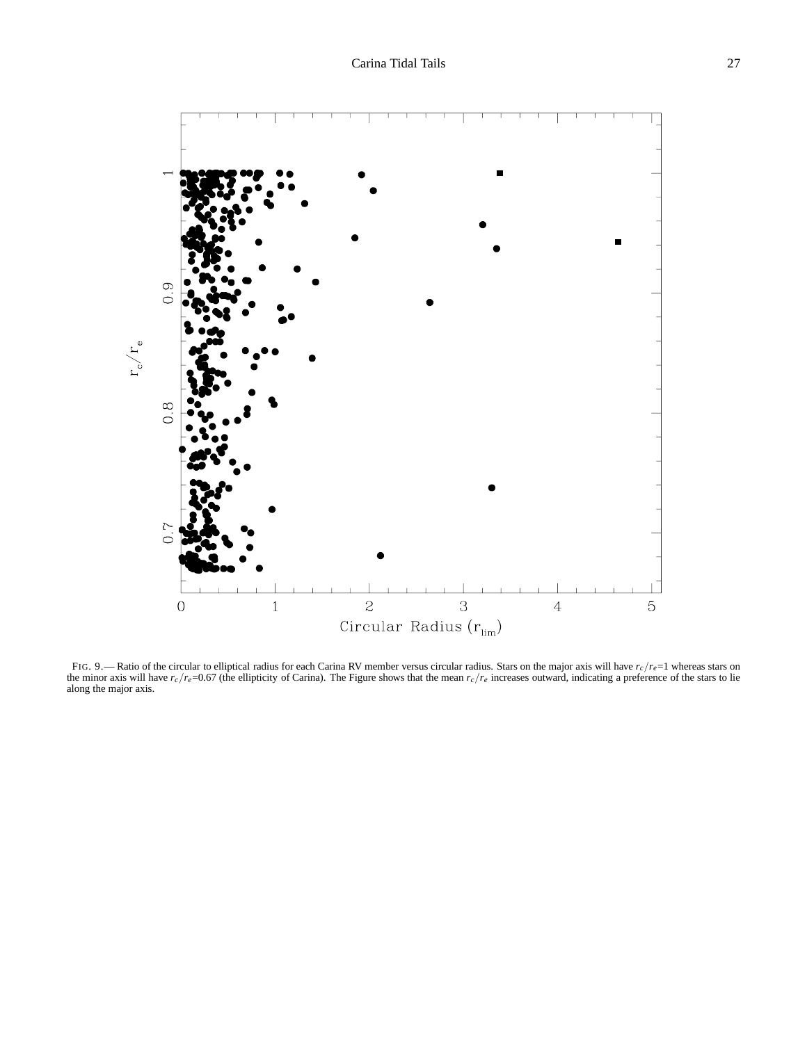FIG. 9.— Ratio of the circular to elliptical radius for each Carina RV member versus circular radius. Stars on the major axis will have $r_c/r_e$=1 whereas stars on the minor axis will have $r_c/r_e$=0.67 (the ellipticity of Carina). The Figure shows that the mean $r_c/r_e$ increases outward, indicating a preference of the stars to lie along the major axis.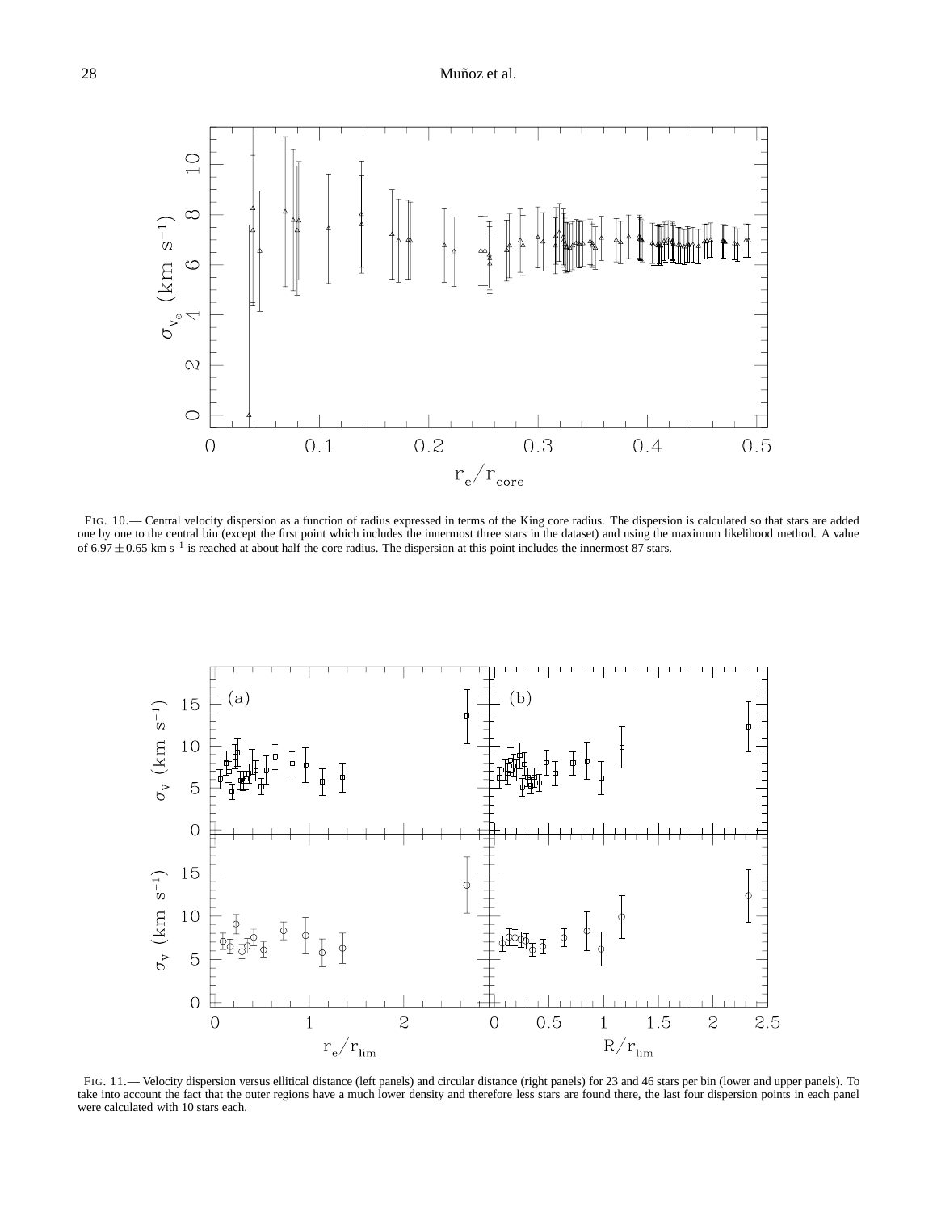FIG. 10.— Central velocity dispersion as a function of radius expressed in terms of the King core radius. The dispersion is calculated so that stars are added one by one to the central bin (except the first point which includes the innermost three stars in the dataset) and using the maximum likelihood method. A value of $6.97 \pm 0.65$ km s$^{-1}$ is reached at about half the core radius. The dispersion at this point includes the innermost 87 stars.

FIG. 11.— Velocity dispersion versus ellitical distance (left panels) and circular distance (right panels) for 23 and 46 stars per bin (lower and upper panels). To take into account the fact that the outer regions have a much lower density and therefore less stars are found there, the last four dispersion points in each panel were calculated with 10 stars each.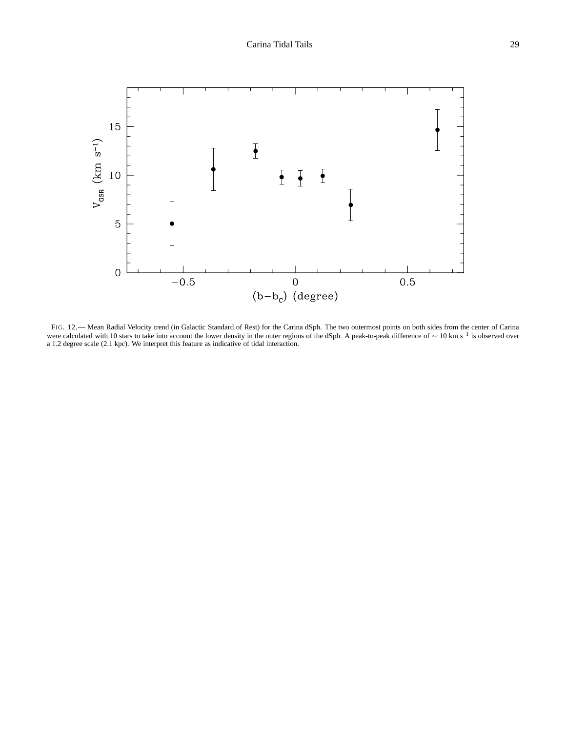FIG. 12.— Mean Radial Velocity trend (in Galactic Standard of Rest) for the Carina dSph. The two outermost points on both sides from the center of Carina were calculated with 10 stars to take into account the lower density in the outer regions of the dSph. A peak-to-peak difference of $\sim 10$ km s$^{-1}$ is observed over a 1.2 degree scale (2.1 kpc). We interpret this feature as indicative of tidal interaction.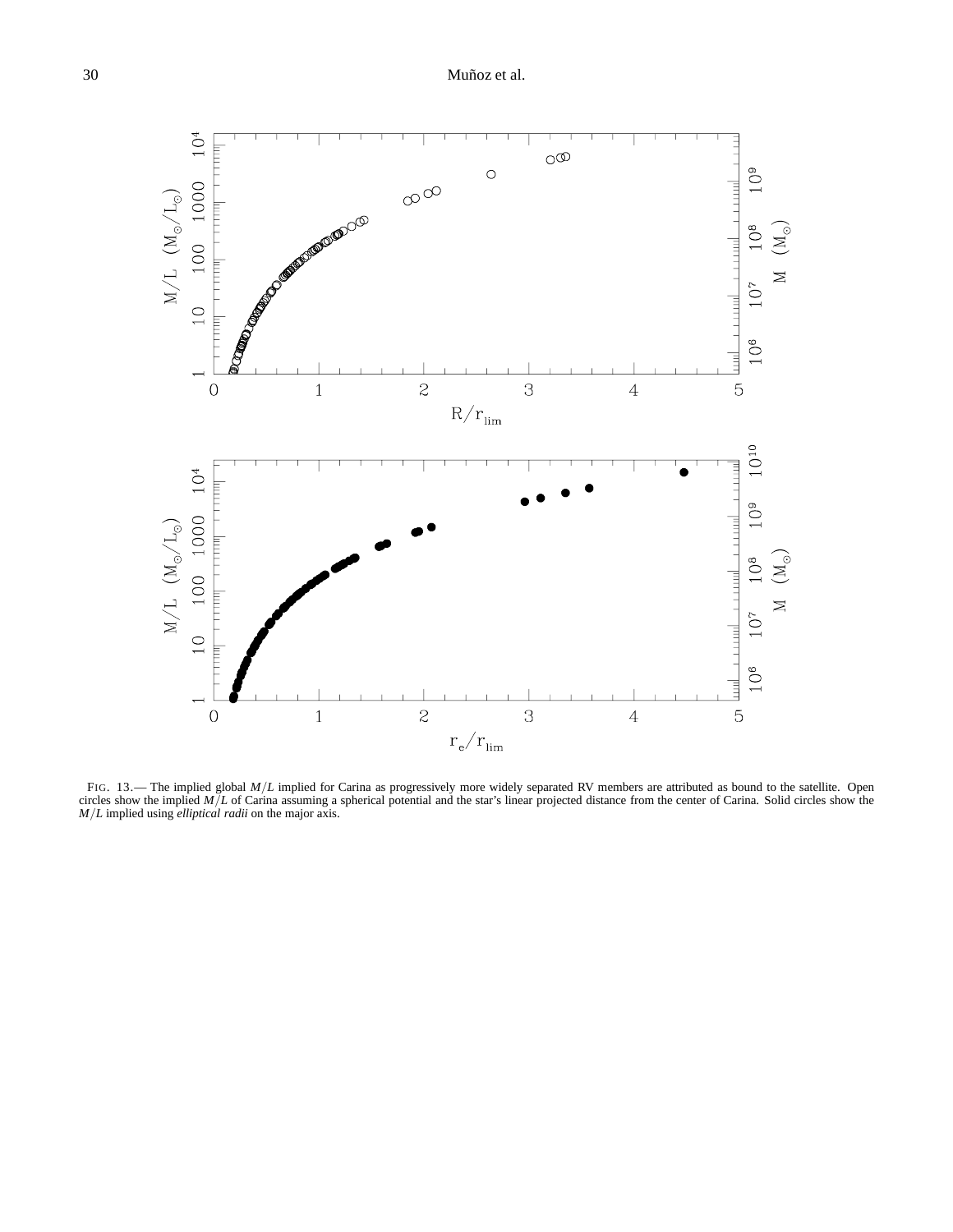FIG. 13.— The implied global $M/L$ implied for Carina as progressively more widely separated RV members are attributed as bound to the satellite. Open circles show the implied $M/L$ of Carina assuming a spherical potential and the star's linear projected distance from the center of Carina. Solid circles show the $M/L$ implied using *elliptical radii* on the major axis.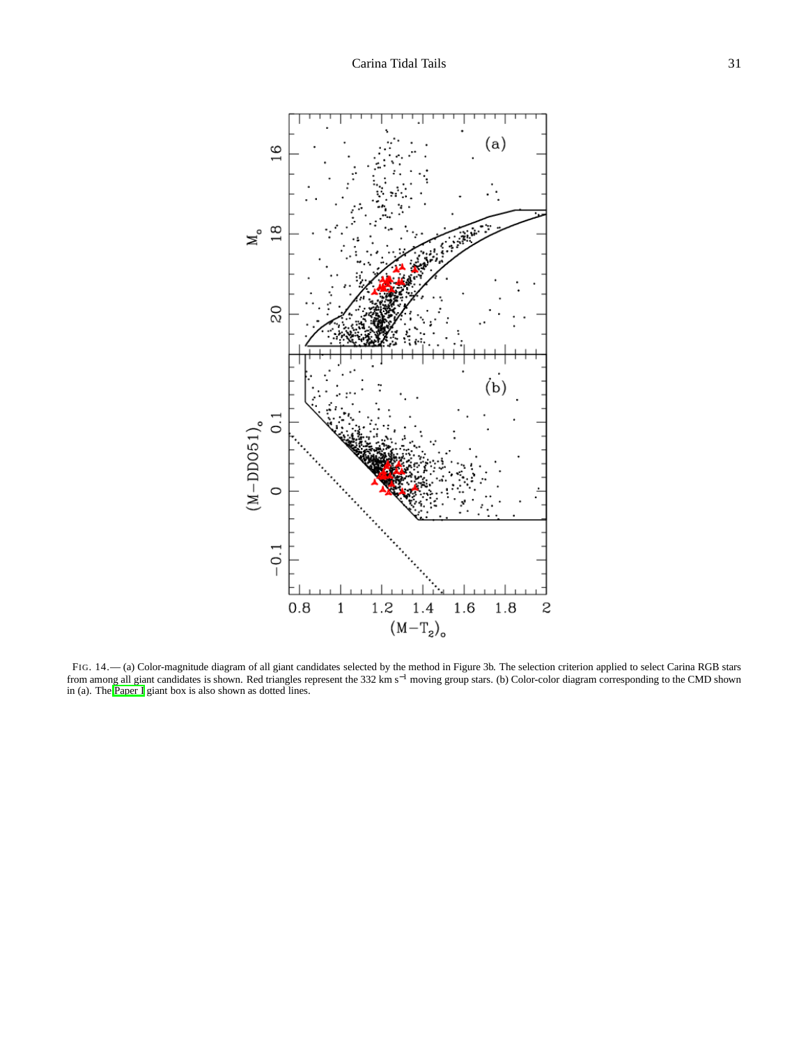FIG. 14.— (a) Color-magnitude diagram of all giant candidates selected by the method in Figure 3b. The selection criterion applied to select Carina RGB stars from among all giant candidates is shown. Red triangles represent the 332 km s$^{-1}$ moving group stars. (b) Color-color diagram corresponding to the CMD shown in (a). The Paper I giant box is also shown as dotted lines.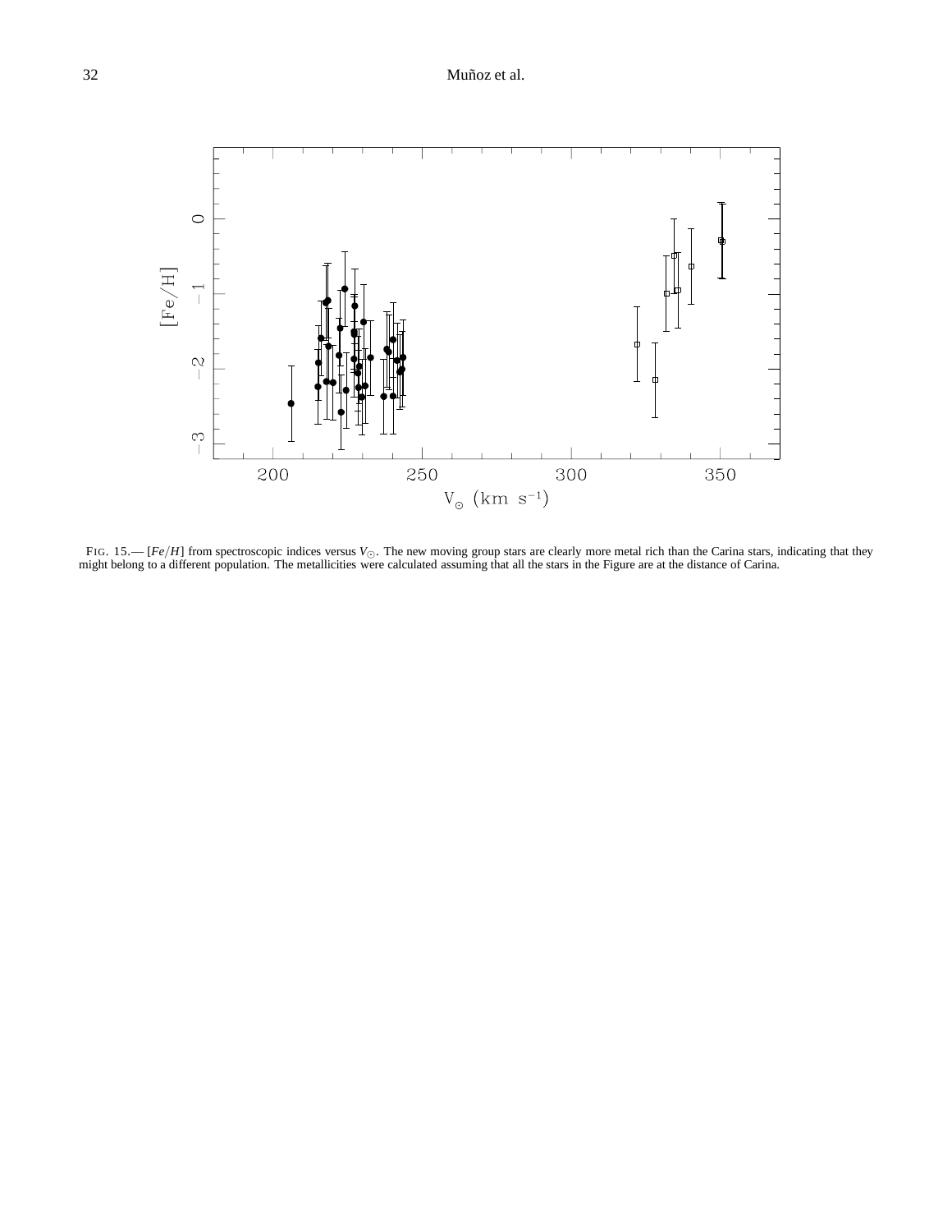FIG. 15.— $[Fe/H]$ from spectroscopic indices versus $V_{\odot}$. The new moving group stars are clearly more metal rich than the Carina stars, indicating that they might belong to a different population. The metallicities were calculated assuming that all the stars in the Figure are at the distance of Carina.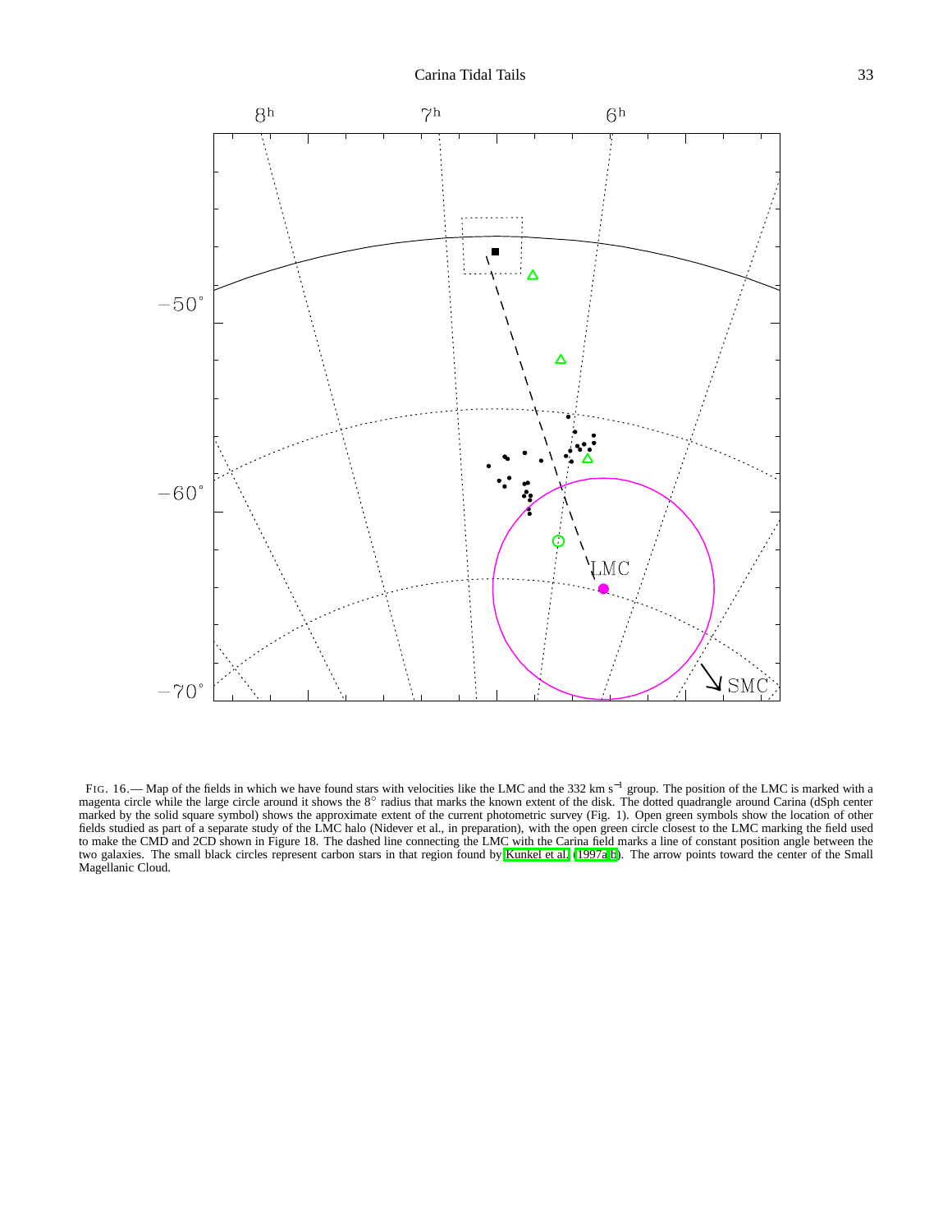FIG. 16.— Map of the fields in which we have found stars with velocities like the LMC and the 332 km s$^{-1}$ group. The position of the LMC is marked with a magenta circle while the large circle around it shows the 8° radius that marks the known extent of the disk. The dotted quadrangle around Carina (dSph center marked by the solid square symbol) shows the approximate extent of the current photometric survey (Fig. 1). Open green symbols show the location of other fields studied as part of a separate study of the LMC halo (Nidever et al., in preparation), with the open green circle closest to the LMC marking the field used to make the CMD and 2CD shown in Figure 18. The dashed line connecting the LMC with the Carina field marks a line of constant position angle between the two galaxies. The small black circles represent carbon stars in that region found by Kunkel et al. (1997a,b). The arrow points toward the center of the Small Magellanic Cloud.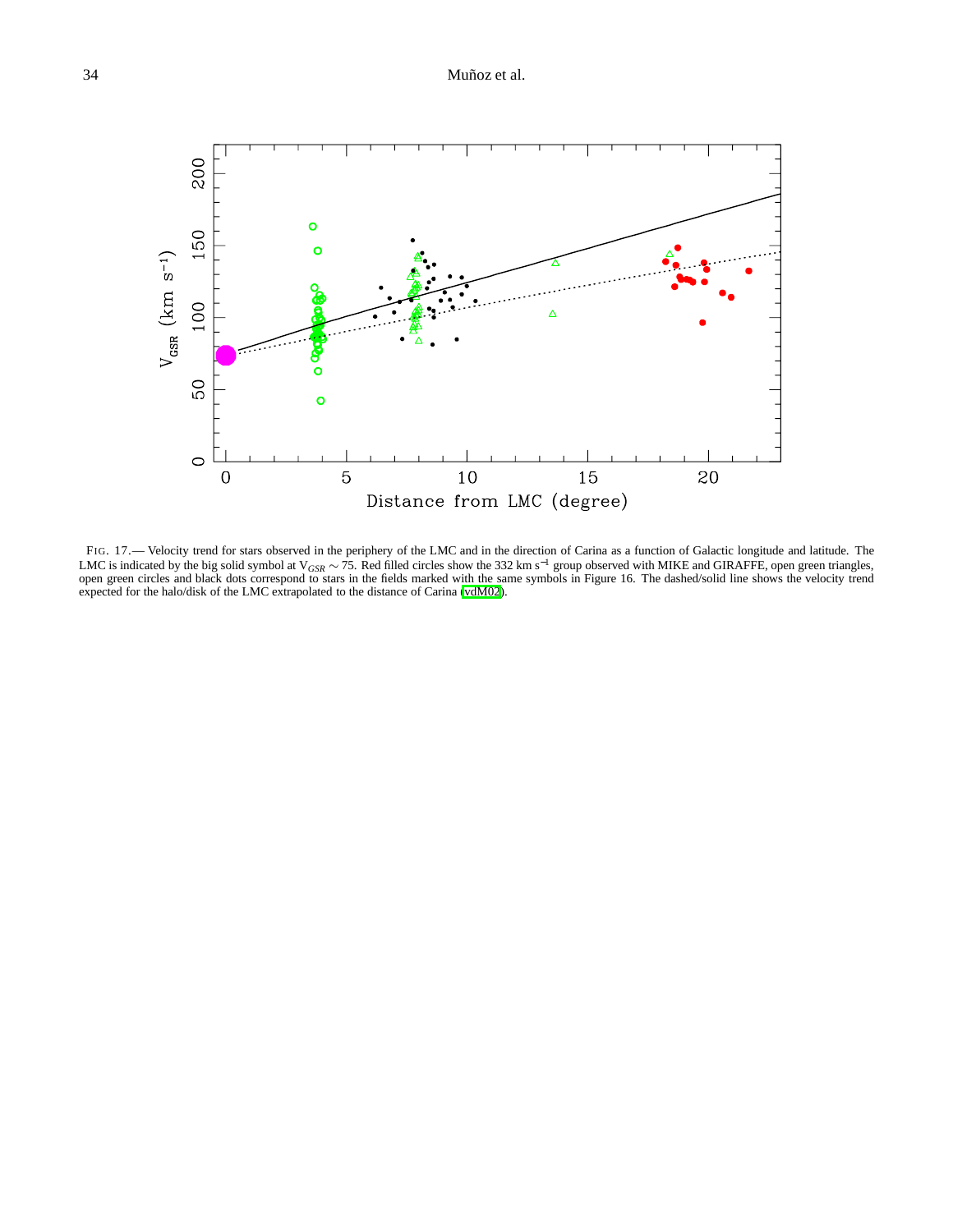FIG. 17.— Velocity trend for stars observed in the periphery of the LMC and in the direction of Carina as a function of Galactic longitude and latitude. The LMC is indicated by the big solid symbol at $V_{GSR} \sim 75$. Red filled circles show the 332 km s$^{-1}$ group observed with MIKE and GIRAFFE, open green triangles, open green circles and black dots correspond to stars in the fields marked with the same symbols in Figure 16. The dashed/solid line shows the velocity trend expected for the halo/disk of the LMC extrapolated to the distance of Carina (vdM02).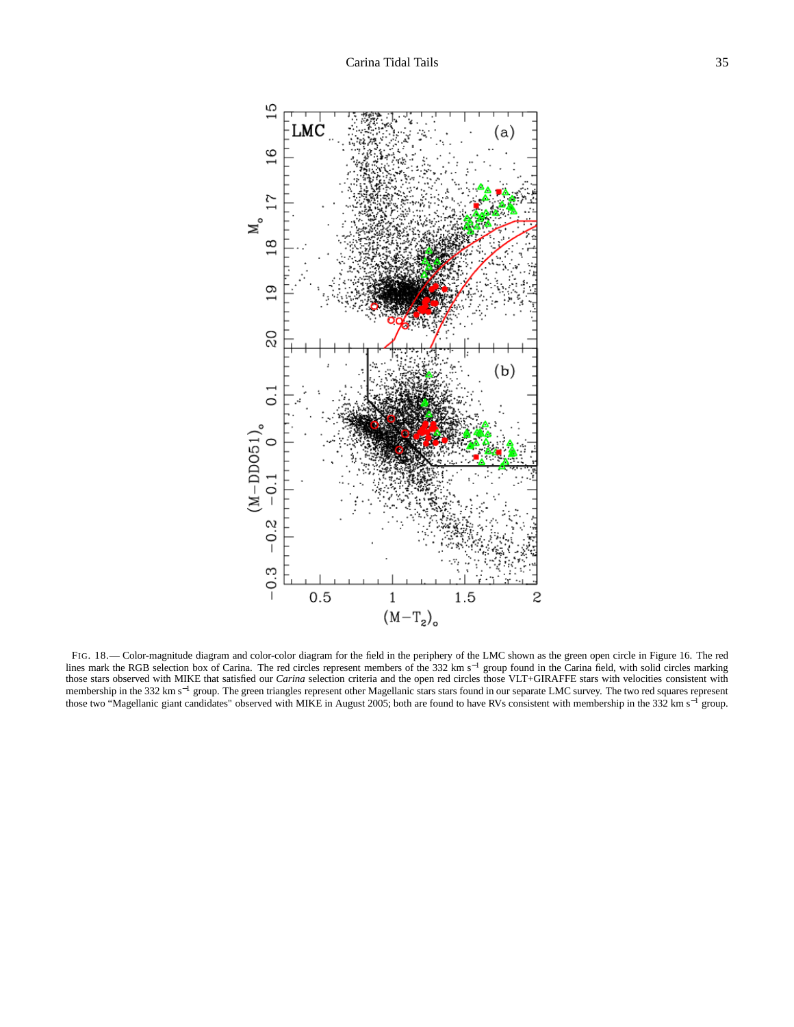LMC

(a)

(b)

$M_o$

15

16

17

18

19

20

$(M-DDO51)_o$

0.1

0

−0.1

−0.2

−0.3

0.5

1

1.5

2

$(M-T_2)_o$

FIG. 18.— Color-magnitude diagram and color-color diagram for the field in the periphery of the LMC shown as the green open circle in Figure 16. The red lines mark the RGB selection box of Carina. The red circles represent members of the 332 km s$^{-1}$ group found in the Carina field, with solid circles marking those stars observed with MIKE that satisfied our *Carina* selection criteria and the open red circles those VLT+GIRAFFE stars with velocities consistent with membership in the 332 km s$^{-1}$ group. The green triangles represent other Magellanic stars stars found in our separate LMC survey. The two red squares represent those two "Magellanic giant candidates" observed with MIKE in August 2005; both are found to have RVs consistent with membership in the 332 km s$^{-1}$ group.